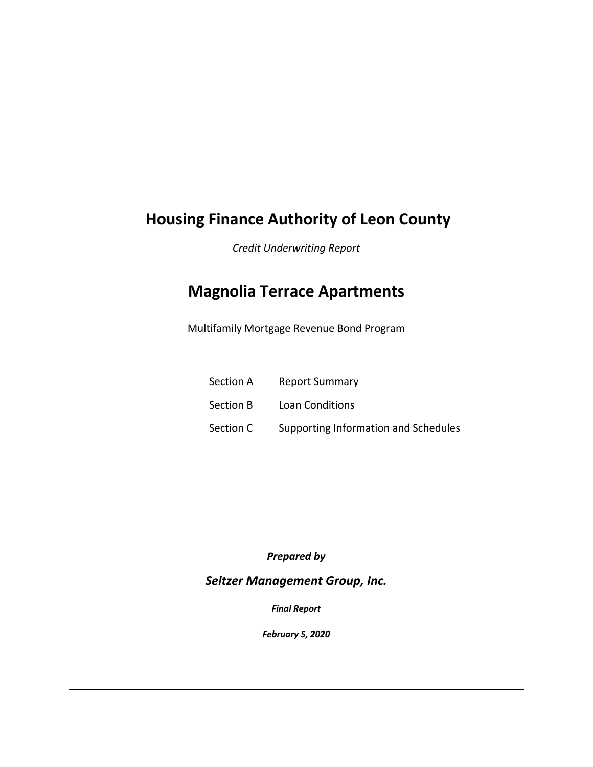# Housing Finance Authority of Leon County

*Credit Underwriting Report*

# Magnolia Terrace Apartments

Multifamily Mortgage Revenue Bond Program

| | |
|---|---|
| Section A | Report Summary |
| Section B | Loan Conditions |
| Section C | Supporting Information and Schedules |

***Prepared by***

## ***Seltzer Management Group, Inc.***

***Final Report***

***February 5, 2020***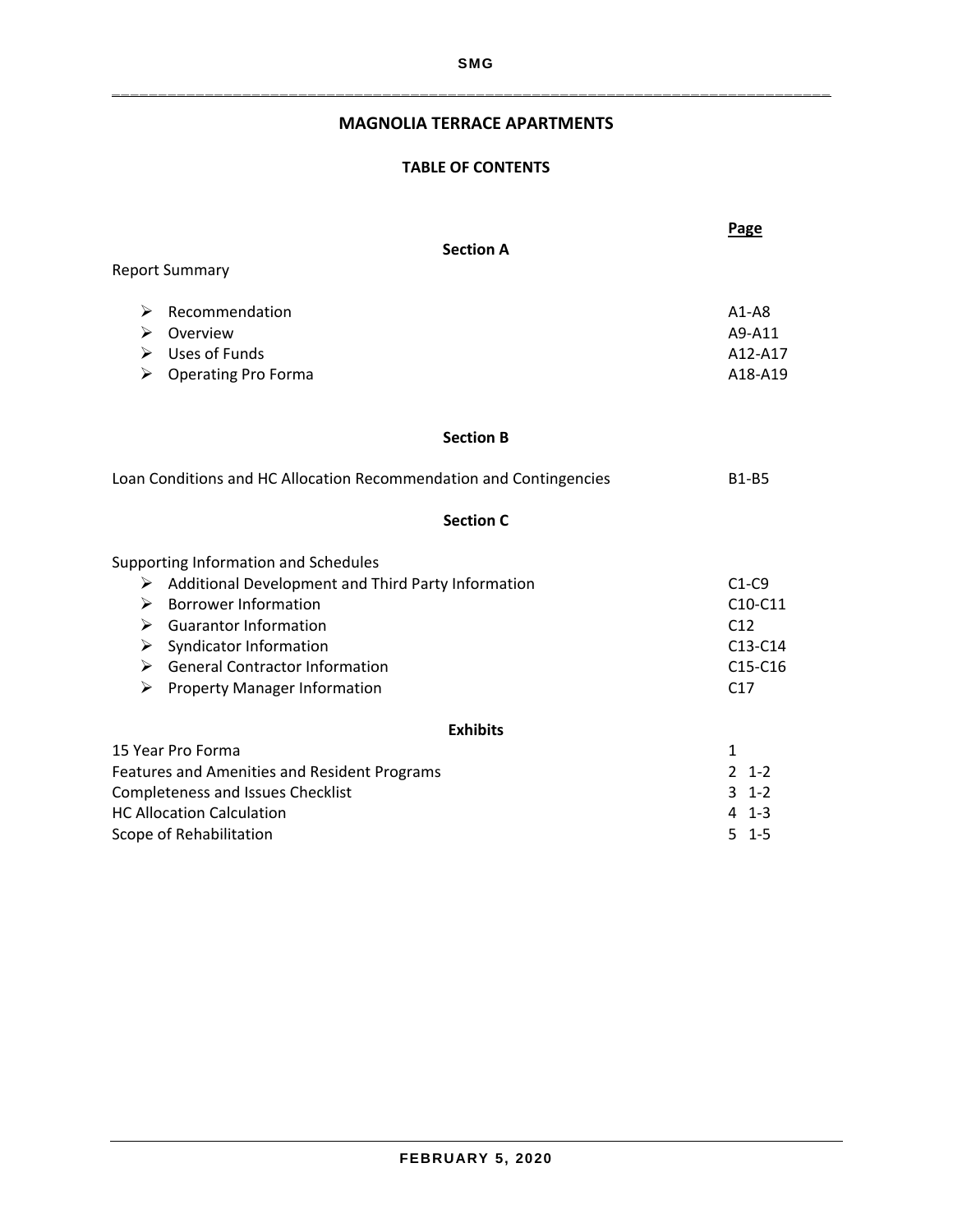# MAGNOLIA TERRACE APARTMENTS

## TABLE OF CONTENTS

| | Page |
|---|---|
| **Section A** | |
| Report Summary | |
| ➢ Recommendation | A1-A8 |
| ➢ Overview | A9-A11 |
| ➢ Uses of Funds | A12-A17 |
| ➢ Operating Pro Forma | A18-A19 |
| **Section B** | |
| Loan Conditions and HC Allocation Recommendation and Contingencies | B1-B5 |
| **Section C** | |
| Supporting Information and Schedules | |
| ➢ Additional Development and Third Party Information | C1-C9 |
| ➢ Borrower Information | C10-C11 |
| ➢ Guarantor Information | C12 |
| ➢ Syndicator Information | C13-C14 |
| ➢ General Contractor Information | C15-C16 |
| ➢ Property Manager Information | C17 |
| **Exhibits** | |
| 15 Year Pro Forma | 1 |
| Features and Amenities and Resident Programs | 2 1-2 |
| Completeness and Issues Checklist | 3 1-2 |
| HC Allocation Calculation | 4 1-3 |
| Scope of Rehabilitation | 5 1-5 |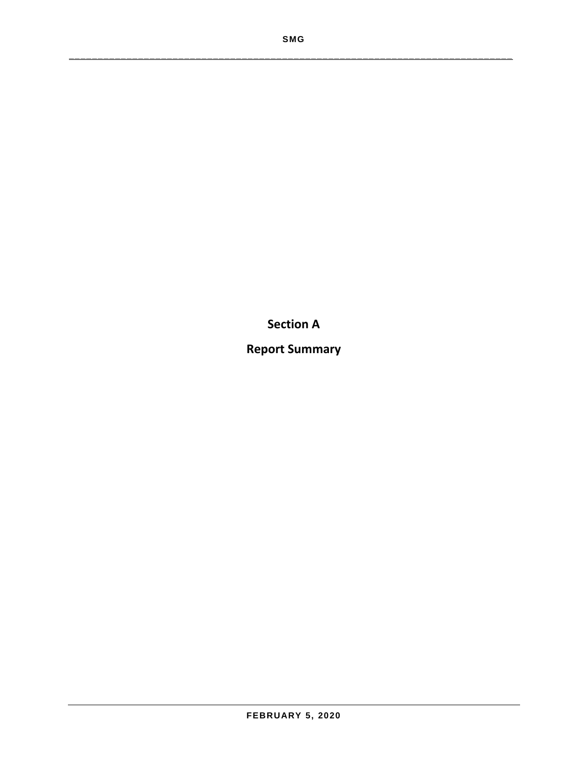# Section A

## Report Summary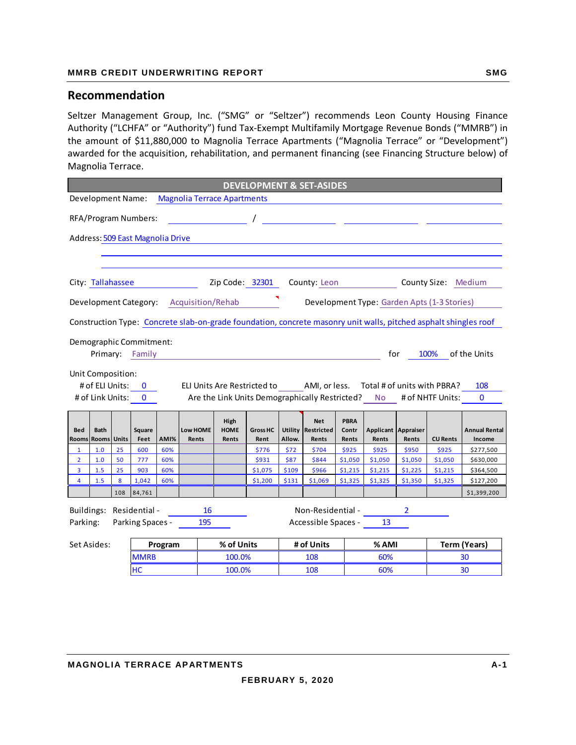## Recommendation

Seltzer Management Group, Inc. ("SMG" or "Seltzer") recommends Leon County Housing Finance Authority ("LCHFA" or "Authority") fund Tax-Exempt Multifamily Mortgage Revenue Bonds ("MMRB") in the amount of $11,880,000 to Magnolia Terrace Apartments ("Magnolia Terrace" or "Development") awarded for the acquisition, rehabilitation, and permanent financing (see Financing Structure below) of Magnolia Terrace.

**DEVELOPMENT & SET-ASIDES**

Development Name: Magnolia Terrace Apartments

RFA/Program Numbers: /

Address: 509 East Magnolia Drive

City: Tallahassee Zip Code: 32301 County: Leon County Size: Medium

Development Category: Acquisition/Rehab Development Type: Garden Apts (1-3 Stories)

Construction Type: Concrete slab-on-grade foundation, concrete masonry unit walls, pitched asphalt shingles roof

Demographic Commitment:

Primary: Family for 100% of the Units

Unit Composition:

# of ELI Units: 0 ELI Units Are Restricted to ____ AMI, or less. Total # of units with PBRA? 108

# of Link Units: 0 Are the Link Units Demographically Restricted? No # of NHTF Units: 0

| Bed Rooms | Bath Rooms | Units | Square Feet | AMI% | Low HOME Rents | High HOME Rents | Gross HC Rent | Utility Allow. | Net Restricted Rents | PBRA Contr Rents | Applicant Rents | Appraiser Rents | CU Rents | Annual Rental Income |
|---|---|---|---|---|---|---|---|---|---|---|---|---|---|---|
| 1 | 1.0 | 25 | 600 | 60% | | | $776 | $72 | $704 | $925 | $925 | $950 | $925 | $277,500 |
| 2 | 1.0 | 50 | 777 | 60% | | | $931 | $87 | $844 | $1,050 | $1,050 | $1,050 | $1,050 | $630,000 |
| 3 | 1.5 | 25 | 903 | 60% | | | $1,075 | $109 | $966 | $1,215 | $1,215 | $1,225 | $1,215 | $364,500 |
| 4 | 1.5 | 8 | 1,042 | 60% | | | $1,200 | $131 | $1,069 | $1,325 | $1,325 | $1,350 | $1,325 | $127,200 |
| | | 108 | 84,761 | | | | | | | | | | | $1,399,200 |

Buildings: Residential - 16 Non-Residential - 2

Parking: Parking Spaces - 195 Accessible Spaces - 13

Set Asides:

| Program | % of Units | # of Units | % AMI | Term (Years) |
|---|---|---|---|---|
| MMRB | 100.0% | 108 | 60% | 30 |
| HC | 100.0% | 108 | 60% | 30 |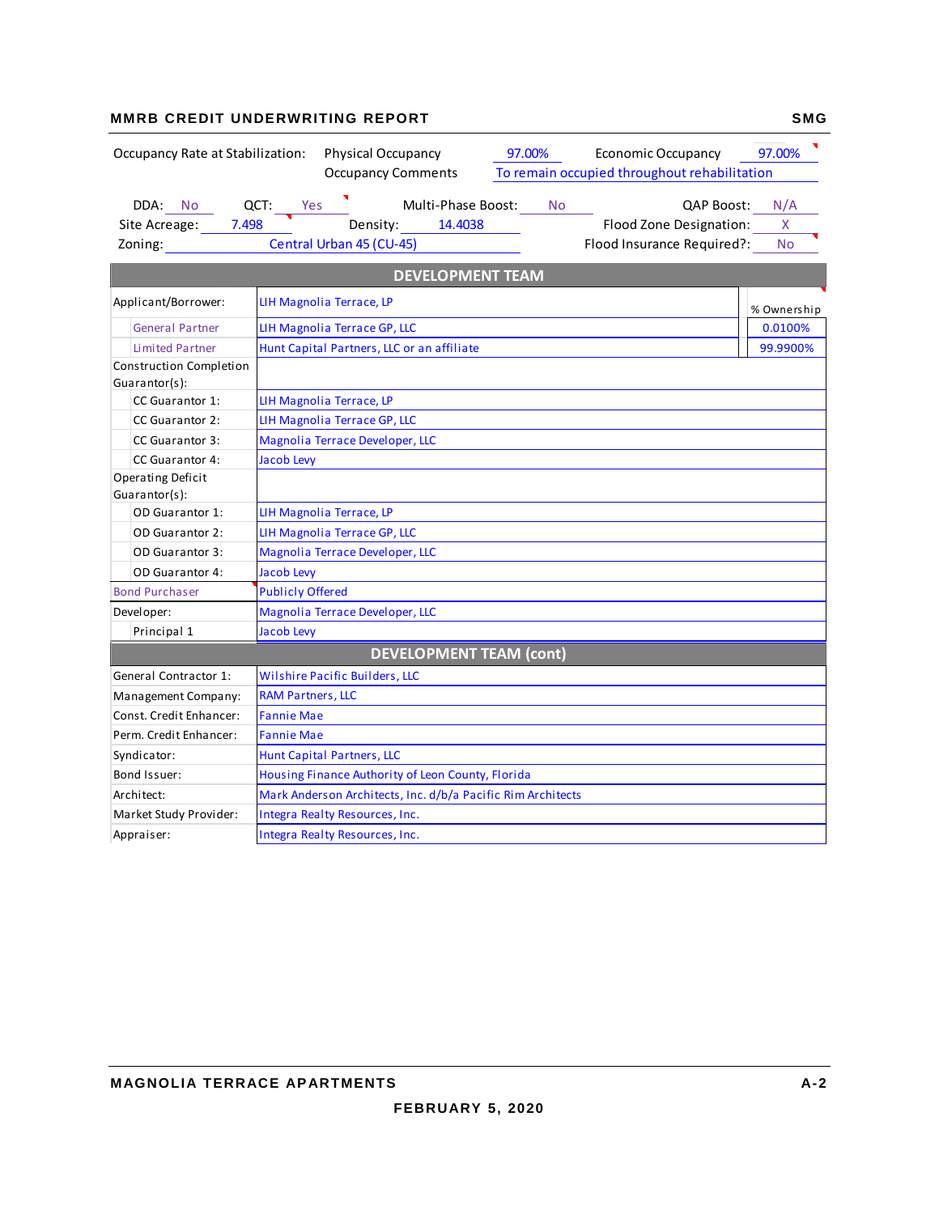| Occupancy Rate at Stabilization: | Physical Occupancy | 97.00% | Economic Occupancy | 97.00% |
|---|---|---|---|---|
| | Occupancy Comments | To remain occupied throughout rehabilitation | | |

| DDA: | No | QCT: | Yes | Multi-Phase Boost: | No | QAP Boost: | N/A |
|---|---|---|---|---|---|---|---|
| Site Acreage: | 7.498 | Density: | 14.4038 | | | Flood Zone Designation: | X |
| Zoning: | Central Urban 45 (CU-45) | | | | | Flood Insurance Required?: | No |

## DEVELOPMENT TEAM

| | | % Ownership |
|---|---|---|
| Applicant/Borrower: | LIH Magnolia Terrace, LP | |
| General Partner | LIH Magnolia Terrace GP, LLC | 0.0100% |
| Limited Partner | Hunt Capital Partners, LLC or an affiliate | 99.9900% |
| Construction Completion Guarantor(s): | | |
| CC Guarantor 1: | LIH Magnolia Terrace, LP | |
| CC Guarantor 2: | LIH Magnolia Terrace GP, LLC | |
| CC Guarantor 3: | Magnolia Terrace Developer, LLC | |
| CC Guarantor 4: | Jacob Levy | |
| Operating Deficit Guarantor(s): | | |
| OD Guarantor 1: | LIH Magnolia Terrace, LP | |
| OD Guarantor 2: | LIH Magnolia Terrace GP, LLC | |
| OD Guarantor 3: | Magnolia Terrace Developer, LLC | |
| OD Guarantor 4: | Jacob Levy | |
| Bond Purchaser | Publicly Offered | |
| Developer: | Magnolia Terrace Developer, LLC | |
| Principal 1 | Jacob Levy | |

## DEVELOPMENT TEAM (cont)

| | |
|---|---|
| General Contractor 1: | Wilshire Pacific Builders, LLC |
| Management Company: | RAM Partners, LLC |
| Const. Credit Enhancer: | Fannie Mae |
| Perm. Credit Enhancer: | Fannie Mae |
| Syndicator: | Hunt Capital Partners, LLC |
| Bond Issuer: | Housing Finance Authority of Leon County, Florida |
| Architect: | Mark Anderson Architects, Inc. d/b/a Pacific Rim Architects |
| Market Study Provider: | Integra Realty Resources, Inc. |
| Appraiser: | Integra Realty Resources, Inc. |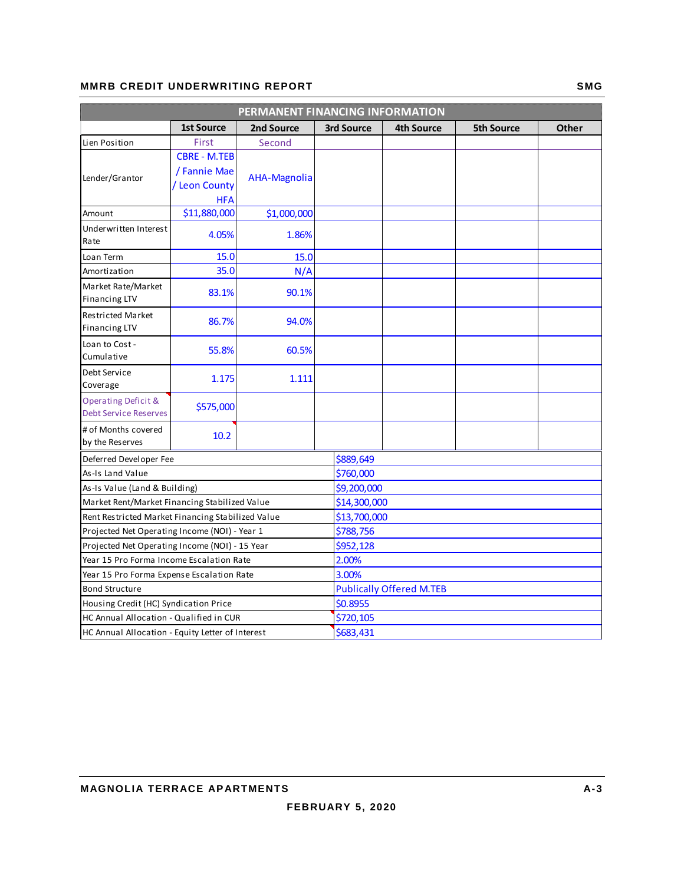## PERMANENT FINANCING INFORMATION

| | 1st Source | 2nd Source | 3rd Source | 4th Source | 5th Source | Other |
|---|---|---|---|---|---|---|
| Lien Position | First | Second | | | | |
| Lender/Grantor | CBRE - M.TEB / Fannie Mae / Leon County HFA | AHA-Magnolia | | | | |
| Amount | $11,880,000 | $1,000,000 | | | | |
| Underwritten Interest Rate | 4.05% | 1.86% | | | | |
| Loan Term | 15.0 | 15.0 | | | | |
| Amortization | 35.0 | N/A | | | | |
| Market Rate/Market Financing LTV | 83.1% | 90.1% | | | | |
| Restricted Market Financing LTV | 86.7% | 94.0% | | | | |
| Loan to Cost - Cumulative | 55.8% | 60.5% | | | | |
| Debt Service Coverage | 1.175 | 1.111 | | | | |
| Operating Deficit & Debt Service Reserves | $575,000 | | | | | |
| # of Months covered by the Reserves | 10.2 | | | | | |

| | |
|---|---|
| Deferred Developer Fee | $889,649 |
| As-Is Land Value | $760,000 |
| As-Is Value (Land & Building) | $9,200,000 |
| Market Rent/Market Financing Stabilized Value | $14,300,000 |
| Rent Restricted Market Financing Stabilized Value | $13,700,000 |
| Projected Net Operating Income (NOI) - Year 1 | $788,756 |
| Projected Net Operating Income (NOI) - 15 Year | $952,128 |
| Year 15 Pro Forma Income Escalation Rate | 2.00% |
| Year 15 Pro Forma Expense Escalation Rate | 3.00% |
| Bond Structure | Publically Offered M.TEB |
| Housing Credit (HC) Syndication Price | $0.8955 |
| HC Annual Allocation - Qualified in CUR | $720,105 |
| HC Annual Allocation - Equity Letter of Interest | $683,431 |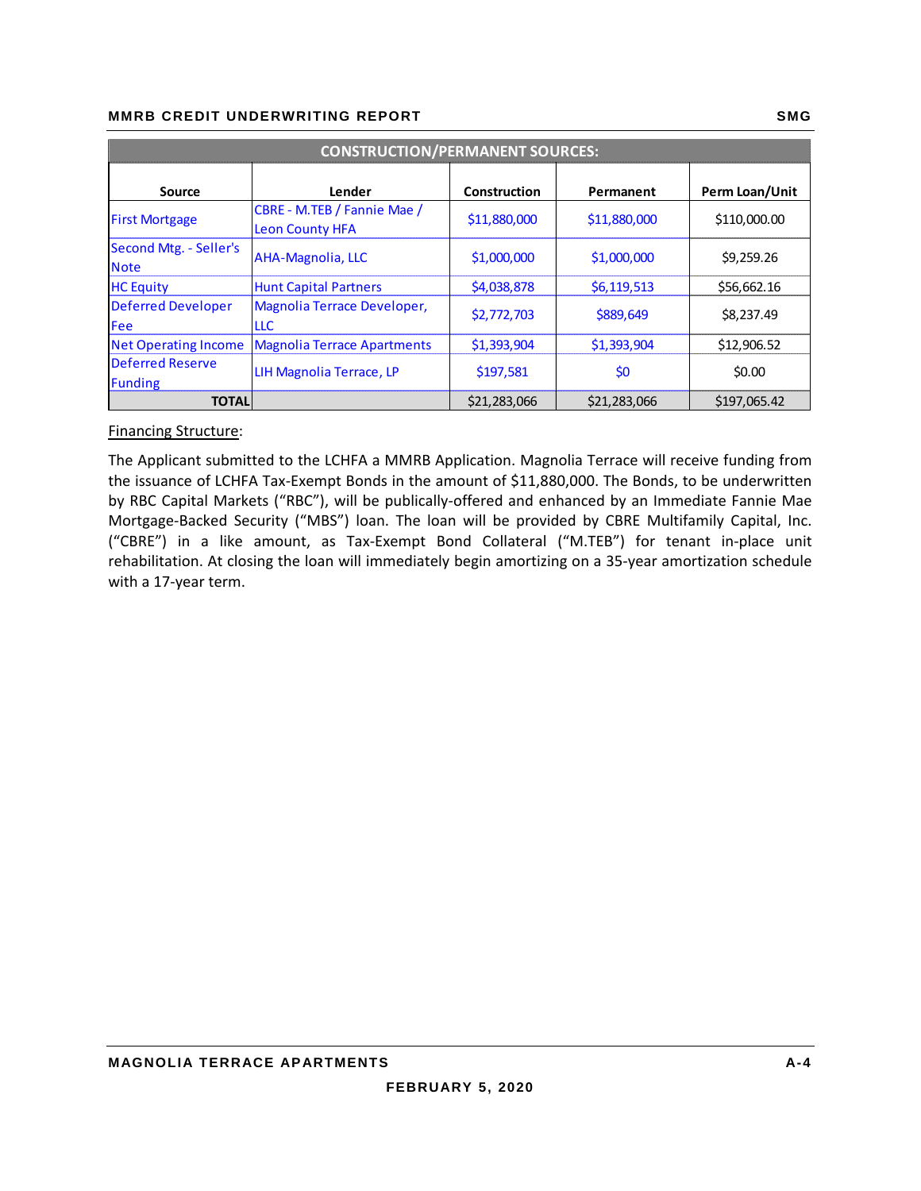| CONSTRUCTION/PERMANENT SOURCES: | | | | |
|---|---|---|---|---|
| **Source** | **Lender** | **Construction** | **Permanent** | **Perm Loan/Unit** |
| First Mortgage | CBRE - M.TEB / Fannie Mae / Leon County HFA | $11,880,000 | $11,880,000 | $110,000.00 |
| Second Mtg. - Seller's Note | AHA-Magnolia, LLC | $1,000,000 | $1,000,000 | $9,259.26 |
| HC Equity | Hunt Capital Partners | $4,038,878 | $6,119,513 | $56,662.16 |
| Deferred Developer Fee | Magnolia Terrace Developer, LLC | $2,772,703 | $889,649 | $8,237.49 |
| Net Operating Income | Magnolia Terrace Apartments | $1,393,904 | $1,393,904 | $12,906.52 |
| Deferred Reserve Funding | LIH Magnolia Terrace, LP | $197,581 | $0 | $0.00 |
| **TOTAL** | | $21,283,066 | $21,283,066 | $197,065.42 |

Financing Structure:

The Applicant submitted to the LCHFA a MMRB Application. Magnolia Terrace will receive funding from the issuance of LCHFA Tax-Exempt Bonds in the amount of $11,880,000. The Bonds, to be underwritten by RBC Capital Markets ("RBC"), will be publically-offered and enhanced by an Immediate Fannie Mae Mortgage-Backed Security ("MBS") loan. The loan will be provided by CBRE Multifamily Capital, Inc. ("CBRE") in a like amount, as Tax-Exempt Bond Collateral ("M.TEB") for tenant in-place unit rehabilitation. At closing the loan will immediately begin amortizing on a 35-year amortization schedule with a 17-year term.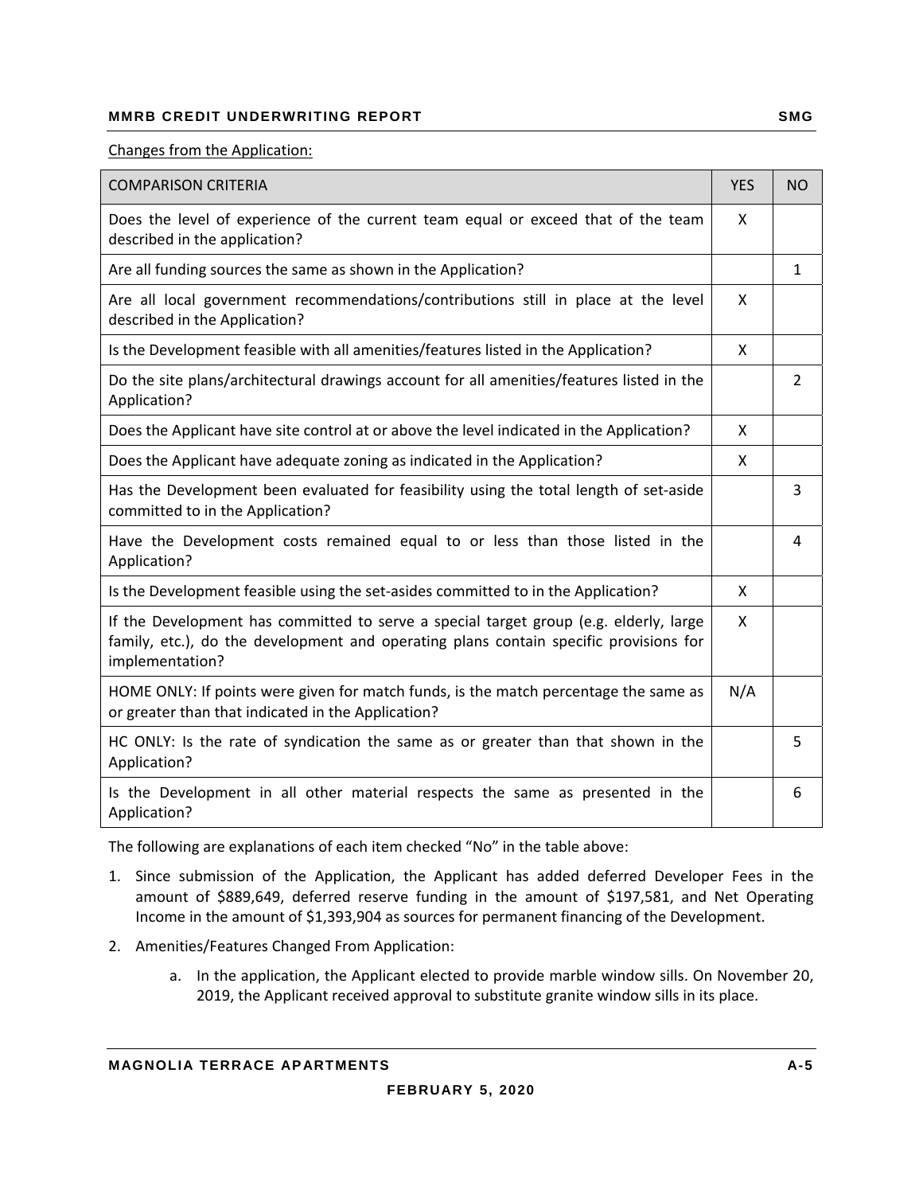Changes from the Application:

| COMPARISON CRITERIA | YES | NO |
|---|---|---|
| Does the level of experience of the current team equal or exceed that of the team described in the application? | X | |
| Are all funding sources the same as shown in the Application? | | 1 |
| Are all local government recommendations/contributions still in place at the level described in the Application? | X | |
| Is the Development feasible with all amenities/features listed in the Application? | X | |
| Do the site plans/architectural drawings account for all amenities/features listed in the Application? | | 2 |
| Does the Applicant have site control at or above the level indicated in the Application? | X | |
| Does the Applicant have adequate zoning as indicated in the Application? | X | |
| Has the Development been evaluated for feasibility using the total length of set-aside committed to in the Application? | | 3 |
| Have the Development costs remained equal to or less than those listed in the Application? | | 4 |
| Is the Development feasible using the set-asides committed to in the Application? | X | |
| If the Development has committed to serve a special target group (e.g. elderly, large family, etc.), do the development and operating plans contain specific provisions for implementation? | X | |
| HOME ONLY: If points were given for match funds, is the match percentage the same as or greater than that indicated in the Application? | N/A | |
| HC ONLY: Is the rate of syndication the same as or greater than that shown in the Application? | | 5 |
| Is the Development in all other material respects the same as presented in the Application? | | 6 |

The following are explanations of each item checked "No" in the table above:

1. Since submission of the Application, the Applicant has added deferred Developer Fees in the amount of $889,649, deferred reserve funding in the amount of $197,581, and Net Operating Income in the amount of $1,393,904 as sources for permanent financing of the Development.

2. Amenities/Features Changed From Application:

    a. In the application, the Applicant elected to provide marble window sills. On November 20, 2019, the Applicant received approval to substitute granite window sills in its place.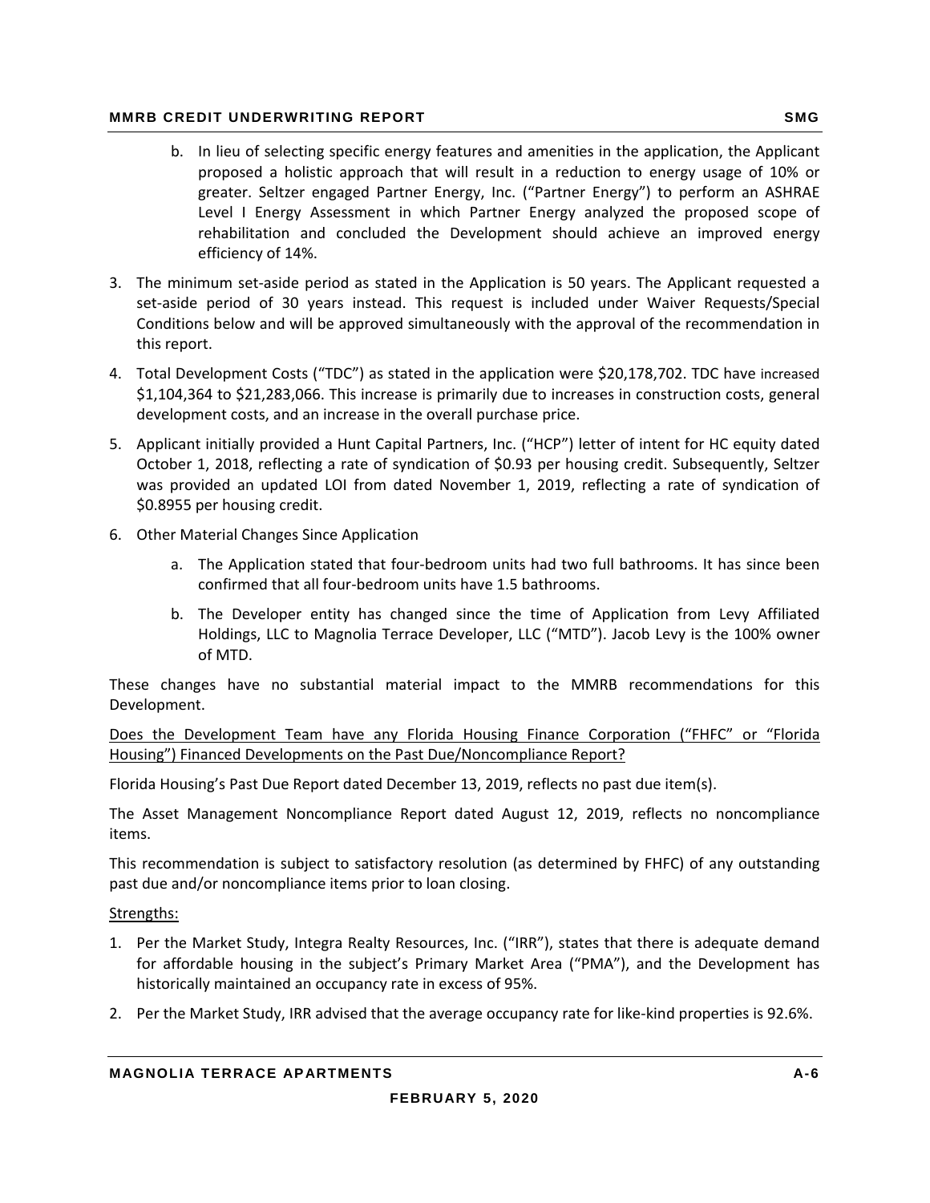b. In lieu of selecting specific energy features and amenities in the application, the Applicant proposed a holistic approach that will result in a reduction to energy usage of 10% or greater. Seltzer engaged Partner Energy, Inc. ("Partner Energy") to perform an ASHRAE Level I Energy Assessment in which Partner Energy analyzed the proposed scope of rehabilitation and concluded the Development should achieve an improved energy efficiency of 14%.

3. The minimum set-aside period as stated in the Application is 50 years. The Applicant requested a set-aside period of 30 years instead. This request is included under Waiver Requests/Special Conditions below and will be approved simultaneously with the approval of the recommendation in this report.

4. Total Development Costs ("TDC") as stated in the application were $20,178,702. TDC have increased $1,104,364 to $21,283,066. This increase is primarily due to increases in construction costs, general development costs, and an increase in the overall purchase price.

5. Applicant initially provided a Hunt Capital Partners, Inc. ("HCP") letter of intent for HC equity dated October 1, 2018, reflecting a rate of syndication of $0.93 per housing credit. Subsequently, Seltzer was provided an updated LOI from dated November 1, 2019, reflecting a rate of syndication of $0.8955 per housing credit.

6. Other Material Changes Since Application

   a. The Application stated that four-bedroom units had two full bathrooms. It has since been confirmed that all four-bedroom units have 1.5 bathrooms.

   b. The Developer entity has changed since the time of Application from Levy Affiliated Holdings, LLC to Magnolia Terrace Developer, LLC ("MTD"). Jacob Levy is the 100% owner of MTD.

These changes have no substantial material impact to the MMRB recommendations for this Development.

Does the Development Team have any Florida Housing Finance Corporation ("FHFC" or "Florida Housing") Financed Developments on the Past Due/Noncompliance Report?

Florida Housing's Past Due Report dated December 13, 2019, reflects no past due item(s).

The Asset Management Noncompliance Report dated August 12, 2019, reflects no noncompliance items.

This recommendation is subject to satisfactory resolution (as determined by FHFC) of any outstanding past due and/or noncompliance items prior to loan closing.

Strengths:

1. Per the Market Study, Integra Realty Resources, Inc. ("IRR"), states that there is adequate demand for affordable housing in the subject's Primary Market Area ("PMA"), and the Development has historically maintained an occupancy rate in excess of 95%.

2. Per the Market Study, IRR advised that the average occupancy rate for like-kind properties is 92.6%.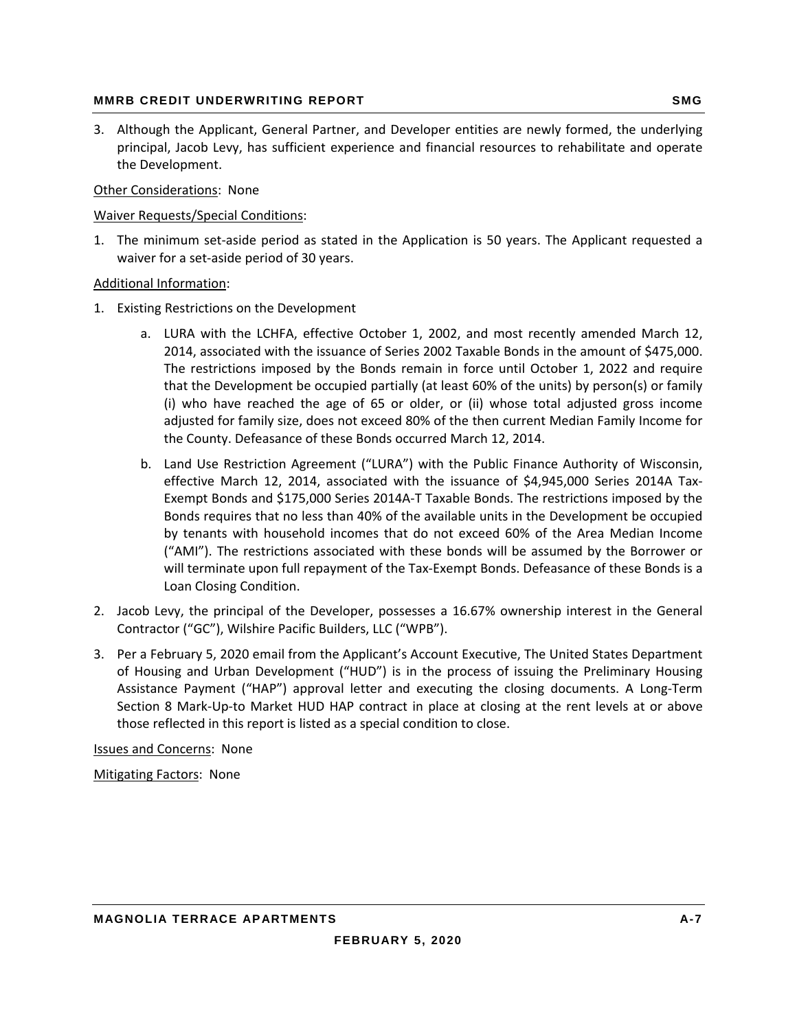3. Although the Applicant, General Partner, and Developer entities are newly formed, the underlying principal, Jacob Levy, has sufficient experience and financial resources to rehabilitate and operate the Development.

<u>Other Considerations</u>: None

<u>Waiver Requests/Special Conditions</u>:

1. The minimum set-aside period as stated in the Application is 50 years. The Applicant requested a waiver for a set-aside period of 30 years.

<u>Additional Information</u>:

1. Existing Restrictions on the Development
   a. LURA with the LCHFA, effective October 1, 2002, and most recently amended March 12, 2014, associated with the issuance of Series 2002 Taxable Bonds in the amount of $475,000. The restrictions imposed by the Bonds remain in force until October 1, 2022 and require that the Development be occupied partially (at least 60% of the units) by person(s) or family (i) who have reached the age of 65 or older, or (ii) whose total adjusted gross income adjusted for family size, does not exceed 80% of the then current Median Family Income for the County. Defeasance of these Bonds occurred March 12, 2014.
   b. Land Use Restriction Agreement ("LURA") with the Public Finance Authority of Wisconsin, effective March 12, 2014, associated with the issuance of $4,945,000 Series 2014A Tax-Exempt Bonds and $175,000 Series 2014A-T Taxable Bonds. The restrictions imposed by the Bonds requires that no less than 40% of the available units in the Development be occupied by tenants with household incomes that do not exceed 60% of the Area Median Income ("AMI"). The restrictions associated with these bonds will be assumed by the Borrower or will terminate upon full repayment of the Tax-Exempt Bonds. Defeasance of these Bonds is a Loan Closing Condition.
2. Jacob Levy, the principal of the Developer, possesses a 16.67% ownership interest in the General Contractor ("GC"), Wilshire Pacific Builders, LLC ("WPB").
3. Per a February 5, 2020 email from the Applicant's Account Executive, The United States Department of Housing and Urban Development ("HUD") is in the process of issuing the Preliminary Housing Assistance Payment ("HAP") approval letter and executing the closing documents. A Long-Term Section 8 Mark-Up-to Market HUD HAP contract in place at closing at the rent levels at or above those reflected in this report is listed as a special condition to close.

<u>Issues and Concerns</u>: None

<u>Mitigating Factors</u>: None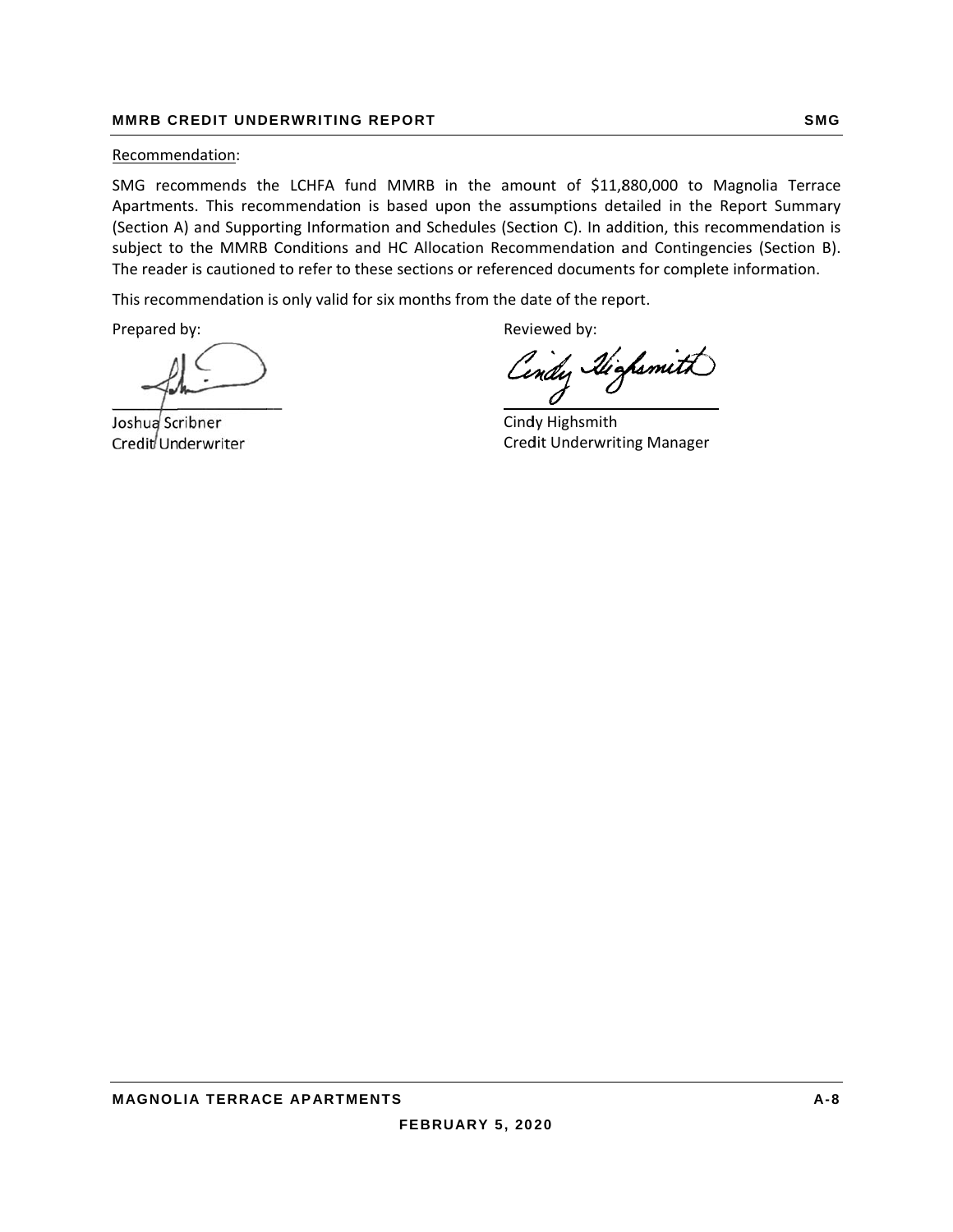Recommendation:

SMG recommends the LCHFA fund MMRB in the amount of $11,880,000 to Magnolia Terrace Apartments. This recommendation is based upon the assumptions detailed in the Report Summary (Section A) and Supporting Information and Schedules (Section C). In addition, this recommendation is subject to the MMRB Conditions and HC Allocation Recommendation and Contingencies (Section B). The reader is cautioned to refer to these sections or referenced documents for complete information.

This recommendation is only valid for six months from the date of the report.

Prepared by:

Joshua Scribner
Credit Underwriter

Reviewed by:

Cindy Highsmith
Credit Underwriting Manager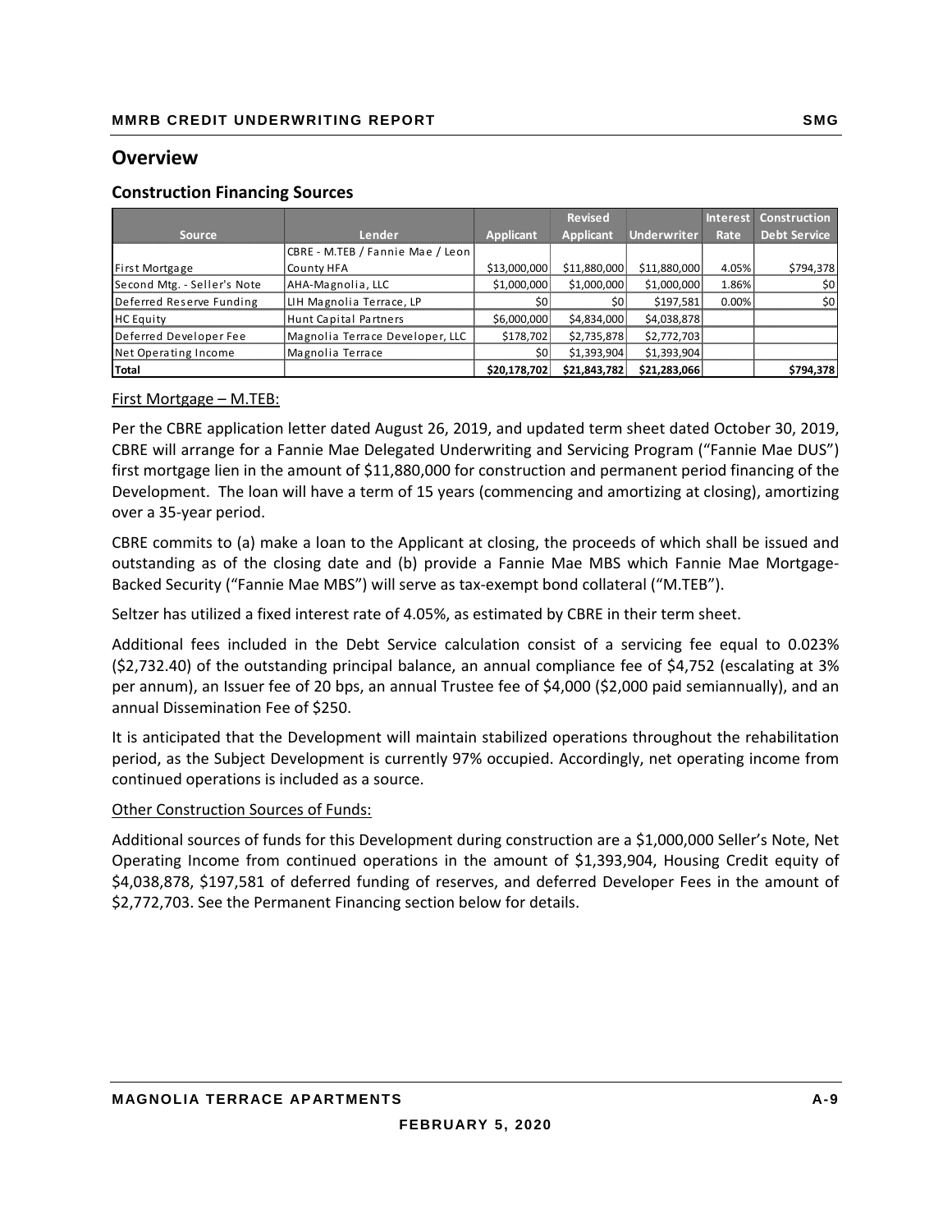## Overview

### Construction Financing Sources

| Source | Lender | Applicant | Revised Applicant | Underwriter | Interest Rate | Construction Debt Service |
|---|---|---|---|---|---|---|
| First Mortgage | CBRE - M.TEB / Fannie Mae / Leon County HFA | $13,000,000 | $11,880,000 | $11,880,000 | 4.05% | $794,378 |
| Second Mtg. - Seller's Note | AHA-Magnolia, LLC | $1,000,000 | $1,000,000 | $1,000,000 | 1.86% | $0 |
| Deferred Reserve Funding | LIH Magnolia Terrace, LP | $0 | $0 | $197,581 | 0.00% | $0 |
| HC Equity | Hunt Capital Partners | $6,000,000 | $4,834,000 | $4,038,878 | | |
| Deferred Developer Fee | Magnolia Terrace Developer, LLC | $178,702 | $2,735,878 | $2,772,703 | | |
| Net Operating Income | Magnolia Terrace | $0 | $1,393,904 | $1,393,904 | | |
| **Total** | | **$20,178,702** | **$21,843,782** | **$21,283,066** | | **$794,378** |

First Mortgage – M.TEB:

Per the CBRE application letter dated August 26, 2019, and updated term sheet dated October 30, 2019, CBRE will arrange for a Fannie Mae Delegated Underwriting and Servicing Program ("Fannie Mae DUS") first mortgage lien in the amount of $11,880,000 for construction and permanent period financing of the Development. The loan will have a term of 15 years (commencing and amortizing at closing), amortizing over a 35-year period.

CBRE commits to (a) make a loan to the Applicant at closing, the proceeds of which shall be issued and outstanding as of the closing date and (b) provide a Fannie Mae MBS which Fannie Mae Mortgage-Backed Security ("Fannie Mae MBS") will serve as tax-exempt bond collateral ("M.TEB").

Seltzer has utilized a fixed interest rate of 4.05%, as estimated by CBRE in their term sheet.

Additional fees included in the Debt Service calculation consist of a servicing fee equal to 0.023% ($2,732.40) of the outstanding principal balance, an annual compliance fee of $4,752 (escalating at 3% per annum), an Issuer fee of 20 bps, an annual Trustee fee of $4,000 ($2,000 paid semiannually), and an annual Dissemination Fee of $250.

It is anticipated that the Development will maintain stabilized operations throughout the rehabilitation period, as the Subject Development is currently 97% occupied. Accordingly, net operating income from continued operations is included as a source.

Other Construction Sources of Funds:

Additional sources of funds for this Development during construction are a $1,000,000 Seller's Note, Net Operating Income from continued operations in the amount of $1,393,904, Housing Credit equity of $4,038,878, $197,581 of deferred funding of reserves, and deferred Developer Fees in the amount of $2,772,703. See the Permanent Financing section below for details.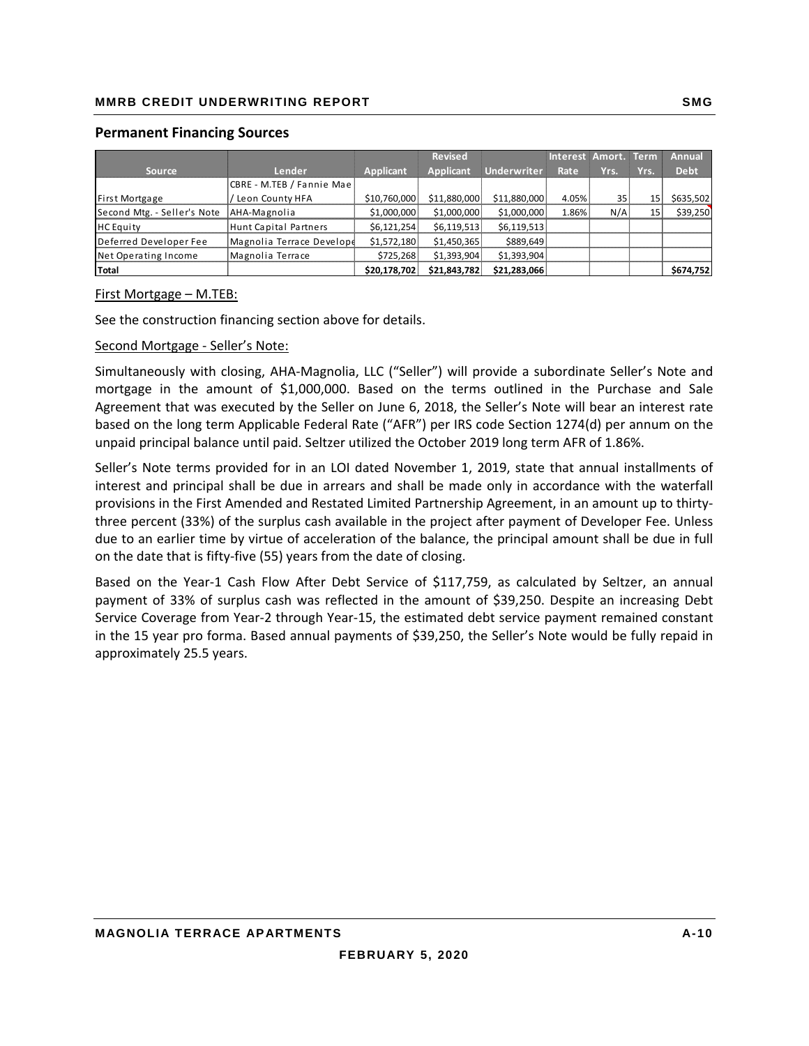## Permanent Financing Sources

| Source | Lender | Applicant | Revised Applicant | Underwriter | Interest Rate | Amort. Yrs. | Term Yrs. | Annual Debt |
|---|---|---|---|---|---|---|---|---|
| First Mortgage | CBRE - M.TEB / Fannie Mae / Leon County HFA | $10,760,000 | $11,880,000 | $11,880,000 | 4.05% | 35 | 15 | $635,502 |
| Second Mtg. - Seller's Note | AHA-Magnolia | $1,000,000 | $1,000,000 | $1,000,000 | 1.86% | N/A | 15 | $39,250 |
| HC Equity | Hunt Capital Partners | $6,121,254 | $6,119,513 | $6,119,513 | | | | |
| Deferred Developer Fee | Magnolia Terrace Develope | $1,572,180 | $1,450,365 | $889,649 | | | | |
| Net Operating Income | Magnolia Terrace | $725,268 | $1,393,904 | $1,393,904 | | | | |
| **Total** | | **$20,178,702** | **$21,843,782** | **$21,283,066** | | | | **$674,752** |

First Mortgage – M.TEB:

See the construction financing section above for details.

Second Mortgage - Seller's Note:

Simultaneously with closing, AHA-Magnolia, LLC ("Seller") will provide a subordinate Seller's Note and mortgage in the amount of $1,000,000. Based on the terms outlined in the Purchase and Sale Agreement that was executed by the Seller on June 6, 2018, the Seller's Note will bear an interest rate based on the long term Applicable Federal Rate ("AFR") per IRS code Section 1274(d) per annum on the unpaid principal balance until paid. Seltzer utilized the October 2019 long term AFR of 1.86%.

Seller's Note terms provided for in an LOI dated November 1, 2019, state that annual installments of interest and principal shall be due in arrears and shall be made only in accordance with the waterfall provisions in the First Amended and Restated Limited Partnership Agreement, in an amount up to thirty-three percent (33%) of the surplus cash available in the project after payment of Developer Fee. Unless due to an earlier time by virtue of acceleration of the balance, the principal amount shall be due in full on the date that is fifty-five (55) years from the date of closing.

Based on the Year-1 Cash Flow After Debt Service of $117,759, as calculated by Seltzer, an annual payment of 33% of surplus cash was reflected in the amount of $39,250. Despite an increasing Debt Service Coverage from Year-2 through Year-15, the estimated debt service payment remained constant in the 15 year pro forma. Based annual payments of $39,250, the Seller's Note would be fully repaid in approximately 25.5 years.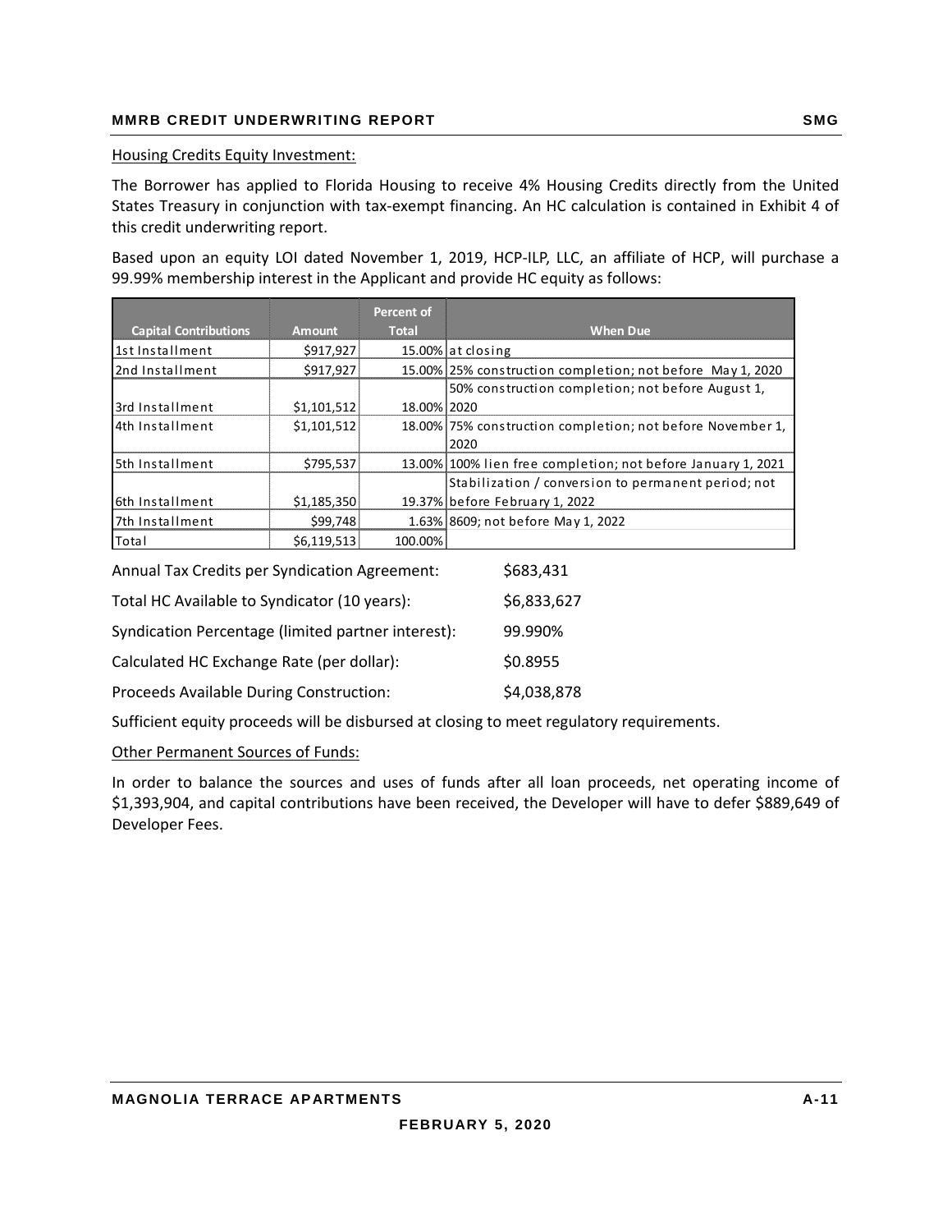Housing Credits Equity Investment:

The Borrower has applied to Florida Housing to receive 4% Housing Credits directly from the United States Treasury in conjunction with tax-exempt financing. An HC calculation is contained in Exhibit 4 of this credit underwriting report.

Based upon an equity LOI dated November 1, 2019, HCP-ILP, LLC, an affiliate of HCP, will purchase a 99.99% membership interest in the Applicant and provide HC equity as follows:

| Capital Contributions | Amount | Percent of Total | When Due |
|---|---|---|---|
| 1st Installment | $917,927 | 15.00% | at closing |
| 2nd Installment | $917,927 | 15.00% | 25% construction completion; not before May 1, 2020 |
| 3rd Installment | $1,101,512 | 18.00% | 50% construction completion; not before August 1, 2020 |
| 4th Installment | $1,101,512 | 18.00% | 75% construction completion; not before November 1, 2020 |
| 5th Installment | $795,537 | 13.00% | 100% lien free completion; not before January 1, 2021 |
| 6th Installment | $1,185,350 | 19.37% | Stabilization / conversion to permanent period; not before February 1, 2022 |
| 7th Installment | $99,748 | 1.63% | 8609; not before May 1, 2022 |
| Total | $6,119,513 | 100.00% | |

| | |
|---|---|
| Annual Tax Credits per Syndication Agreement: | $683,431 |
| Total HC Available to Syndicator (10 years): | $6,833,627 |
| Syndication Percentage (limited partner interest): | 99.990% |
| Calculated HC Exchange Rate (per dollar): | $0.8955 |
| Proceeds Available During Construction: | $4,038,878 |

Sufficient equity proceeds will be disbursed at closing to meet regulatory requirements.

Other Permanent Sources of Funds:

In order to balance the sources and uses of funds after all loan proceeds, net operating income of $1,393,904, and capital contributions have been received, the Developer will have to defer $889,649 of Developer Fees.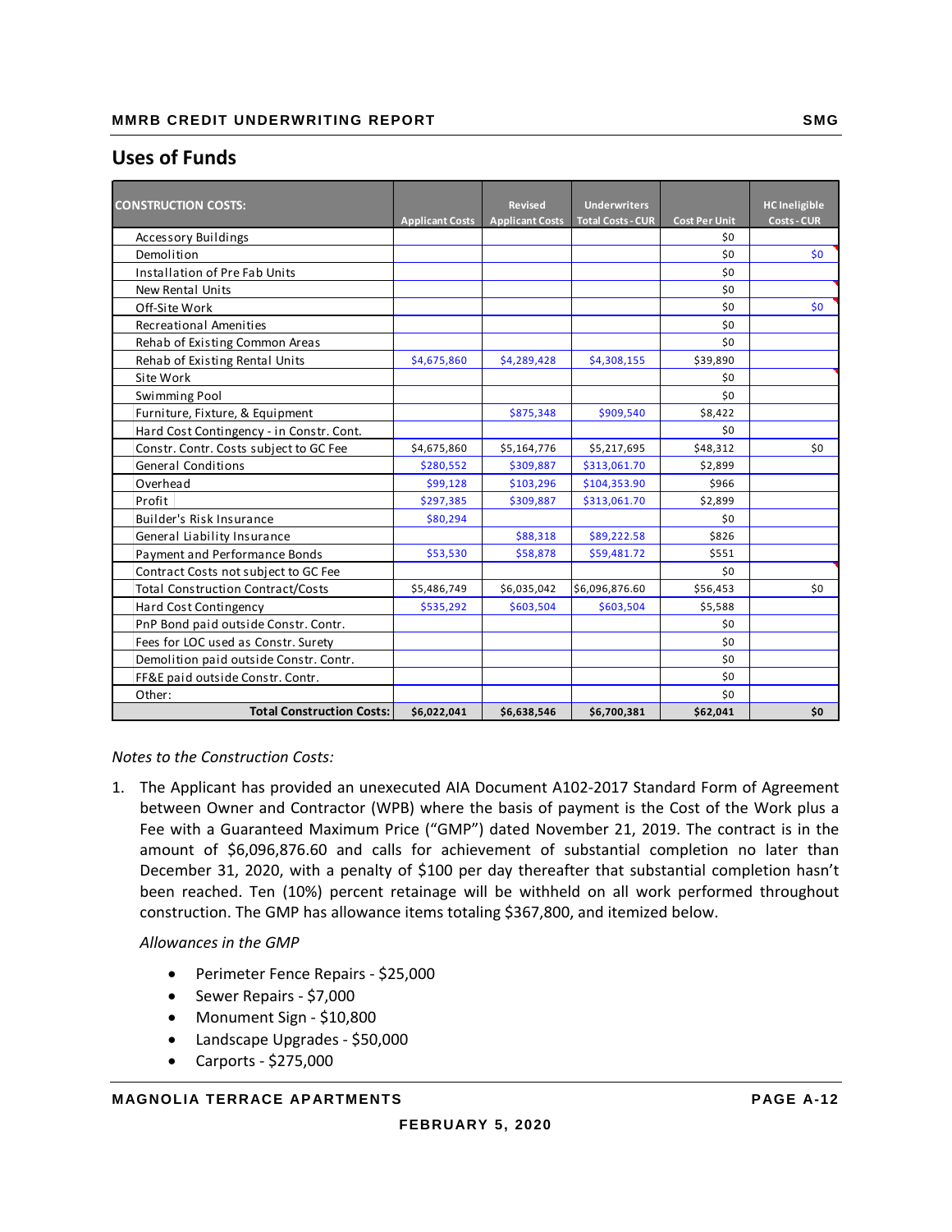## Uses of Funds

| CONSTRUCTION COSTS: | Applicant Costs | Revised Applicant Costs | Underwriters Total Costs - CUR | Cost Per Unit | HC Ineligible Costs - CUR |
|---|---|---|---|---|---|
| Accessory Buildings | | | | $0 | |
| Demolition | | | | $0 | $0 |
| Installation of Pre Fab Units | | | | $0 | |
| New Rental Units | | | | $0 | |
| Off-Site Work | | | | $0 | $0 |
| Recreational Amenities | | | | $0 | |
| Rehab of Existing Common Areas | | | | $0 | |
| Rehab of Existing Rental Units | $4,675,860 | $4,289,428 | $4,308,155 | $39,890 | |
| Site Work | | | | $0 | |
| Swimming Pool | | | | $0 | |
| Furniture, Fixture, & Equipment | | $875,348 | $909,540 | $8,422 | |
| Hard Cost Contingency - in Constr. Cont. | | | | $0 | |
| Constr. Contr. Costs subject to GC Fee | $4,675,860 | $5,164,776 | $5,217,695 | $48,312 | $0 |
| General Conditions | $280,552 | $309,887 | $313,061.70 | $2,899 | |
| Overhead | $99,128 | $103,296 | $104,353.90 | $966 | |
| Profit | $297,385 | $309,887 | $313,061.70 | $2,899 | |
| Builder's Risk Insurance | $80,294 | | | $0 | |
| General Liability Insurance | | $88,318 | $89,222.58 | $826 | |
| Payment and Performance Bonds | $53,530 | $58,878 | $59,481.72 | $551 | |
| Contract Costs not subject to GC Fee | | | | $0 | |
| Total Construction Contract/Costs | $5,486,749 | $6,035,042 | $6,096,876.60 | $56,453 | $0 |
| Hard Cost Contingency | $535,292 | $603,504 | $603,504 | $5,588 | |
| PnP Bond paid outside Constr. Contr. | | | | $0 | |
| Fees for LOC used as Constr. Surety | | | | $0 | |
| Demolition paid outside Constr. Contr. | | | | $0 | |
| FF&E paid outside Constr. Contr. | | | | $0 | |
| Other: | | | | $0 | |
| **Total Construction Costs:** | **$6,022,041** | **$6,638,546** | **$6,700,381** | **$62,041** | **$0** |

*Notes to the Construction Costs:*

1. The Applicant has provided an unexecuted AIA Document A102-2017 Standard Form of Agreement between Owner and Contractor (WPB) where the basis of payment is the Cost of the Work plus a Fee with a Guaranteed Maximum Price ("GMP") dated November 21, 2019. The contract is in the amount of $6,096,876.60 and calls for achievement of substantial completion no later than December 31, 2020, with a penalty of $100 per day thereafter that substantial completion hasn't been reached. Ten (10%) percent retainage will be withheld on all work performed throughout construction. The GMP has allowance items totaling $367,800, and itemized below.

   *Allowances in the GMP*

   - Perimeter Fence Repairs - $25,000
   - Sewer Repairs - $7,000
   - Monument Sign - $10,800
   - Landscape Upgrades - $50,000
   - Carports - $275,000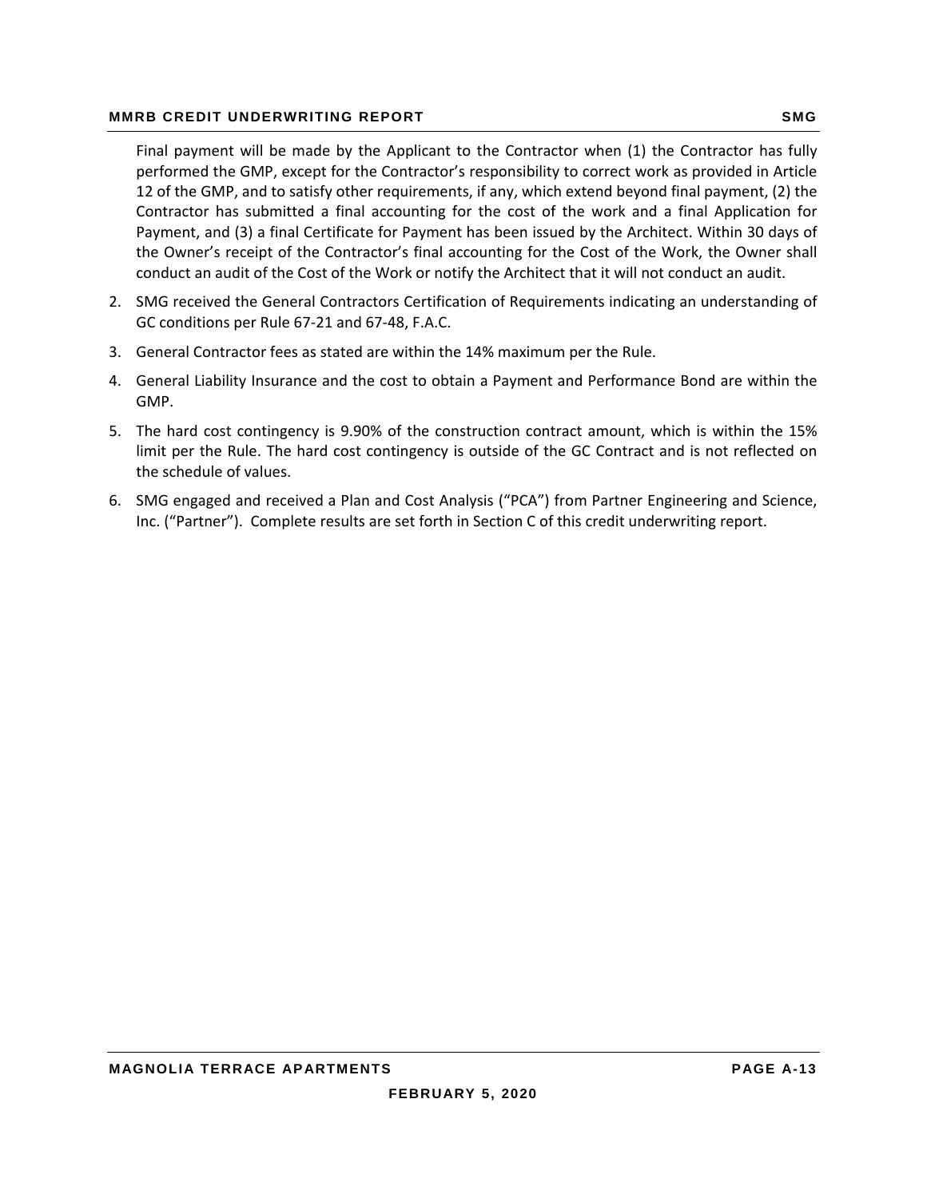Final payment will be made by the Applicant to the Contractor when (1) the Contractor has fully performed the GMP, except for the Contractor's responsibility to correct work as provided in Article 12 of the GMP, and to satisfy other requirements, if any, which extend beyond final payment, (2) the Contractor has submitted a final accounting for the cost of the work and a final Application for Payment, and (3) a final Certificate for Payment has been issued by the Architect. Within 30 days of the Owner's receipt of the Contractor's final accounting for the Cost of the Work, the Owner shall conduct an audit of the Cost of the Work or notify the Architect that it will not conduct an audit.

2. SMG received the General Contractors Certification of Requirements indicating an understanding of GC conditions per Rule 67-21 and 67-48, F.A.C.
3. General Contractor fees as stated are within the 14% maximum per the Rule.
4. General Liability Insurance and the cost to obtain a Payment and Performance Bond are within the GMP.
5. The hard cost contingency is 9.90% of the construction contract amount, which is within the 15% limit per the Rule. The hard cost contingency is outside of the GC Contract and is not reflected on the schedule of values.
6. SMG engaged and received a Plan and Cost Analysis ("PCA") from Partner Engineering and Science, Inc. ("Partner"). Complete results are set forth in Section C of this credit underwriting report.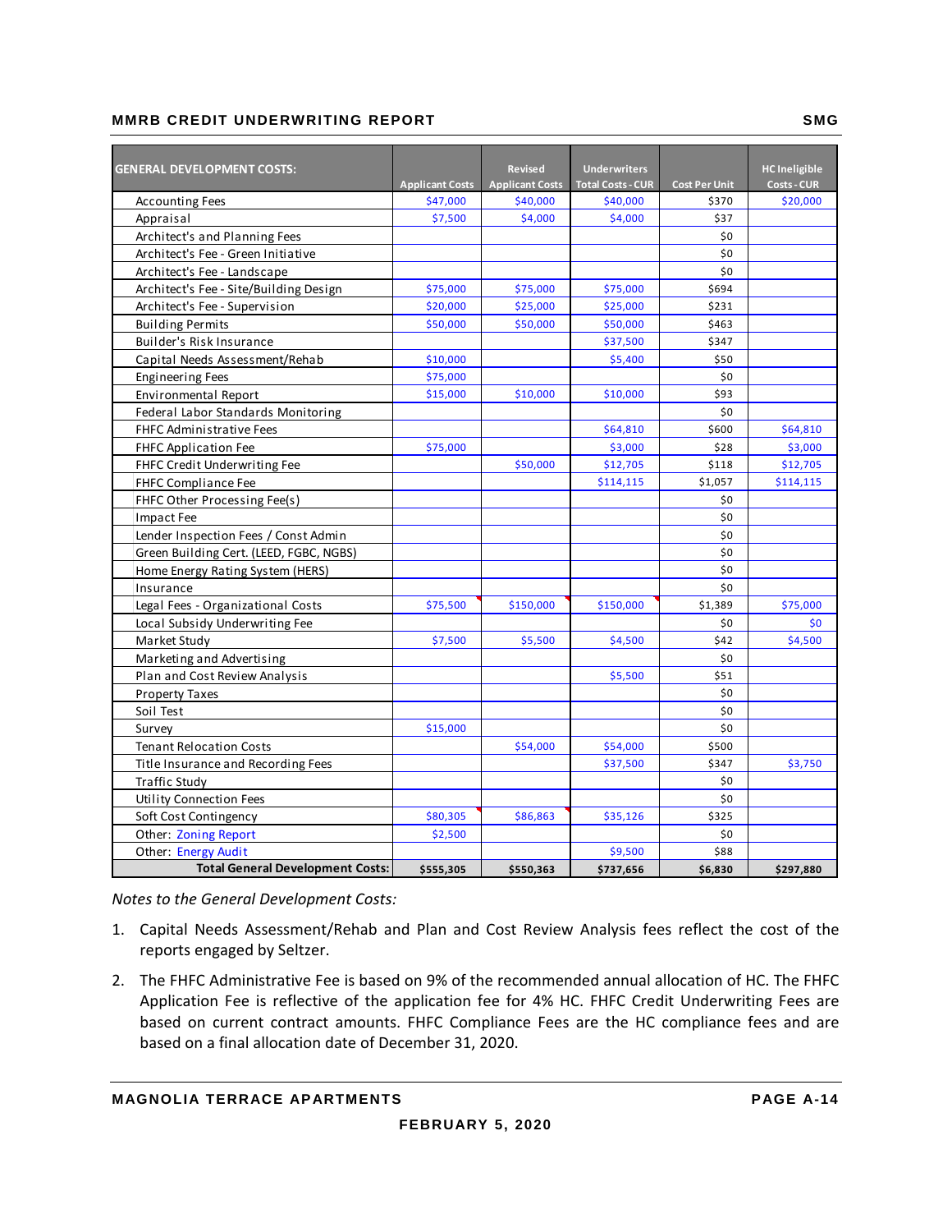| GENERAL DEVELOPMENT COSTS: | Applicant Costs | Revised Applicant Costs | Underwriters Total Costs - CUR | Cost Per Unit | HC Ineligible Costs - CUR |
|---|---|---|---|---|---|
| Accounting Fees | $47,000 | $40,000 | $40,000 | $370 | $20,000 |
| Appraisal | $7,500 | $4,000 | $4,000 | $37 | |
| Architect's and Planning Fees | | | | $0 | |
| Architect's Fee - Green Initiative | | | | $0 | |
| Architect's Fee - Landscape | | | | $0 | |
| Architect's Fee - Site/Building Design | $75,000 | $75,000 | $75,000 | $694 | |
| Architect's Fee - Supervision | $20,000 | $25,000 | $25,000 | $231 | |
| Building Permits | $50,000 | $50,000 | $50,000 | $463 | |
| Builder's Risk Insurance | | | $37,500 | $347 | |
| Capital Needs Assessment/Rehab | $10,000 | | $5,400 | $50 | |
| Engineering Fees | $75,000 | | | $0 | |
| Environmental Report | $15,000 | $10,000 | $10,000 | $93 | |
| Federal Labor Standards Monitoring | | | | $0 | |
| FHFC Administrative Fees | | | $64,810 | $600 | $64,810 |
| FHFC Application Fee | $75,000 | | $3,000 | $28 | $3,000 |
| FHFC Credit Underwriting Fee | | $50,000 | $12,705 | $118 | $12,705 |
| FHFC Compliance Fee | | | $114,115 | $1,057 | $114,115 |
| FHFC Other Processing Fee(s) | | | | $0 | |
| Impact Fee | | | | $0 | |
| Lender Inspection Fees / Const Admin | | | | $0 | |
| Green Building Cert. (LEED, FGBC, NGBS) | | | | $0 | |
| Home Energy Rating System (HERS) | | | | $0 | |
| Insurance | | | | $0 | |
| Legal Fees - Organizational Costs | $75,500 | $150,000 | $150,000 | $1,389 | $75,000 |
| Local Subsidy Underwriting Fee | | | | $0 | $0 |
| Market Study | $7,500 | $5,500 | $4,500 | $42 | $4,500 |
| Marketing and Advertising | | | | $0 | |
| Plan and Cost Review Analysis | | | $5,500 | $51 | |
| Property Taxes | | | | $0 | |
| Soil Test | | | | $0 | |
| Survey | $15,000 | | | $0 | |
| Tenant Relocation Costs | | $54,000 | $54,000 | $500 | |
| Title Insurance and Recording Fees | | | $37,500 | $347 | $3,750 |
| Traffic Study | | | | $0 | |
| Utility Connection Fees | | | | $0 | |
| Soft Cost Contingency | $80,305 | $86,863 | $35,126 | $325 | |
| Other: Zoning Report | $2,500 | | | $0 | |
| Other: Energy Audit | | | $9,500 | $88 | |
| **Total General Development Costs:** | **$555,305** | **$550,363** | **$737,656** | **$6,830** | **$297,880** |

*Notes to the General Development Costs:*

1. Capital Needs Assessment/Rehab and Plan and Cost Review Analysis fees reflect the cost of the reports engaged by Seltzer.
2. The FHFC Administrative Fee is based on 9% of the recommended annual allocation of HC. The FHFC Application Fee is reflective of the application fee for 4% HC. FHFC Credit Underwriting Fees are based on current contract amounts. FHFC Compliance Fees are the HC compliance fees and are based on a final allocation date of December 31, 2020.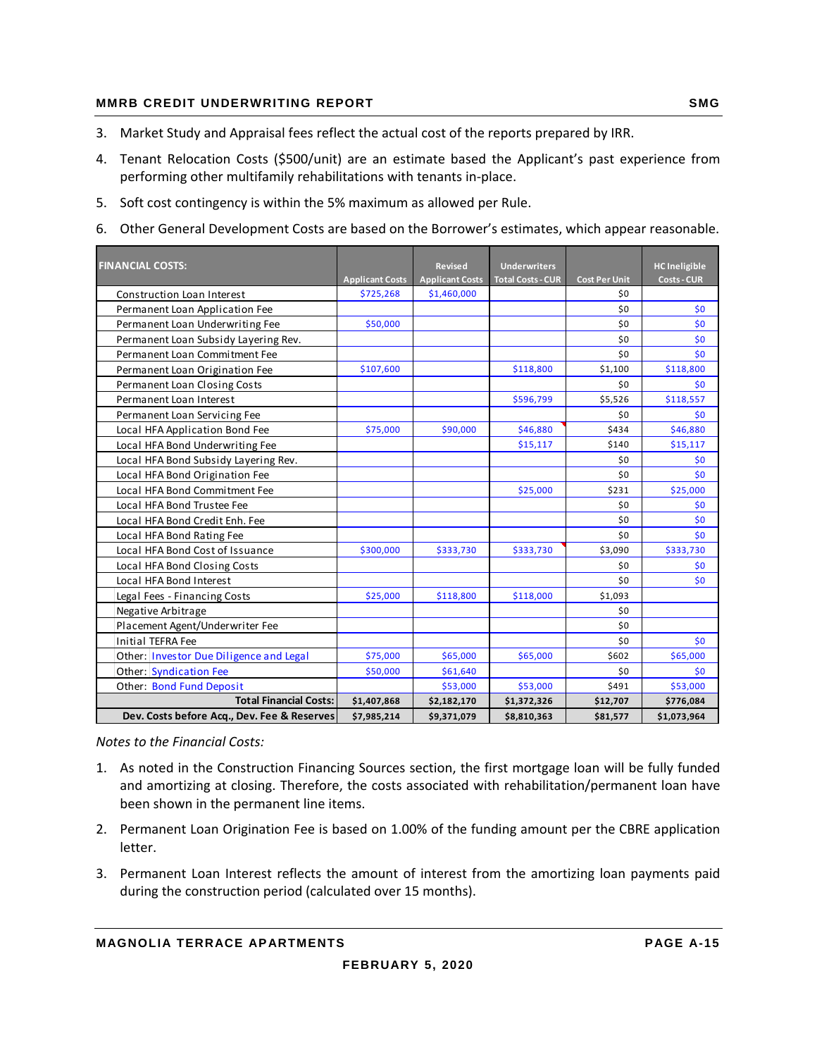3. Market Study and Appraisal fees reflect the actual cost of the reports prepared by IRR.

4. Tenant Relocation Costs ($500/unit) are an estimate based the Applicant's past experience from performing other multifamily rehabilitations with tenants in-place.

5. Soft cost contingency is within the 5% maximum as allowed per Rule.

6. Other General Development Costs are based on the Borrower's estimates, which appear reasonable.

| FINANCIAL COSTS: | Applicant Costs | Revised Applicant Costs | Underwriters Total Costs - CUR | Cost Per Unit | HC Ineligible Costs - CUR |
|---|---|---|---|---|---|
| Construction Loan Interest | $725,268 | $1,460,000 | | $0 | |
| Permanent Loan Application Fee | | | | $0 | $0 |
| Permanent Loan Underwriting Fee | $50,000 | | | $0 | $0 |
| Permanent Loan Subsidy Layering Rev. | | | | $0 | $0 |
| Permanent Loan Commitment Fee | | | | $0 | $0 |
| Permanent Loan Origination Fee | $107,600 | | $118,800 | $1,100 | $118,800 |
| Permanent Loan Closing Costs | | | | $0 | $0 |
| Permanent Loan Interest | | | $596,799 | $5,526 | $118,557 |
| Permanent Loan Servicing Fee | | | | $0 | $0 |
| Local HFA Application Bond Fee | $75,000 | $90,000 | $46,880 | $434 | $46,880 |
| Local HFA Bond Underwriting Fee | | | $15,117 | $140 | $15,117 |
| Local HFA Bond Subsidy Layering Rev. | | | | $0 | $0 |
| Local HFA Bond Origination Fee | | | | $0 | $0 |
| Local HFA Bond Commitment Fee | | | $25,000 | $231 | $25,000 |
| Local HFA Bond Trustee Fee | | | | $0 | $0 |
| Local HFA Bond Credit Enh. Fee | | | | $0 | $0 |
| Local HFA Bond Rating Fee | | | | $0 | $0 |
| Local HFA Bond Cost of Issuance | $300,000 | $333,730 | $333,730 | $3,090 | $333,730 |
| Local HFA Bond Closing Costs | | | | $0 | $0 |
| Local HFA Bond Interest | | | | $0 | $0 |
| Legal Fees - Financing Costs | $25,000 | $118,800 | $118,000 | $1,093 | |
| Negative Arbitrage | | | | $0 | |
| Placement Agent/Underwriter Fee | | | | $0 | |
| Initial TEFRA Fee | | | | $0 | $0 |
| Other: Investor Due Diligence and Legal | $75,000 | $65,000 | $65,000 | $602 | $65,000 |
| Other: Syndication Fee | $50,000 | $61,640 | | $0 | $0 |
| Other: Bond Fund Deposit | | $53,000 | $53,000 | $491 | $53,000 |
| **Total Financial Costs:** | **$1,407,868** | **$2,182,170** | **$1,372,326** | **$12,707** | **$776,084** |
| **Dev. Costs before Acq., Dev. Fee & Reserves** | **$7,985,214** | **$9,371,079** | **$8,810,363** | **$81,577** | **$1,073,964** |

*Notes to the Financial Costs:*

1. As noted in the Construction Financing Sources section, the first mortgage loan will be fully funded and amortizing at closing. Therefore, the costs associated with rehabilitation/permanent loan have been shown in the permanent line items.

2. Permanent Loan Origination Fee is based on 1.00% of the funding amount per the CBRE application letter.

3. Permanent Loan Interest reflects the amount of interest from the amortizing loan payments paid during the construction period (calculated over 15 months).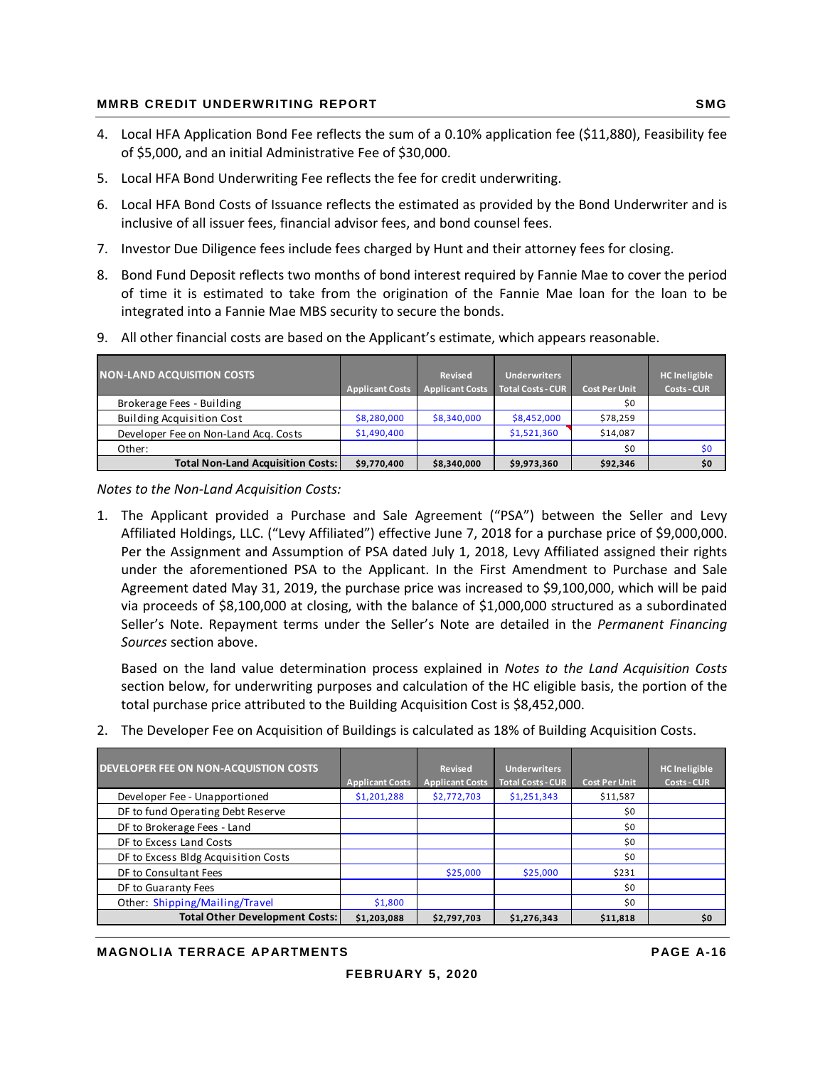4. Local HFA Application Bond Fee reflects the sum of a 0.10% application fee ($11,880), Feasibility fee of $5,000, and an initial Administrative Fee of $30,000.
5. Local HFA Bond Underwriting Fee reflects the fee for credit underwriting.
6. Local HFA Bond Costs of Issuance reflects the estimated as provided by the Bond Underwriter and is inclusive of all issuer fees, financial advisor fees, and bond counsel fees.
7. Investor Due Diligence fees include fees charged by Hunt and their attorney fees for closing.
8. Bond Fund Deposit reflects two months of bond interest required by Fannie Mae to cover the period of time it is estimated to take from the origination of the Fannie Mae loan for the loan to be integrated into a Fannie Mae MBS security to secure the bonds.
9. All other financial costs are based on the Applicant's estimate, which appears reasonable.

| NON-LAND ACQUISITION COSTS | Applicant Costs | Revised Applicant Costs | Underwriters Total Costs - CUR | Cost Per Unit | HC Ineligible Costs - CUR |
|---|---|---|---|---|---|
| Brokerage Fees - Building | | | | $0 | |
| Building Acquisition Cost | $8,280,000 | $8,340,000 | $8,452,000 | $78,259 | |
| Developer Fee on Non-Land Acq. Costs | $1,490,400 | | $1,521,360 | $14,087 | |
| Other: | | | | $0 | $0 |
| Total Non-Land Acquisition Costs: | $9,770,400 | $8,340,000 | $9,973,360 | $92,346 | $0 |

*Notes to the Non-Land Acquisition Costs:*

1. The Applicant provided a Purchase and Sale Agreement ("PSA") between the Seller and Levy Affiliated Holdings, LLC. ("Levy Affiliated") effective June 7, 2018 for a purchase price of $9,000,000. Per the Assignment and Assumption of PSA dated July 1, 2018, Levy Affiliated assigned their rights under the aforementioned PSA to the Applicant. In the First Amendment to Purchase and Sale Agreement dated May 31, 2019, the purchase price was increased to $9,100,000, which will be paid via proceeds of $8,100,000 at closing, with the balance of $1,000,000 structured as a subordinated Seller's Note. Repayment terms under the Seller's Note are detailed in the *Permanent Financing Sources* section above.

   Based on the land value determination process explained in *Notes to the Land Acquisition Costs* section below, for underwriting purposes and calculation of the HC eligible basis, the portion of the total purchase price attributed to the Building Acquisition Cost is $8,452,000.

2. The Developer Fee on Acquisition of Buildings is calculated as 18% of Building Acquisition Costs.

| DEVELOPER FEE ON NON-ACQUISTION COSTS | Applicant Costs | Revised Applicant Costs | Underwriters Total Costs - CUR | Cost Per Unit | HC Ineligible Costs - CUR |
|---|---|---|---|---|---|
| Developer Fee - Unapportioned | $1,201,288 | $2,772,703 | $1,251,343 | $11,587 | |
| DF to fund Operating Debt Reserve | | | | $0 | |
| DF to Brokerage Fees - Land | | | | $0 | |
| DF to Excess Land Costs | | | | $0 | |
| DF to Excess Bldg Acquisition Costs | | | | $0 | |
| DF to Consultant Fees | | $25,000 | $25,000 | $231 | |
| DF to Guaranty Fees | | | | $0 | |
| Other: Shipping/Mailing/Travel | $1,800 | | | $0 | |
| Total Other Development Costs: | $1,203,088 | $2,797,703 | $1,276,343 | $11,818 | $0 |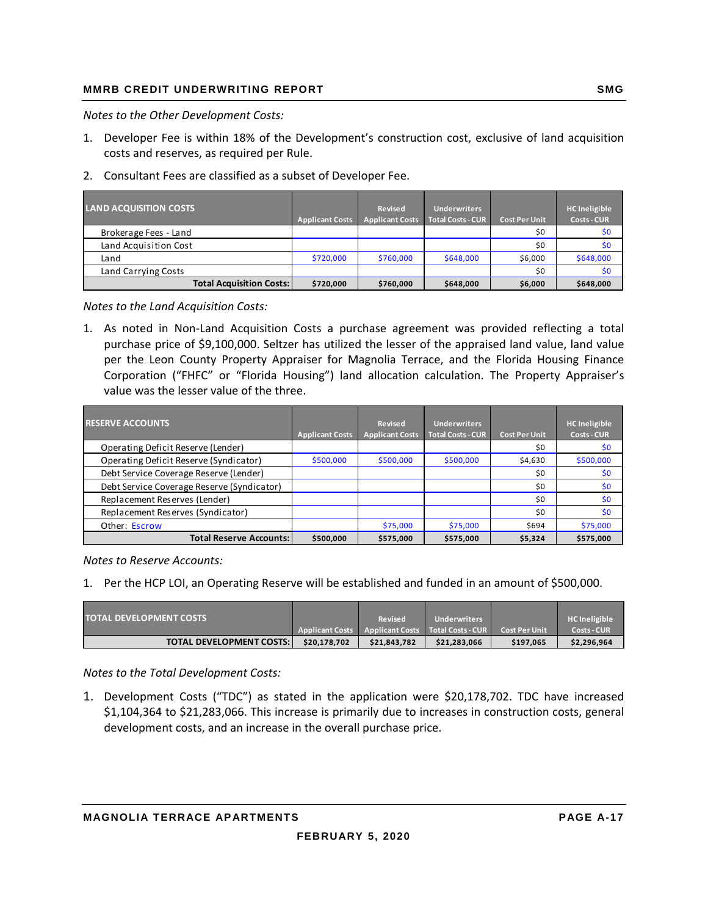*Notes to the Other Development Costs:*

1. Developer Fee is within 18% of the Development's construction cost, exclusive of land acquisition costs and reserves, as required per Rule.
2. Consultant Fees are classified as a subset of Developer Fee.

| LAND ACQUISITION COSTS | Applicant Costs | Revised Applicant Costs | Underwriters Total Costs - CUR | Cost Per Unit | HC Ineligible Costs - CUR |
|---|---|---|---|---|---|
| Brokerage Fees - Land | | | | $0 | $0 |
| Land Acquisition Cost | | | | $0 | $0 |
| Land | $720,000 | $760,000 | $648,000 | $6,000 | $648,000 |
| Land Carrying Costs | | | | $0 | $0 |
| **Total Acquisition Costs:** | **$720,000** | **$760,000** | **$648,000** | **$6,000** | **$648,000** |

*Notes to the Land Acquisition Costs:*

1. As noted in Non-Land Acquisition Costs a purchase agreement was provided reflecting a total purchase price of $9,100,000. Seltzer has utilized the lesser of the appraised land value, land value per the Leon County Property Appraiser for Magnolia Terrace, and the Florida Housing Finance Corporation ("FHFC" or "Florida Housing") land allocation calculation. The Property Appraiser's value was the lesser value of the three.

| RESERVE ACCOUNTS | Applicant Costs | Revised Applicant Costs | Underwriters Total Costs - CUR | Cost Per Unit | HC Ineligible Costs - CUR |
|---|---|---|---|---|---|
| Operating Deficit Reserve (Lender) | | | | $0 | $0 |
| Operating Deficit Reserve (Syndicator) | $500,000 | $500,000 | $500,000 | $4,630 | $500,000 |
| Debt Service Coverage Reserve (Lender) | | | | $0 | $0 |
| Debt Service Coverage Reserve (Syndicator) | | | | $0 | $0 |
| Replacement Reserves (Lender) | | | | $0 | $0 |
| Replacement Reserves (Syndicator) | | | | $0 | $0 |
| Other: Escrow | | $75,000 | $75,000 | $694 | $75,000 |
| **Total Reserve Accounts:** | **$500,000** | **$575,000** | **$575,000** | **$5,324** | **$575,000** |

*Notes to Reserve Accounts:*

1. Per the HCP LOI, an Operating Reserve will be established and funded in an amount of $500,000.

| TOTAL DEVELOPMENT COSTS | Applicant Costs | Revised Applicant Costs | Underwriters Total Costs - CUR | Cost Per Unit | HC Ineligible Costs - CUR |
|---|---|---|---|---|---|
| **TOTAL DEVELOPMENT COSTS:** | **$20,178,702** | **$21,843,782** | **$21,283,066** | **$197,065** | **$2,296,964** |

*Notes to the Total Development Costs:*

1. Development Costs ("TDC") as stated in the application were $20,178,702. TDC have increased $1,104,364 to $21,283,066. This increase is primarily due to increases in construction costs, general development costs, and an increase in the overall purchase price.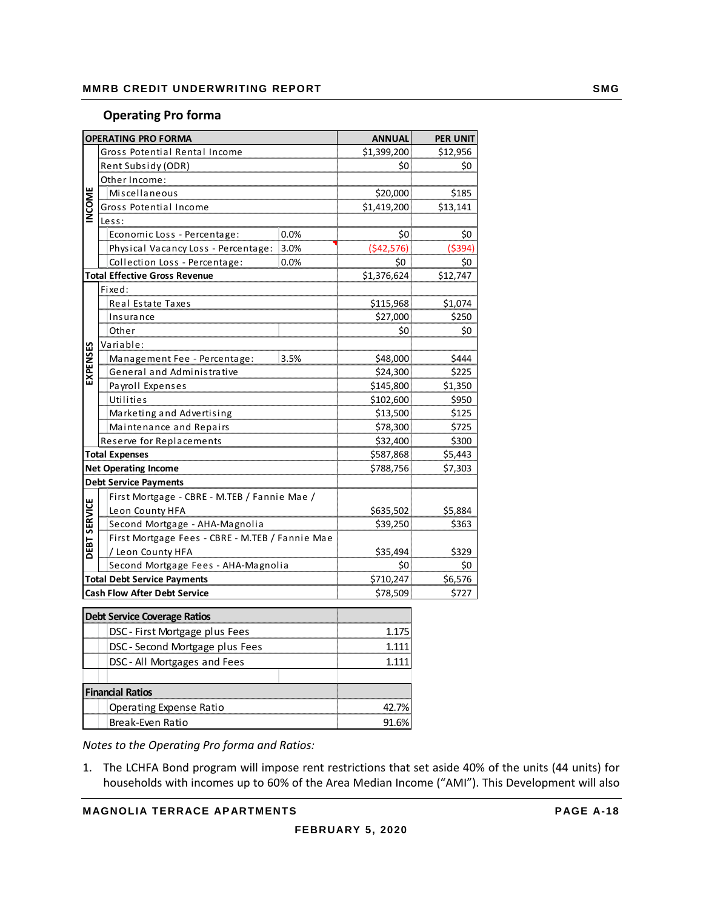## Operating Pro forma

| | OPERATING PRO FORMA | | ANNUAL | PER UNIT |
|---|---|---|---|---|
| INCOME | Gross Potential Rental Income | | $1,399,200 | $12,956 |
| | Rent Subsidy (ODR) | | $0 | $0 |
| | Other Income: | | | |
| | Miscellaneous | | $20,000 | $185 |
| | Gross Potential Income | | $1,419,200 | $13,141 |
| | Less: | | | |
| | Economic Loss - Percentage: | 0.0% | $0 | $0 |
| | Physical Vacancy Loss - Percentage: | 3.0% | ($42,576) | ($394) |
| | Collection Loss - Percentage: | 0.0% | $0 | $0 |
| **Total Effective Gross Revenue** | | | $1,376,624 | $12,747 |
| EXPENSES | Fixed: | | | |
| | Real Estate Taxes | | $115,968 | $1,074 |
| | Insurance | | $27,000 | $250 |
| | Other | | $0 | $0 |
| | Variable: | | | |
| | Management Fee - Percentage: | 3.5% | $48,000 | $444 |
| | General and Administrative | | $24,300 | $225 |
| | Payroll Expenses | | $145,800 | $1,350 |
| | Utilities | | $102,600 | $950 |
| | Marketing and Advertising | | $13,500 | $125 |
| | Maintenance and Repairs | | $78,300 | $725 |
| | Reserve for Replacements | | $32,400 | $300 |
| **Total Expenses** | | | $587,868 | $5,443 |
| **Net Operating Income** | | | $788,756 | $7,303 |
| **Debt Service Payments** | | | | |
| DEBT SERVICE | First Mortgage - CBRE - M.TEB / Fannie Mae / Leon County HFA | | $635,502 | $5,884 |
| | Second Mortgage - AHA-Magnolia | | $39,250 | $363 |
| | First Mortgage Fees - CBRE - M.TEB / Fannie Mae / Leon County HFA | | $35,494 | $329 |
| | Second Mortgage Fees - AHA-Magnolia | | $0 | $0 |
| **Total Debt Service Payments** | | | $710,247 | $6,576 |
| **Cash Flow After Debt Service** | | | $78,509 | $727 |

| Debt Service Coverage Ratios | |
|---|---|
| DSC - First Mortgage plus Fees | 1.175 |
| DSC - Second Mortgage plus Fees | 1.111 |
| DSC - All Mortgages and Fees | 1.111 |

| Financial Ratios | |
|---|---|
| Operating Expense Ratio | 42.7% |
| Break-Even Ratio | 91.6% |

*Notes to the Operating Pro forma and Ratios:*

1. The LCHFA Bond program will impose rent restrictions that set aside 40% of the units (44 units) for households with incomes up to 60% of the Area Median Income ("AMI"). This Development will also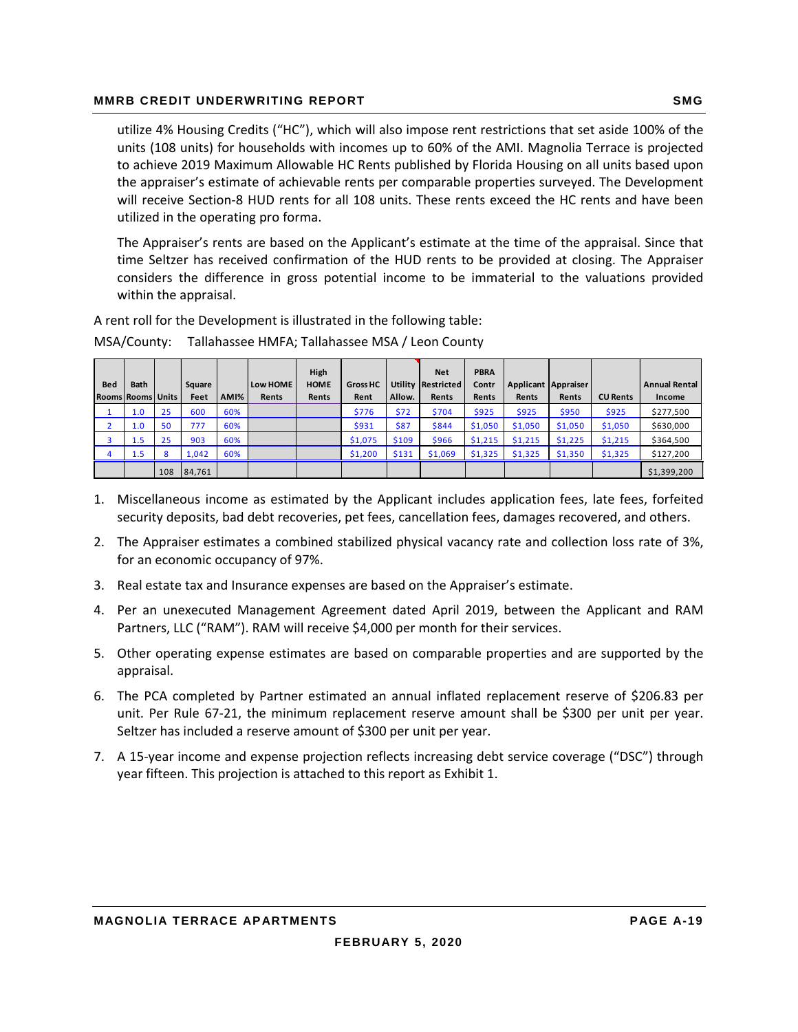utilize 4% Housing Credits ("HC"), which will also impose rent restrictions that set aside 100% of the units (108 units) for households with incomes up to 60% of the AMI. Magnolia Terrace is projected to achieve 2019 Maximum Allowable HC Rents published by Florida Housing on all units based upon the appraiser's estimate of achievable rents per comparable properties surveyed. The Development will receive Section-8 HUD rents for all 108 units. These rents exceed the HC rents and have been utilized in the operating pro forma.

The Appraiser's rents are based on the Applicant's estimate at the time of the appraisal. Since that time Seltzer has received confirmation of the HUD rents to be provided at closing. The Appraiser considers the difference in gross potential income to be immaterial to the valuations provided within the appraisal.

A rent roll for the Development is illustrated in the following table:

MSA/County: Tallahassee HMFA; Tallahassee MSA / Leon County

| Bed Rooms | Bath Rooms | Units | Square Feet | AMI% | Low HOME Rents | High HOME Rents | Gross HC Rent | Utility Allow. | Net Restricted Rents | PBRA Contr Rents | Applicant Rents | Appraiser Rents | CU Rents | Annual Rental Income |
|---|---|---|---|---|---|---|---|---|---|---|---|---|---|---|
| 1 | 1.0 | 25 | 600 | 60% | | | $776 | $72 | $704 | $925 | $925 | $950 | $925 | $277,500 |
| 2 | 1.0 | 50 | 777 | 60% | | | $931 | $87 | $844 | $1,050 | $1,050 | $1,050 | $1,050 | $630,000 |
| 3 | 1.5 | 25 | 903 | 60% | | | $1,075 | $109 | $966 | $1,215 | $1,215 | $1,225 | $1,215 | $364,500 |
| 4 | 1.5 | 8 | 1,042 | 60% | | | $1,200 | $131 | $1,069 | $1,325 | $1,325 | $1,350 | $1,325 | $127,200 |
| | | 108 | 84,761 | | | | | | | | | | | $1,399,200 |

1. Miscellaneous income as estimated by the Applicant includes application fees, late fees, forfeited security deposits, bad debt recoveries, pet fees, cancellation fees, damages recovered, and others.
2. The Appraiser estimates a combined stabilized physical vacancy rate and collection loss rate of 3%, for an economic occupancy of 97%.
3. Real estate tax and Insurance expenses are based on the Appraiser's estimate.
4. Per an unexecuted Management Agreement dated April 2019, between the Applicant and RAM Partners, LLC ("RAM"). RAM will receive $4,000 per month for their services.
5. Other operating expense estimates are based on comparable properties and are supported by the appraisal.
6. The PCA completed by Partner estimated an annual inflated replacement reserve of $206.83 per unit. Per Rule 67-21, the minimum replacement reserve amount shall be $300 per unit per year. Seltzer has included a reserve amount of $300 per unit per year.
7. A 15-year income and expense projection reflects increasing debt service coverage ("DSC") through year fifteen. This projection is attached to this report as Exhibit 1.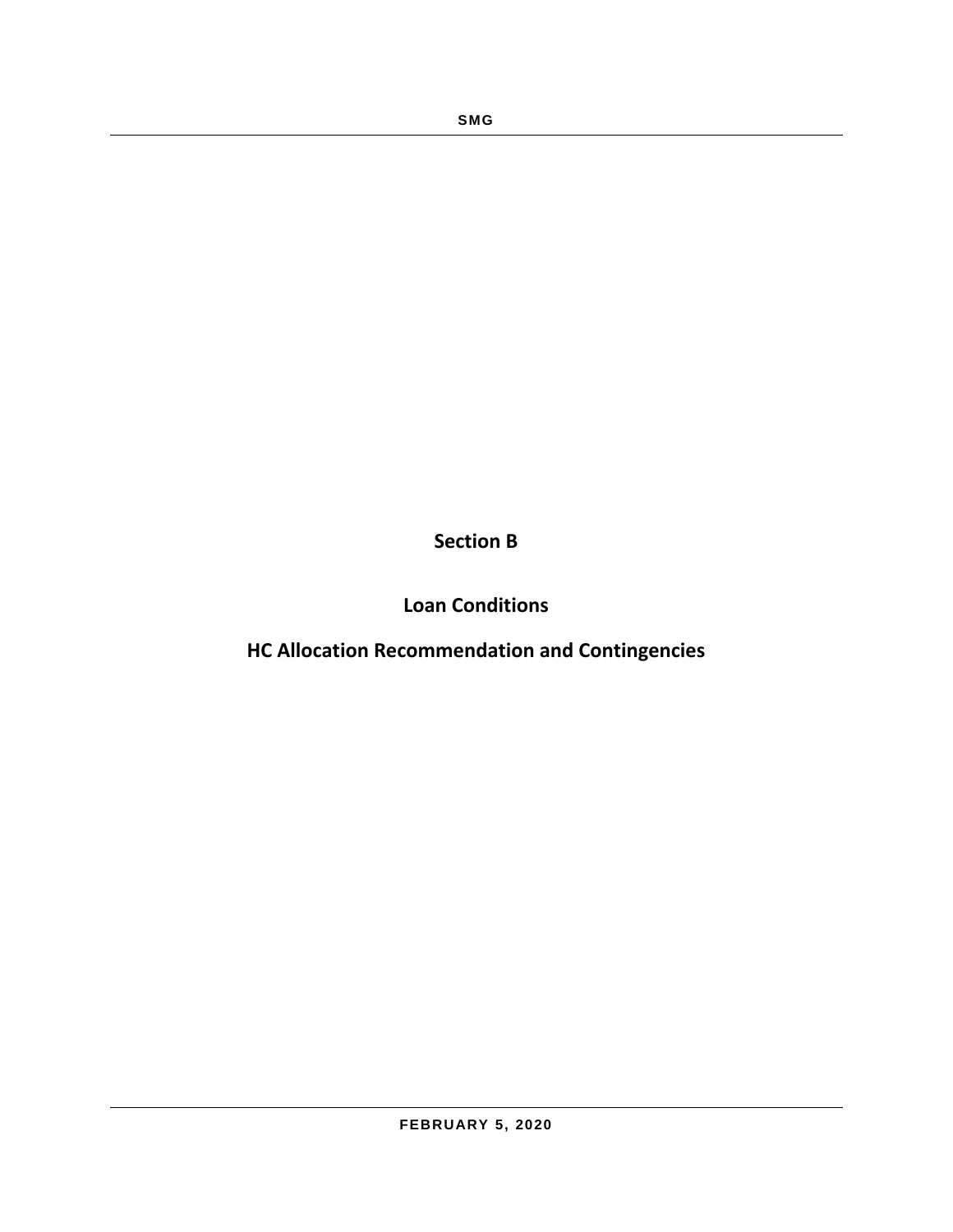# Section B

## Loan Conditions

## HC Allocation Recommendation and Contingencies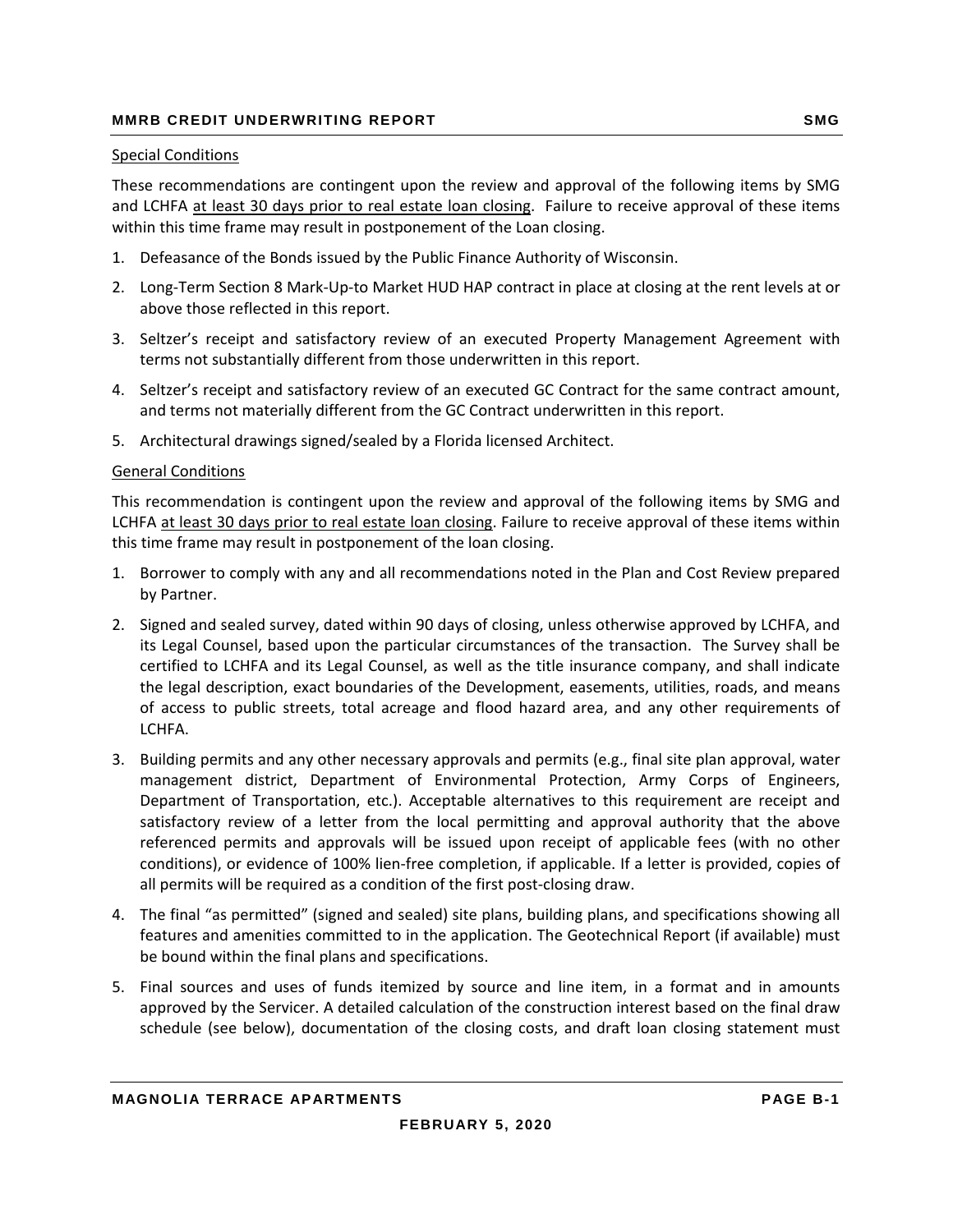Special Conditions

These recommendations are contingent upon the review and approval of the following items by SMG and LCHFA at least 30 days prior to real estate loan closing. Failure to receive approval of these items within this time frame may result in postponement of the Loan closing.

1. Defeasance of the Bonds issued by the Public Finance Authority of Wisconsin.
2. Long-Term Section 8 Mark-Up-to Market HUD HAP contract in place at closing at the rent levels at or above those reflected in this report.
3. Seltzer's receipt and satisfactory review of an executed Property Management Agreement with terms not substantially different from those underwritten in this report.
4. Seltzer's receipt and satisfactory review of an executed GC Contract for the same contract amount, and terms not materially different from the GC Contract underwritten in this report.
5. Architectural drawings signed/sealed by a Florida licensed Architect.

General Conditions

This recommendation is contingent upon the review and approval of the following items by SMG and LCHFA at least 30 days prior to real estate loan closing. Failure to receive approval of these items within this time frame may result in postponement of the loan closing.

1. Borrower to comply with any and all recommendations noted in the Plan and Cost Review prepared by Partner.
2. Signed and sealed survey, dated within 90 days of closing, unless otherwise approved by LCHFA, and its Legal Counsel, based upon the particular circumstances of the transaction. The Survey shall be certified to LCHFA and its Legal Counsel, as well as the title insurance company, and shall indicate the legal description, exact boundaries of the Development, easements, utilities, roads, and means of access to public streets, total acreage and flood hazard area, and any other requirements of LCHFA.
3. Building permits and any other necessary approvals and permits (e.g., final site plan approval, water management district, Department of Environmental Protection, Army Corps of Engineers, Department of Transportation, etc.). Acceptable alternatives to this requirement are receipt and satisfactory review of a letter from the local permitting and approval authority that the above referenced permits and approvals will be issued upon receipt of applicable fees (with no other conditions), or evidence of 100% lien-free completion, if applicable. If a letter is provided, copies of all permits will be required as a condition of the first post-closing draw.
4. The final "as permitted" (signed and sealed) site plans, building plans, and specifications showing all features and amenities committed to in the application. The Geotechnical Report (if available) must be bound within the final plans and specifications.
5. Final sources and uses of funds itemized by source and line item, in a format and in amounts approved by the Servicer. A detailed calculation of the construction interest based on the final draw schedule (see below), documentation of the closing costs, and draft loan closing statement must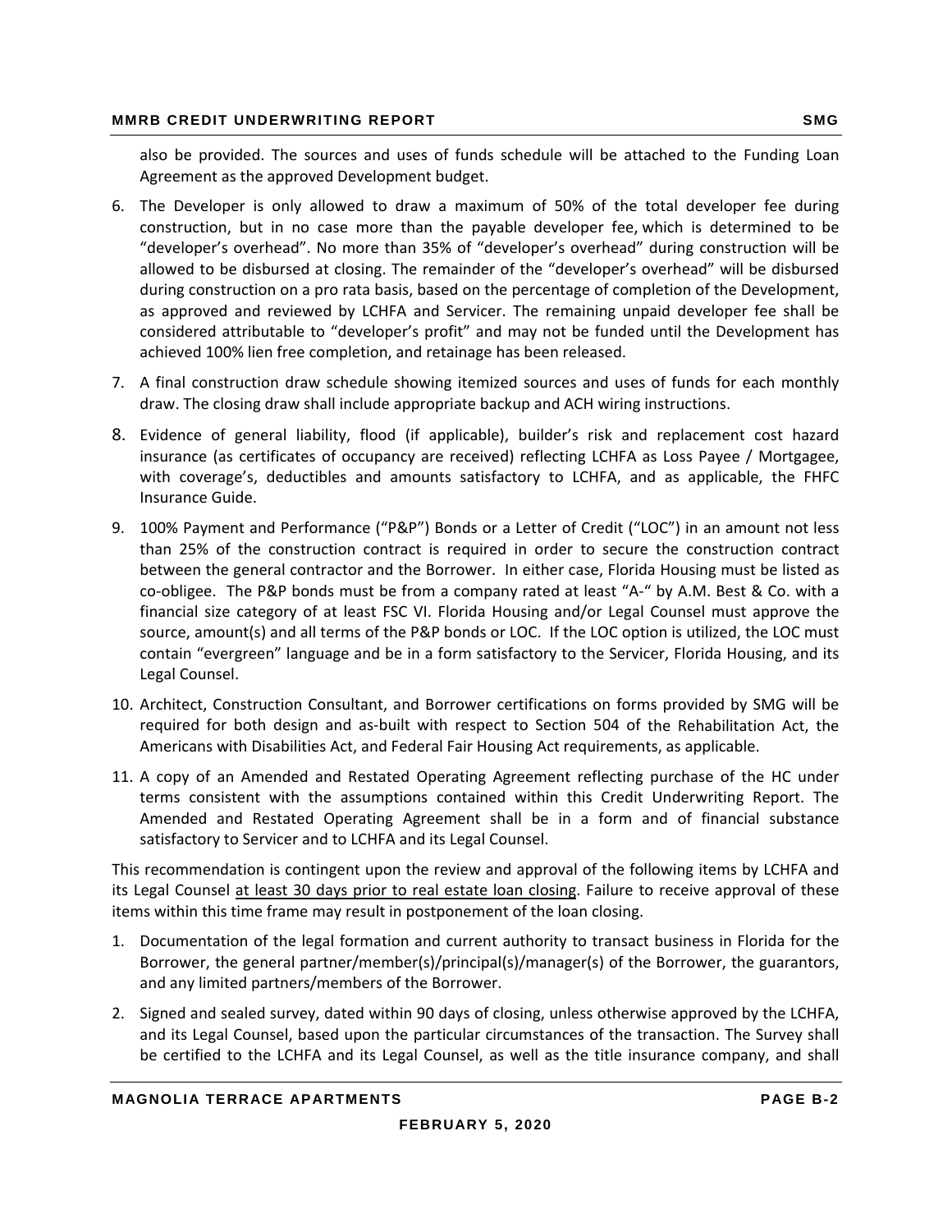also be provided. The sources and uses of funds schedule will be attached to the Funding Loan Agreement as the approved Development budget.

6. The Developer is only allowed to draw a maximum of 50% of the total developer fee during construction, but in no case more than the payable developer fee, which is determined to be "developer's overhead". No more than 35% of "developer's overhead" during construction will be allowed to be disbursed at closing. The remainder of the "developer's overhead" will be disbursed during construction on a pro rata basis, based on the percentage of completion of the Development, as approved and reviewed by LCHFA and Servicer. The remaining unpaid developer fee shall be considered attributable to "developer's profit" and may not be funded until the Development has achieved 100% lien free completion, and retainage has been released.
7. A final construction draw schedule showing itemized sources and uses of funds for each monthly draw. The closing draw shall include appropriate backup and ACH wiring instructions.
8. Evidence of general liability, flood (if applicable), builder's risk and replacement cost hazard insurance (as certificates of occupancy are received) reflecting LCHFA as Loss Payee / Mortgagee, with coverage's, deductibles and amounts satisfactory to LCHFA, and as applicable, the FHFC Insurance Guide.
9. 100% Payment and Performance ("P&P") Bonds or a Letter of Credit ("LOC") in an amount not less than 25% of the construction contract is required in order to secure the construction contract between the general contractor and the Borrower. In either case, Florida Housing must be listed as co-obligee. The P&P bonds must be from a company rated at least "A-" by A.M. Best & Co. with a financial size category of at least FSC VI. Florida Housing and/or Legal Counsel must approve the source, amount(s) and all terms of the P&P bonds or LOC. If the LOC option is utilized, the LOC must contain "evergreen" language and be in a form satisfactory to the Servicer, Florida Housing, and its Legal Counsel.
10. Architect, Construction Consultant, and Borrower certifications on forms provided by SMG will be required for both design and as-built with respect to Section 504 of the Rehabilitation Act, the Americans with Disabilities Act, and Federal Fair Housing Act requirements, as applicable.
11. A copy of an Amended and Restated Operating Agreement reflecting purchase of the HC under terms consistent with the assumptions contained within this Credit Underwriting Report. The Amended and Restated Operating Agreement shall be in a form and of financial substance satisfactory to Servicer and to LCHFA and its Legal Counsel.

This recommendation is contingent upon the review and approval of the following items by LCHFA and its Legal Counsel <u>at least 30 days prior to real estate loan closing</u>. Failure to receive approval of these items within this time frame may result in postponement of the loan closing.

1. Documentation of the legal formation and current authority to transact business in Florida for the Borrower, the general partner/member(s)/principal(s)/manager(s) of the Borrower, the guarantors, and any limited partners/members of the Borrower.
2. Signed and sealed survey, dated within 90 days of closing, unless otherwise approved by the LCHFA, and its Legal Counsel, based upon the particular circumstances of the transaction. The Survey shall be certified to the LCHFA and its Legal Counsel, as well as the title insurance company, and shall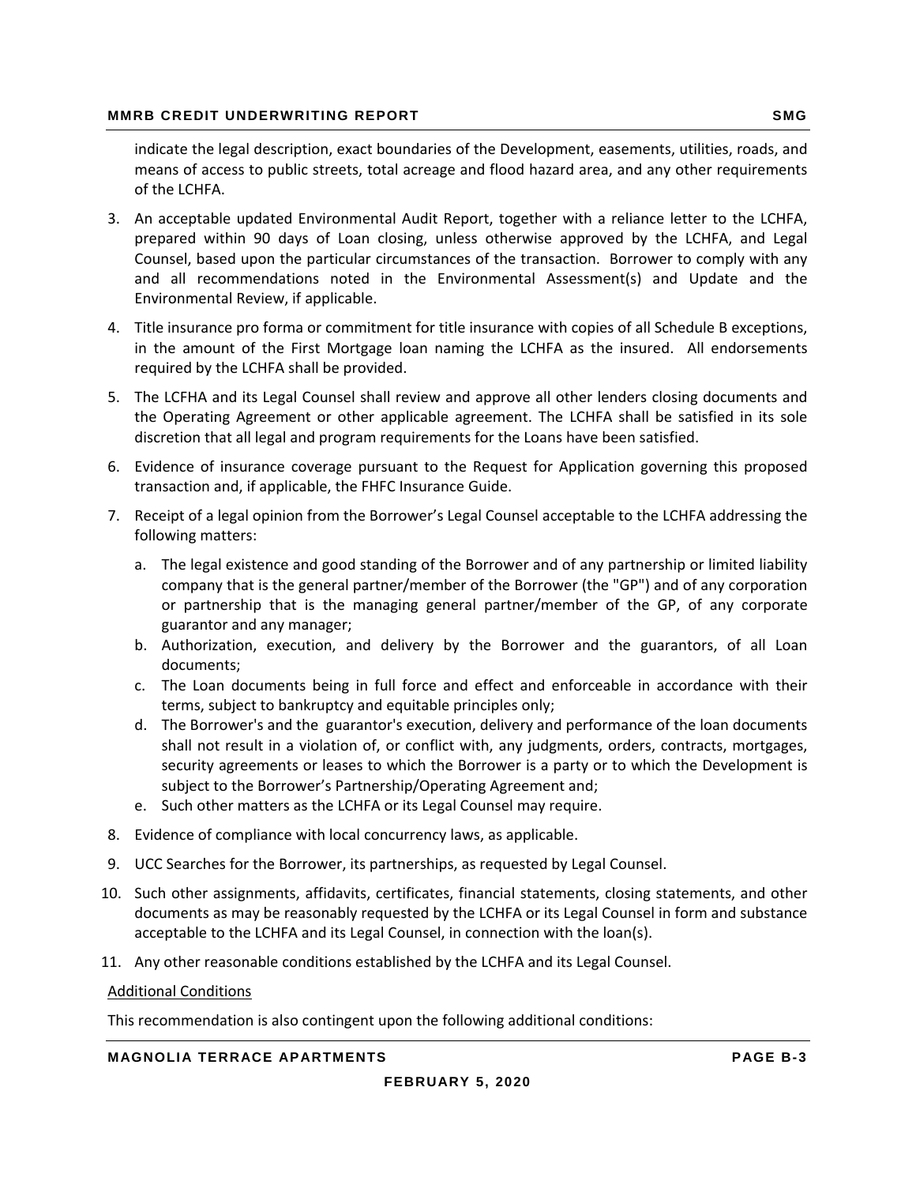indicate the legal description, exact boundaries of the Development, easements, utilities, roads, and means of access to public streets, total acreage and flood hazard area, and any other requirements of the LCHFA.

3. An acceptable updated Environmental Audit Report, together with a reliance letter to the LCHFA, prepared within 90 days of Loan closing, unless otherwise approved by the LCHFA, and Legal Counsel, based upon the particular circumstances of the transaction. Borrower to comply with any and all recommendations noted in the Environmental Assessment(s) and Update and the Environmental Review, if applicable.

4. Title insurance pro forma or commitment for title insurance with copies of all Schedule B exceptions, in the amount of the First Mortgage loan naming the LCHFA as the insured. All endorsements required by the LCHFA shall be provided.

5. The LCFHA and its Legal Counsel shall review and approve all other lenders closing documents and the Operating Agreement or other applicable agreement. The LCHFA shall be satisfied in its sole discretion that all legal and program requirements for the Loans have been satisfied.

6. Evidence of insurance coverage pursuant to the Request for Application governing this proposed transaction and, if applicable, the FHFC Insurance Guide.

7. Receipt of a legal opinion from the Borrower's Legal Counsel acceptable to the LCHFA addressing the following matters:

    a. The legal existence and good standing of the Borrower and of any partnership or limited liability company that is the general partner/member of the Borrower (the "GP") and of any corporation or partnership that is the managing general partner/member of the GP, of any corporate guarantor and any manager;
    b. Authorization, execution, and delivery by the Borrower and the guarantors, of all Loan documents;
    c. The Loan documents being in full force and effect and enforceable in accordance with their terms, subject to bankruptcy and equitable principles only;
    d. The Borrower's and the guarantor's execution, delivery and performance of the loan documents shall not result in a violation of, or conflict with, any judgments, orders, contracts, mortgages, security agreements or leases to which the Borrower is a party or to which the Development is subject to the Borrower's Partnership/Operating Agreement and;
    e. Such other matters as the LCHFA or its Legal Counsel may require.

8. Evidence of compliance with local concurrency laws, as applicable.

9. UCC Searches for the Borrower, its partnerships, as requested by Legal Counsel.

10. Such other assignments, affidavits, certificates, financial statements, closing statements, and other documents as may be reasonably requested by the LCHFA or its Legal Counsel in form and substance acceptable to the LCHFA and its Legal Counsel, in connection with the loan(s).

11. Any other reasonable conditions established by the LCHFA and its Legal Counsel.

<u>Additional Conditions</u>

This recommendation is also contingent upon the following additional conditions: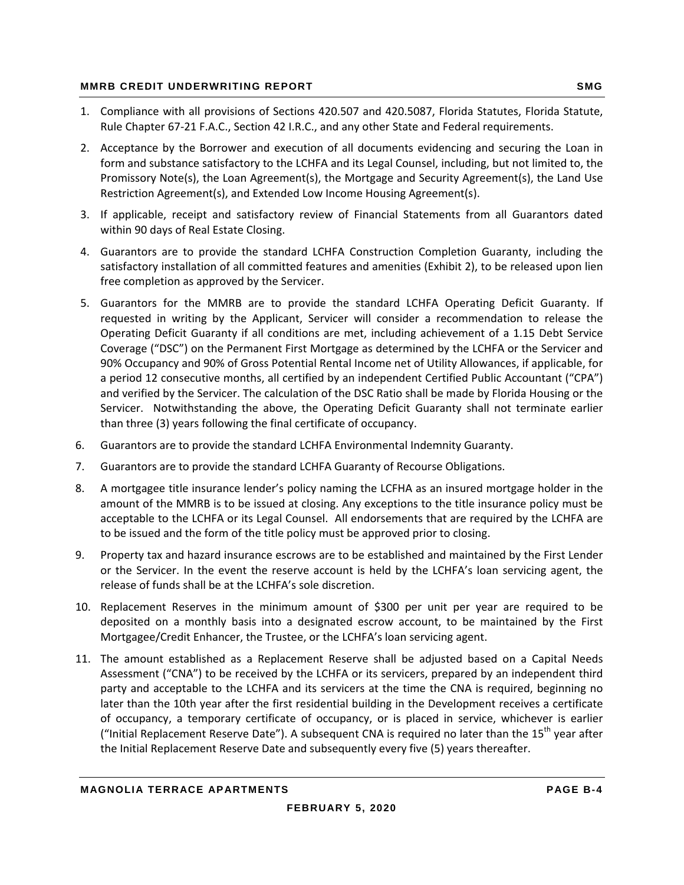1. Compliance with all provisions of Sections 420.507 and 420.5087, Florida Statutes, Florida Statute, Rule Chapter 67-21 F.A.C., Section 42 I.R.C., and any other State and Federal requirements.
2. Acceptance by the Borrower and execution of all documents evidencing and securing the Loan in form and substance satisfactory to the LCHFA and its Legal Counsel, including, but not limited to, the Promissory Note(s), the Loan Agreement(s), the Mortgage and Security Agreement(s), the Land Use Restriction Agreement(s), and Extended Low Income Housing Agreement(s).
3. If applicable, receipt and satisfactory review of Financial Statements from all Guarantors dated within 90 days of Real Estate Closing.
4. Guarantors are to provide the standard LCHFA Construction Completion Guaranty, including the satisfactory installation of all committed features and amenities (Exhibit 2), to be released upon lien free completion as approved by the Servicer.
5. Guarantors for the MMRB are to provide the standard LCHFA Operating Deficit Guaranty. If requested in writing by the Applicant, Servicer will consider a recommendation to release the Operating Deficit Guaranty if all conditions are met, including achievement of a 1.15 Debt Service Coverage ("DSC") on the Permanent First Mortgage as determined by the LCHFA or the Servicer and 90% Occupancy and 90% of Gross Potential Rental Income net of Utility Allowances, if applicable, for a period 12 consecutive months, all certified by an independent Certified Public Accountant ("CPA") and verified by the Servicer. The calculation of the DSC Ratio shall be made by Florida Housing or the Servicer. Notwithstanding the above, the Operating Deficit Guaranty shall not terminate earlier than three (3) years following the final certificate of occupancy.
6. Guarantors are to provide the standard LCHFA Environmental Indemnity Guaranty.
7. Guarantors are to provide the standard LCHFA Guaranty of Recourse Obligations.
8. A mortgagee title insurance lender's policy naming the LCFHA as an insured mortgage holder in the amount of the MMRB is to be issued at closing. Any exceptions to the title insurance policy must be acceptable to the LCHFA or its Legal Counsel. All endorsements that are required by the LCHFA are to be issued and the form of the title policy must be approved prior to closing.
9. Property tax and hazard insurance escrows are to be established and maintained by the First Lender or the Servicer. In the event the reserve account is held by the LCHFA's loan servicing agent, the release of funds shall be at the LCHFA's sole discretion.
10. Replacement Reserves in the minimum amount of $300 per unit per year are required to be deposited on a monthly basis into a designated escrow account, to be maintained by the First Mortgagee/Credit Enhancer, the Trustee, or the LCHFA's loan servicing agent.
11. The amount established as a Replacement Reserve shall be adjusted based on a Capital Needs Assessment ("CNA") to be received by the LCHFA or its servicers, prepared by an independent third party and acceptable to the LCHFA and its servicers at the time the CNA is required, beginning no later than the 10th year after the first residential building in the Development receives a certificate of occupancy, a temporary certificate of occupancy, or is placed in service, whichever is earlier ("Initial Replacement Reserve Date"). A subsequent CNA is required no later than the 15th year after the Initial Replacement Reserve Date and subsequently every five (5) years thereafter.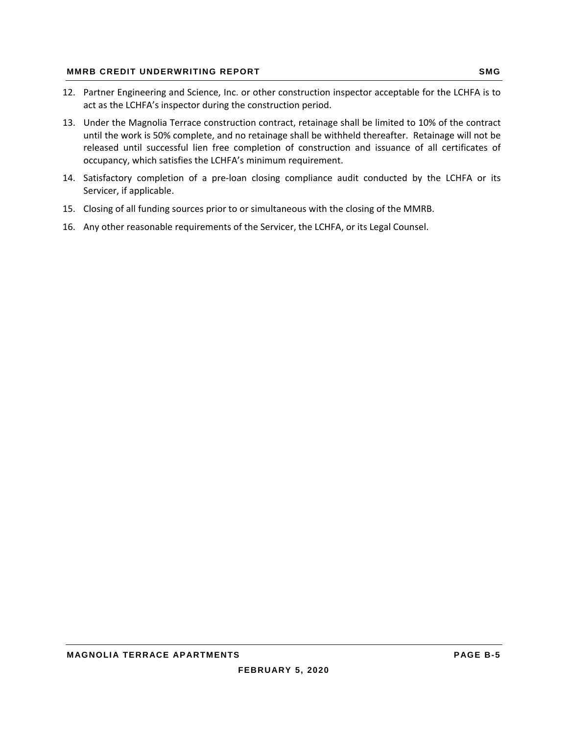12. Partner Engineering and Science, Inc. or other construction inspector acceptable for the LCHFA is to act as the LCHFA's inspector during the construction period.

13. Under the Magnolia Terrace construction contract, retainage shall be limited to 10% of the contract until the work is 50% complete, and no retainage shall be withheld thereafter. Retainage will not be released until successful lien free completion of construction and issuance of all certificates of occupancy, which satisfies the LCHFA's minimum requirement.

14. Satisfactory completion of a pre-loan closing compliance audit conducted by the LCHFA or its Servicer, if applicable.

15. Closing of all funding sources prior to or simultaneous with the closing of the MMRB.

16. Any other reasonable requirements of the Servicer, the LCHFA, or its Legal Counsel.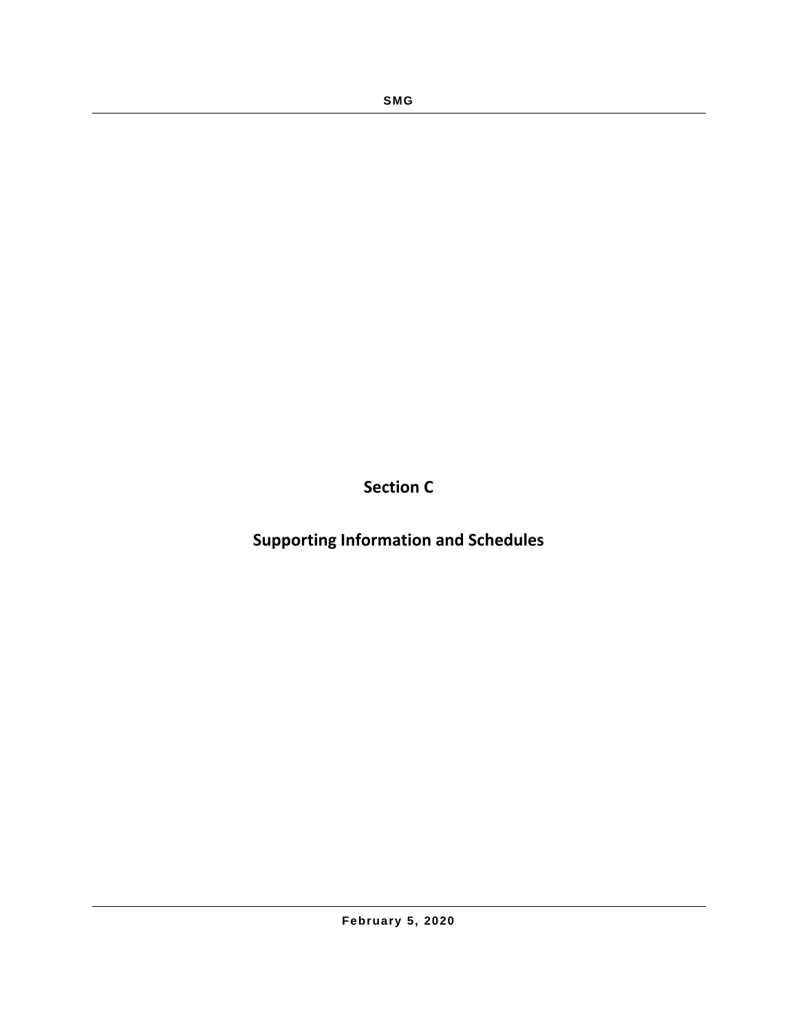# Section C

# Supporting Information and Schedules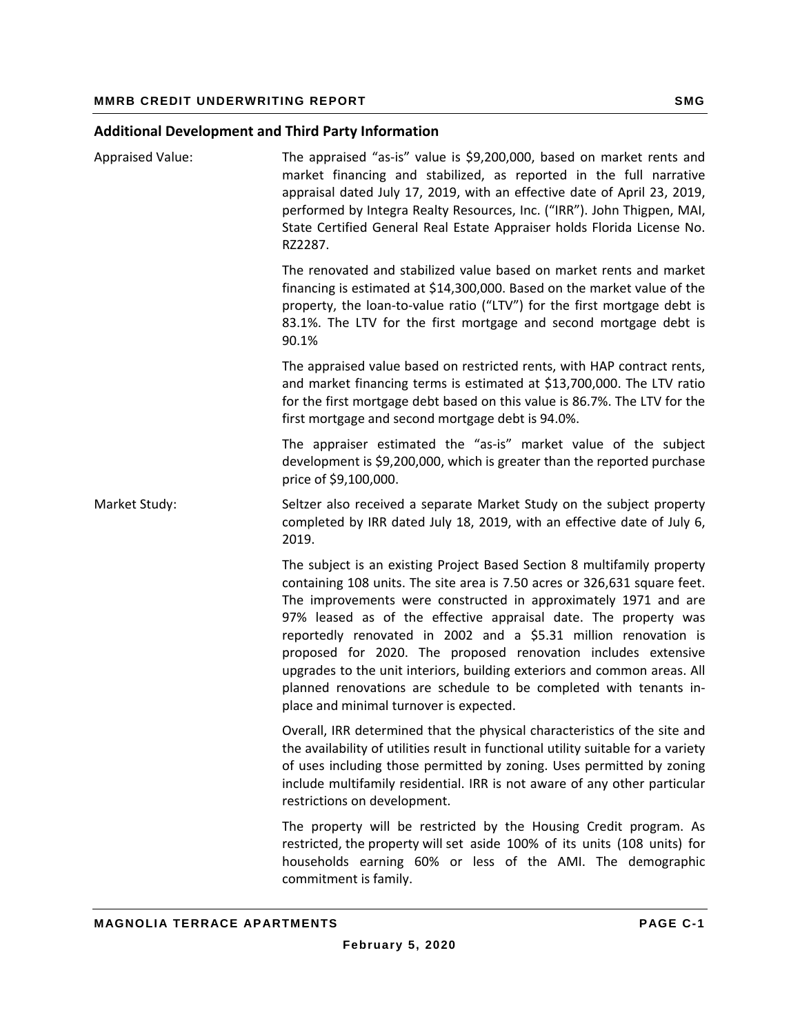## Additional Development and Third Party Information

**Appraised Value:**

The appraised "as-is" value is $9,200,000, based on market rents and market financing and stabilized, as reported in the full narrative appraisal dated July 17, 2019, with an effective date of April 23, 2019, performed by Integra Realty Resources, Inc. ("IRR"). John Thigpen, MAI, State Certified General Real Estate Appraiser holds Florida License No. RZ2287.

The renovated and stabilized value based on market rents and market financing is estimated at $14,300,000. Based on the market value of the property, the loan-to-value ratio ("LTV") for the first mortgage debt is 83.1%. The LTV for the first mortgage and second mortgage debt is 90.1%

The appraised value based on restricted rents, with HAP contract rents, and market financing terms is estimated at $13,700,000. The LTV ratio for the first mortgage debt based on this value is 86.7%. The LTV for the first mortgage and second mortgage debt is 94.0%.

The appraiser estimated the "as-is" market value of the subject development is $9,200,000, which is greater than the reported purchase price of $9,100,000.

**Market Study:**

Seltzer also received a separate Market Study on the subject property completed by IRR dated July 18, 2019, with an effective date of July 6, 2019.

The subject is an existing Project Based Section 8 multifamily property containing 108 units. The site area is 7.50 acres or 326,631 square feet. The improvements were constructed in approximately 1971 and are 97% leased as of the effective appraisal date. The property was reportedly renovated in 2002 and a $5.31 million renovation is proposed for 2020. The proposed renovation includes extensive upgrades to the unit interiors, building exteriors and common areas. All planned renovations are schedule to be completed with tenants in-place and minimal turnover is expected.

Overall, IRR determined that the physical characteristics of the site and the availability of utilities result in functional utility suitable for a variety of uses including those permitted by zoning. Uses permitted by zoning include multifamily residential. IRR is not aware of any other particular restrictions on development.

The property will be restricted by the Housing Credit program. As restricted, the property will set aside 100% of its units (108 units) for households earning 60% or less of the AMI. The demographic commitment is family.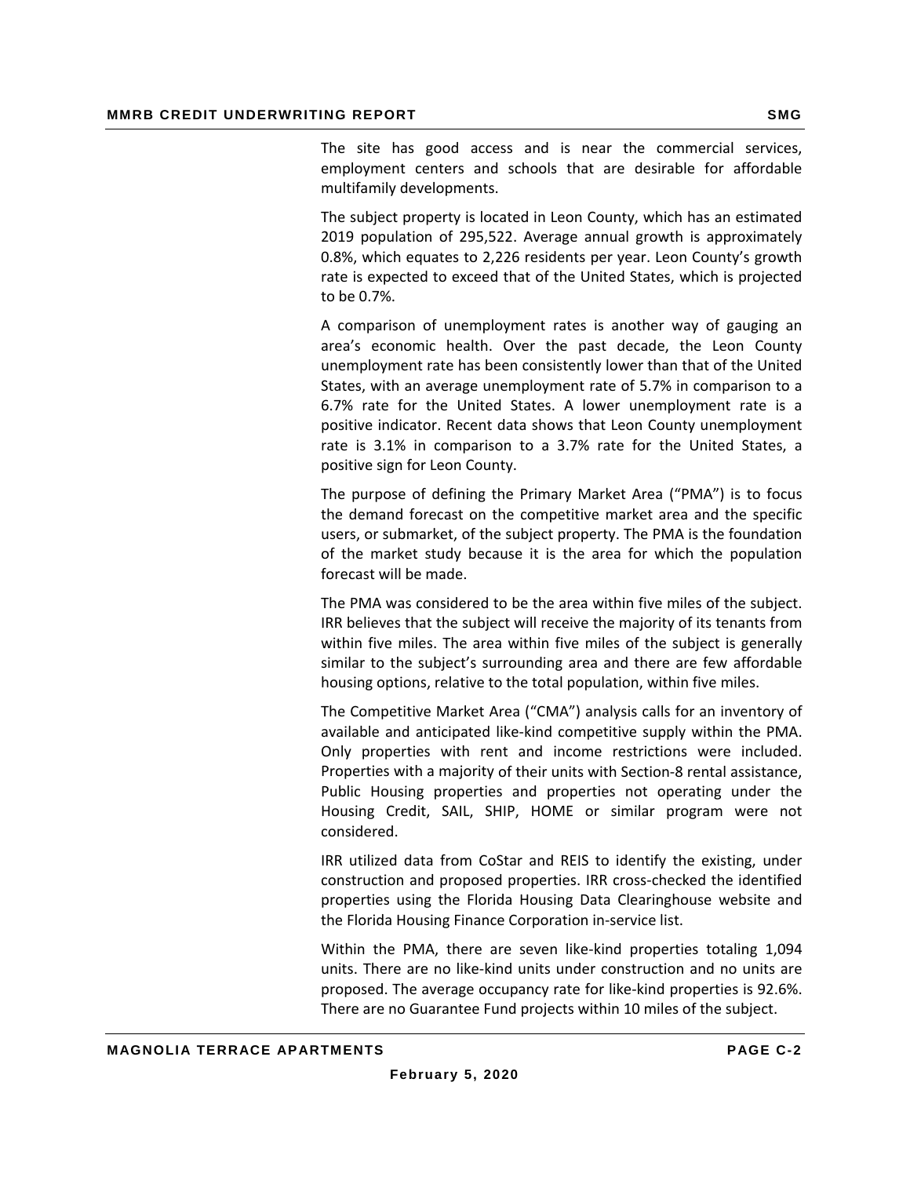The site has good access and is near the commercial services, employment centers and schools that are desirable for affordable multifamily developments.

The subject property is located in Leon County, which has an estimated 2019 population of 295,522. Average annual growth is approximately 0.8%, which equates to 2,226 residents per year. Leon County's growth rate is expected to exceed that of the United States, which is projected to be 0.7%.

A comparison of unemployment rates is another way of gauging an area's economic health. Over the past decade, the Leon County unemployment rate has been consistently lower than that of the United States, with an average unemployment rate of 5.7% in comparison to a 6.7% rate for the United States. A lower unemployment rate is a positive indicator. Recent data shows that Leon County unemployment rate is 3.1% in comparison to a 3.7% rate for the United States, a positive sign for Leon County.

The purpose of defining the Primary Market Area ("PMA") is to focus the demand forecast on the competitive market area and the specific users, or submarket, of the subject property. The PMA is the foundation of the market study because it is the area for which the population forecast will be made.

The PMA was considered to be the area within five miles of the subject. IRR believes that the subject will receive the majority of its tenants from within five miles. The area within five miles of the subject is generally similar to the subject's surrounding area and there are few affordable housing options, relative to the total population, within five miles.

The Competitive Market Area ("CMA") analysis calls for an inventory of available and anticipated like-kind competitive supply within the PMA. Only properties with rent and income restrictions were included. Properties with a majority of their units with Section-8 rental assistance, Public Housing properties and properties not operating under the Housing Credit, SAIL, SHIP, HOME or similar program were not considered.

IRR utilized data from CoStar and REIS to identify the existing, under construction and proposed properties. IRR cross-checked the identified properties using the Florida Housing Data Clearinghouse website and the Florida Housing Finance Corporation in-service list.

Within the PMA, there are seven like-kind properties totaling 1,094 units. There are no like-kind units under construction and no units are proposed. The average occupancy rate for like-kind properties is 92.6%. There are no Guarantee Fund projects within 10 miles of the subject.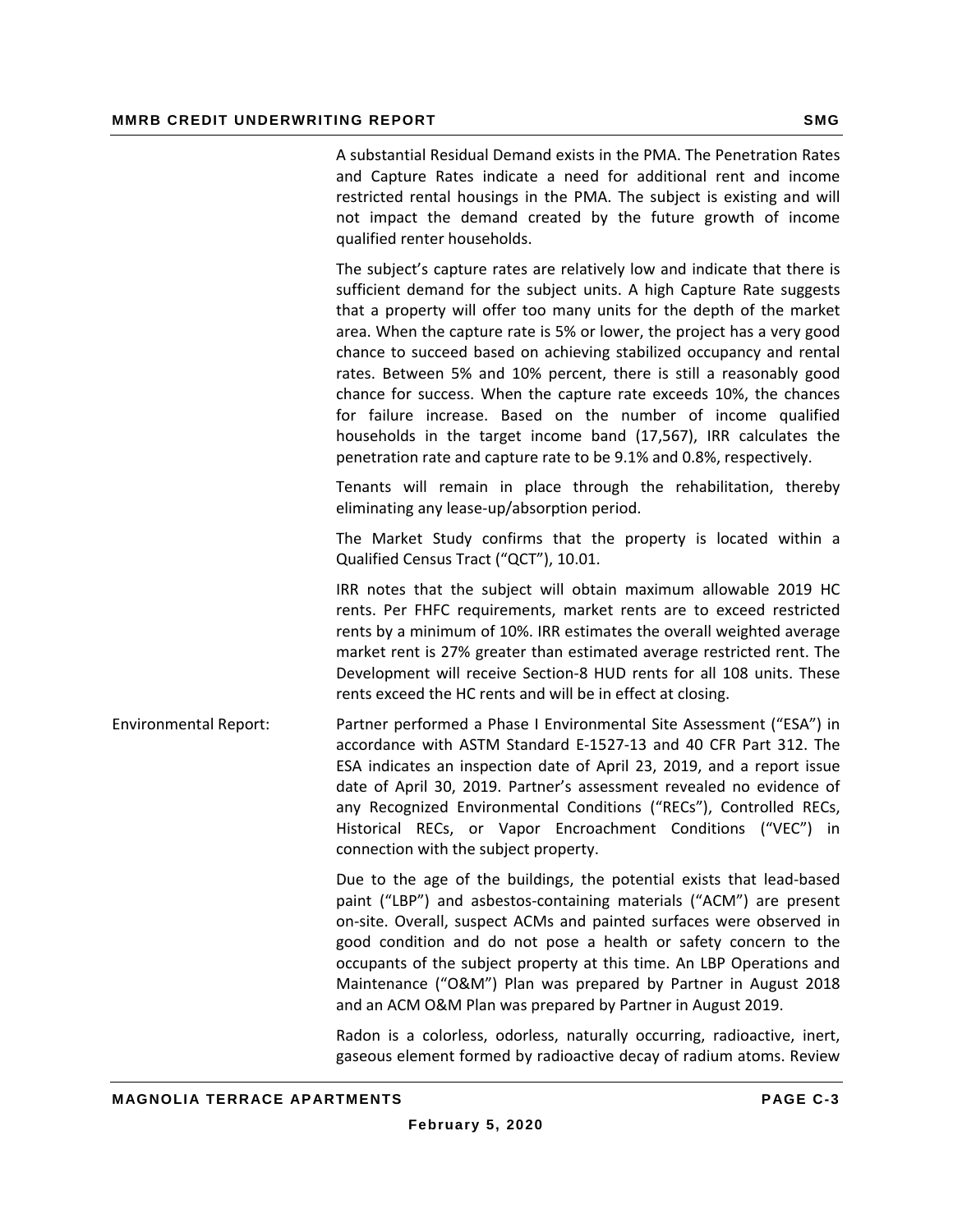A substantial Residual Demand exists in the PMA. The Penetration Rates and Capture Rates indicate a need for additional rent and income restricted rental housings in the PMA. The subject is existing and will not impact the demand created by the future growth of income qualified renter households.

The subject's capture rates are relatively low and indicate that there is sufficient demand for the subject units. A high Capture Rate suggests that a property will offer too many units for the depth of the market area. When the capture rate is 5% or lower, the project has a very good chance to succeed based on achieving stabilized occupancy and rental rates. Between 5% and 10% percent, there is still a reasonably good chance for success. When the capture rate exceeds 10%, the chances for failure increase. Based on the number of income qualified households in the target income band (17,567), IRR calculates the penetration rate and capture rate to be 9.1% and 0.8%, respectively.

Tenants will remain in place through the rehabilitation, thereby eliminating any lease-up/absorption period.

The Market Study confirms that the property is located within a Qualified Census Tract ("QCT"), 10.01.

IRR notes that the subject will obtain maximum allowable 2019 HC rents. Per FHFC requirements, market rents are to exceed restricted rents by a minimum of 10%. IRR estimates the overall weighted average market rent is 27% greater than estimated average restricted rent. The Development will receive Section-8 HUD rents for all 108 units. These rents exceed the HC rents and will be in effect at closing.

Environmental Report:

Partner performed a Phase I Environmental Site Assessment ("ESA") in accordance with ASTM Standard E-1527-13 and 40 CFR Part 312. The ESA indicates an inspection date of April 23, 2019, and a report issue date of April 30, 2019. Partner's assessment revealed no evidence of any Recognized Environmental Conditions ("RECs"), Controlled RECs, Historical RECs, or Vapor Encroachment Conditions ("VEC") in connection with the subject property.

Due to the age of the buildings, the potential exists that lead-based paint ("LBP") and asbestos-containing materials ("ACM") are present on-site. Overall, suspect ACMs and painted surfaces were observed in good condition and do not pose a health or safety concern to the occupants of the subject property at this time. An LBP Operations and Maintenance ("O&M") Plan was prepared by Partner in August 2018 and an ACM O&M Plan was prepared by Partner in August 2019.

Radon is a colorless, odorless, naturally occurring, radioactive, inert, gaseous element formed by radioactive decay of radium atoms. Review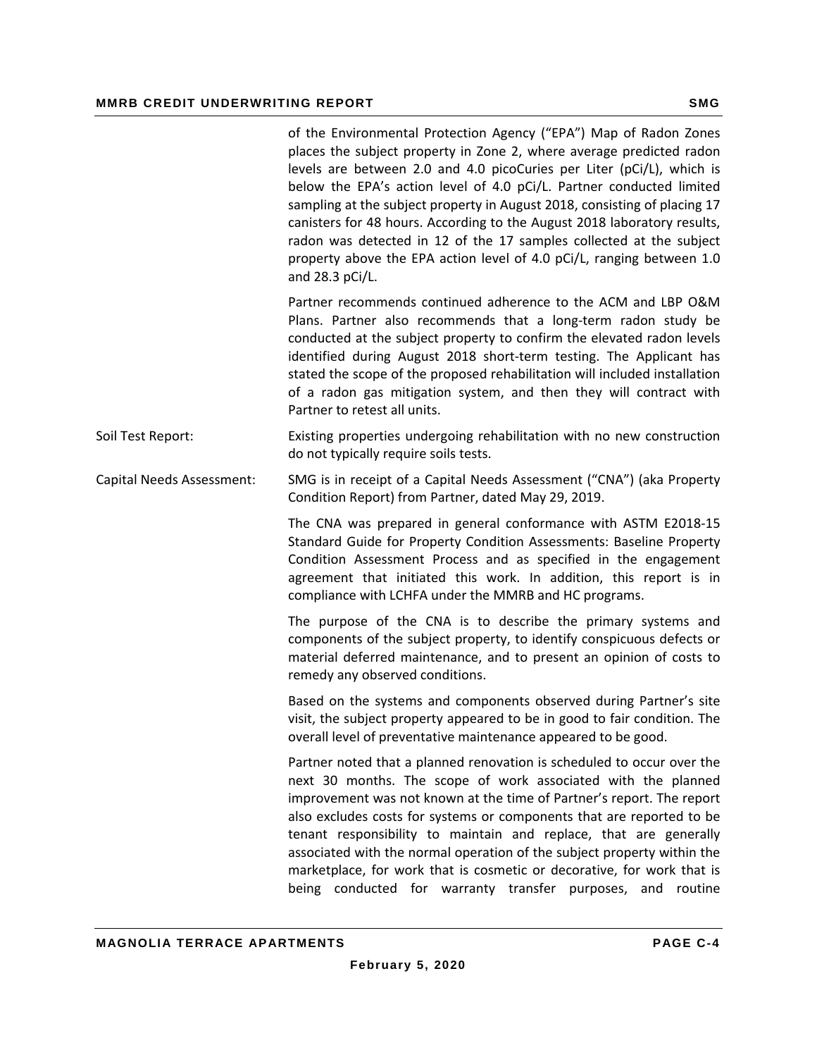of the Environmental Protection Agency ("EPA") Map of Radon Zones places the subject property in Zone 2, where average predicted radon levels are between 2.0 and 4.0 picoCuries per Liter (pCi/L), which is below the EPA's action level of 4.0 pCi/L. Partner conducted limited sampling at the subject property in August 2018, consisting of placing 17 canisters for 48 hours. According to the August 2018 laboratory results, radon was detected in 12 of the 17 samples collected at the subject property above the EPA action level of 4.0 pCi/L, ranging between 1.0 and 28.3 pCi/L.

Partner recommends continued adherence to the ACM and LBP O&M Plans. Partner also recommends that a long-term radon study be conducted at the subject property to confirm the elevated radon levels identified during August 2018 short-term testing. The Applicant has stated the scope of the proposed rehabilitation will included installation of a radon gas mitigation system, and then they will contract with Partner to retest all units.

Soil Test Report: Existing properties undergoing rehabilitation with no new construction do not typically require soils tests.

Capital Needs Assessment: SMG is in receipt of a Capital Needs Assessment ("CNA") (aka Property Condition Report) from Partner, dated May 29, 2019.

The CNA was prepared in general conformance with ASTM E2018-15 Standard Guide for Property Condition Assessments: Baseline Property Condition Assessment Process and as specified in the engagement agreement that initiated this work. In addition, this report is in compliance with LCHFA under the MMRB and HC programs.

The purpose of the CNA is to describe the primary systems and components of the subject property, to identify conspicuous defects or material deferred maintenance, and to present an opinion of costs to remedy any observed conditions.

Based on the systems and components observed during Partner's site visit, the subject property appeared to be in good to fair condition. The overall level of preventative maintenance appeared to be good.

Partner noted that a planned renovation is scheduled to occur over the next 30 months. The scope of work associated with the planned improvement was not known at the time of Partner's report. The report also excludes costs for systems or components that are reported to be tenant responsibility to maintain and replace, that are generally associated with the normal operation of the subject property within the marketplace, for work that is cosmetic or decorative, for work that is being conducted for warranty transfer purposes, and routine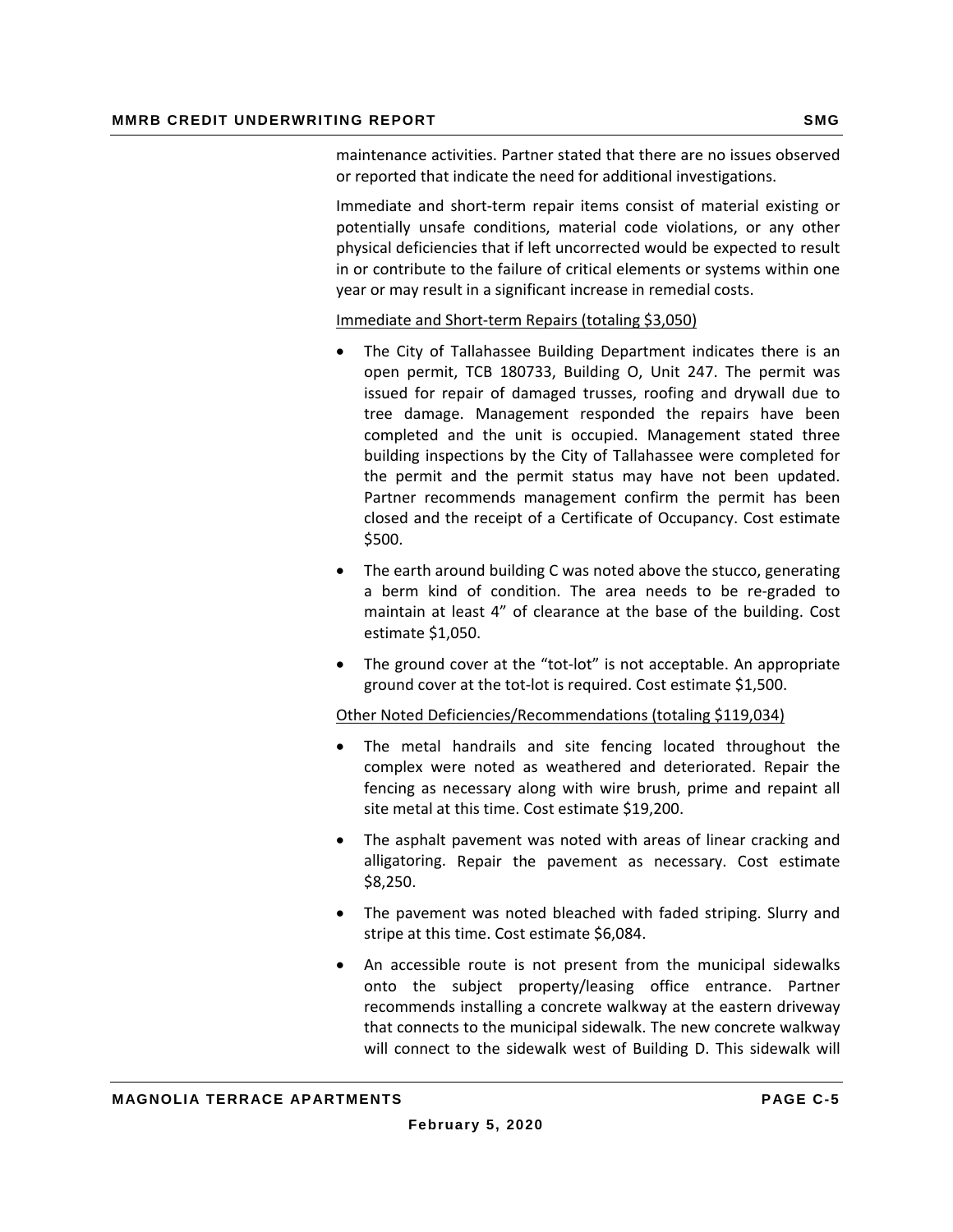maintenance activities. Partner stated that there are no issues observed or reported that indicate the need for additional investigations.

Immediate and short-term repair items consist of material existing or potentially unsafe conditions, material code violations, or any other physical deficiencies that if left uncorrected would be expected to result in or contribute to the failure of critical elements or systems within one year or may result in a significant increase in remedial costs.

Immediate and Short-term Repairs (totaling $3,050)

- The City of Tallahassee Building Department indicates there is an open permit, TCB 180733, Building O, Unit 247. The permit was issued for repair of damaged trusses, roofing and drywall due to tree damage. Management responded the repairs have been completed and the unit is occupied. Management stated three building inspections by the City of Tallahassee were completed for the permit and the permit status may have not been updated. Partner recommends management confirm the permit has been closed and the receipt of a Certificate of Occupancy. Cost estimate $500.
- The earth around building C was noted above the stucco, generating a berm kind of condition. The area needs to be re-graded to maintain at least 4" of clearance at the base of the building. Cost estimate $1,050.
- The ground cover at the "tot-lot" is not acceptable. An appropriate ground cover at the tot-lot is required. Cost estimate $1,500.

Other Noted Deficiencies/Recommendations (totaling $119,034)

- The metal handrails and site fencing located throughout the complex were noted as weathered and deteriorated. Repair the fencing as necessary along with wire brush, prime and repaint all site metal at this time. Cost estimate $19,200.
- The asphalt pavement was noted with areas of linear cracking and alligatoring. Repair the pavement as necessary. Cost estimate $8,250.
- The pavement was noted bleached with faded striping. Slurry and stripe at this time. Cost estimate $6,084.
- An accessible route is not present from the municipal sidewalks onto the subject property/leasing office entrance. Partner recommends installing a concrete walkway at the eastern driveway that connects to the municipal sidewalk. The new concrete walkway will connect to the sidewalk west of Building D. This sidewalk will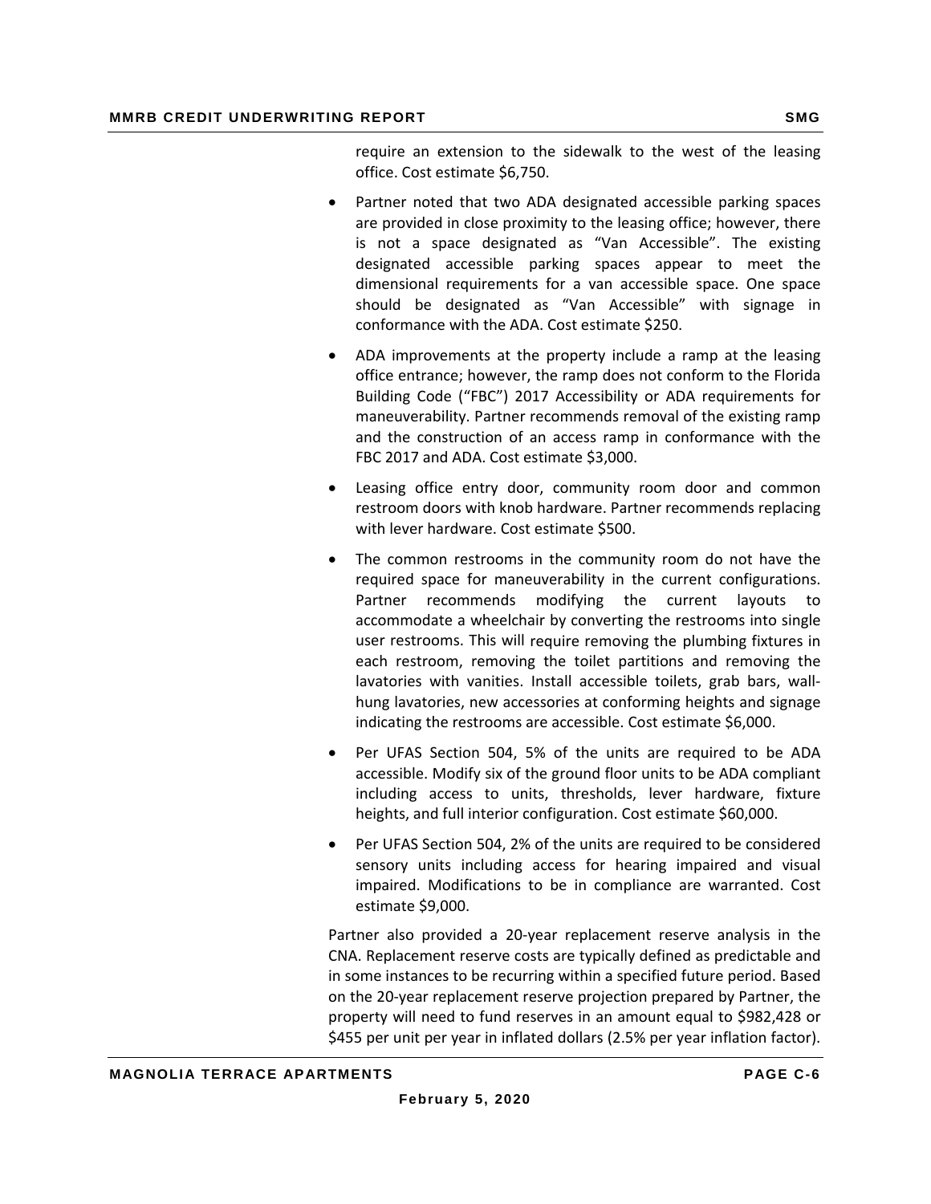require an extension to the sidewalk to the west of the leasing office. Cost estimate $6,750.

- Partner noted that two ADA designated accessible parking spaces are provided in close proximity to the leasing office; however, there is not a space designated as "Van Accessible". The existing designated accessible parking spaces appear to meet the dimensional requirements for a van accessible space. One space should be designated as "Van Accessible" with signage in conformance with the ADA. Cost estimate $250.

- ADA improvements at the property include a ramp at the leasing office entrance; however, the ramp does not conform to the Florida Building Code ("FBC") 2017 Accessibility or ADA requirements for maneuverability. Partner recommends removal of the existing ramp and the construction of an access ramp in conformance with the FBC 2017 and ADA. Cost estimate $3,000.

- Leasing office entry door, community room door and common restroom doors with knob hardware. Partner recommends replacing with lever hardware. Cost estimate $500.

- The common restrooms in the community room do not have the required space for maneuverability in the current configurations. Partner recommends modifying the current layouts to accommodate a wheelchair by converting the restrooms into single user restrooms. This will require removing the plumbing fixtures in each restroom, removing the toilet partitions and removing the lavatories with vanities. Install accessible toilets, grab bars, wall-hung lavatories, new accessories at conforming heights and signage indicating the restrooms are accessible. Cost estimate $6,000.

- Per UFAS Section 504, 5% of the units are required to be ADA accessible. Modify six of the ground floor units to be ADA compliant including access to units, thresholds, lever hardware, fixture heights, and full interior configuration. Cost estimate $60,000.

- Per UFAS Section 504, 2% of the units are required to be considered sensory units including access for hearing impaired and visual impaired. Modifications to be in compliance are warranted. Cost estimate $9,000.

Partner also provided a 20-year replacement reserve analysis in the CNA. Replacement reserve costs are typically defined as predictable and in some instances to be recurring within a specified future period. Based on the 20-year replacement reserve projection prepared by Partner, the property will need to fund reserves in an amount equal to $982,428 or $455 per unit per year in inflated dollars (2.5% per year inflation factor).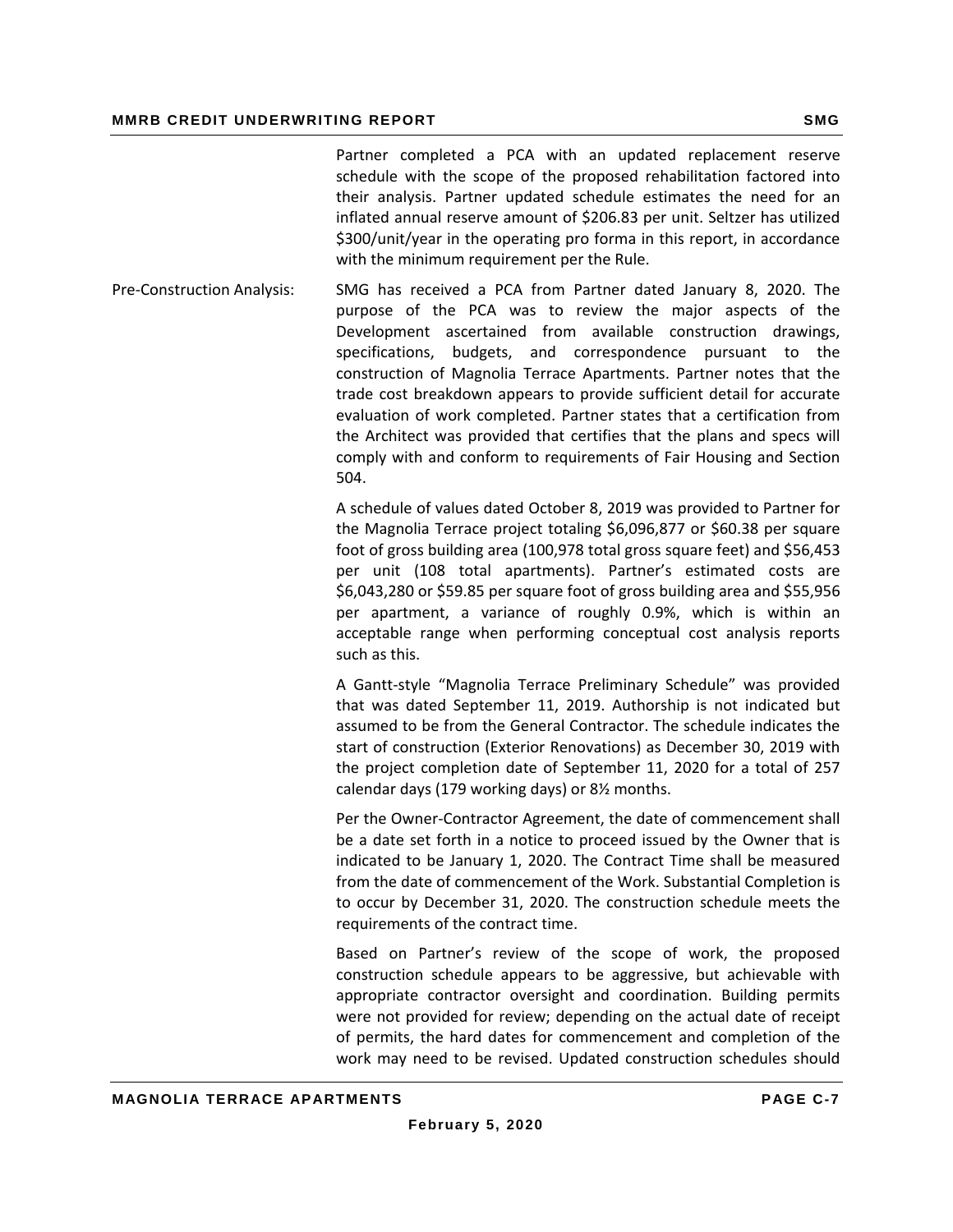Partner completed a PCA with an updated replacement reserve schedule with the scope of the proposed rehabilitation factored into their analysis. Partner updated schedule estimates the need for an inflated annual reserve amount of $206.83 per unit. Seltzer has utilized $300/unit/year in the operating pro forma in this report, in accordance with the minimum requirement per the Rule.

Pre-Construction Analysis: SMG has received a PCA from Partner dated January 8, 2020. The purpose of the PCA was to review the major aspects of the Development ascertained from available construction drawings, specifications, budgets, and correspondence pursuant to the construction of Magnolia Terrace Apartments. Partner notes that the trade cost breakdown appears to provide sufficient detail for accurate evaluation of work completed. Partner states that a certification from the Architect was provided that certifies that the plans and specs will comply with and conform to requirements of Fair Housing and Section 504.

A schedule of values dated October 8, 2019 was provided to Partner for the Magnolia Terrace project totaling $6,096,877 or $60.38 per square foot of gross building area (100,978 total gross square feet) and $56,453 per unit (108 total apartments). Partner's estimated costs are $6,043,280 or $59.85 per square foot of gross building area and $55,956 per apartment, a variance of roughly 0.9%, which is within an acceptable range when performing conceptual cost analysis reports such as this.

A Gantt-style "Magnolia Terrace Preliminary Schedule" was provided that was dated September 11, 2019. Authorship is not indicated but assumed to be from the General Contractor. The schedule indicates the start of construction (Exterior Renovations) as December 30, 2019 with the project completion date of September 11, 2020 for a total of 257 calendar days (179 working days) or 8½ months.

Per the Owner-Contractor Agreement, the date of commencement shall be a date set forth in a notice to proceed issued by the Owner that is indicated to be January 1, 2020. The Contract Time shall be measured from the date of commencement of the Work. Substantial Completion is to occur by December 31, 2020. The construction schedule meets the requirements of the contract time.

Based on Partner's review of the scope of work, the proposed construction schedule appears to be aggressive, but achievable with appropriate contractor oversight and coordination. Building permits were not provided for review; depending on the actual date of receipt of permits, the hard dates for commencement and completion of the work may need to be revised. Updated construction schedules should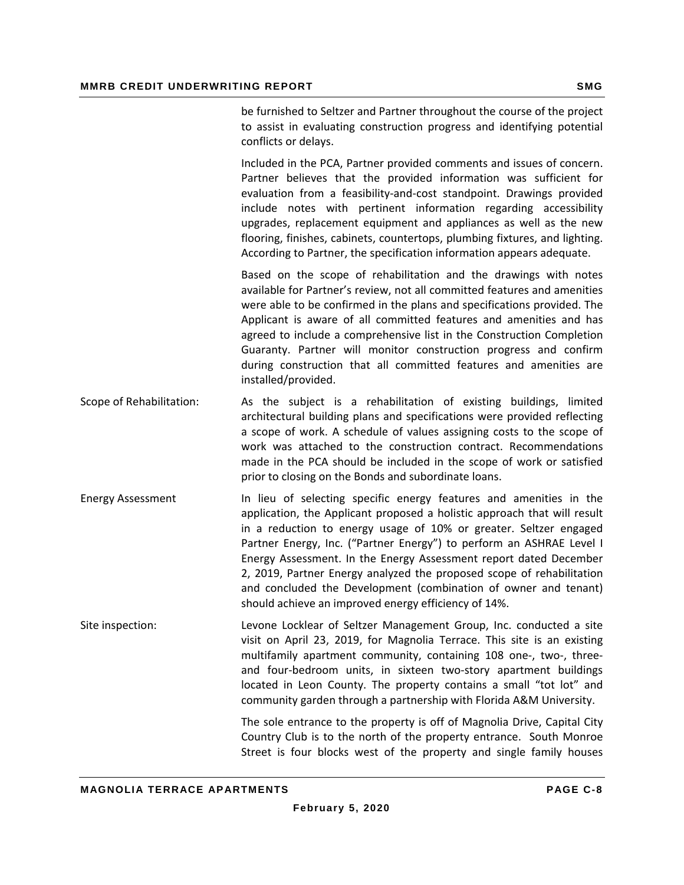be furnished to Seltzer and Partner throughout the course of the project to assist in evaluating construction progress and identifying potential conflicts or delays.

Included in the PCA, Partner provided comments and issues of concern. Partner believes that the provided information was sufficient for evaluation from a feasibility-and-cost standpoint. Drawings provided include notes with pertinent information regarding accessibility upgrades, replacement equipment and appliances as well as the new flooring, finishes, cabinets, countertops, plumbing fixtures, and lighting. According to Partner, the specification information appears adequate.

Based on the scope of rehabilitation and the drawings with notes available for Partner's review, not all committed features and amenities were able to be confirmed in the plans and specifications provided. The Applicant is aware of all committed features and amenities and has agreed to include a comprehensive list in the Construction Completion Guaranty. Partner will monitor construction progress and confirm during construction that all committed features and amenities are installed/provided.

Scope of Rehabilitation: As the subject is a rehabilitation of existing buildings, limited architectural building plans and specifications were provided reflecting a scope of work. A schedule of values assigning costs to the scope of work was attached to the construction contract. Recommendations made in the PCA should be included in the scope of work or satisfied prior to closing on the Bonds and subordinate loans.

Energy Assessment: In lieu of selecting specific energy features and amenities in the application, the Applicant proposed a holistic approach that will result in a reduction to energy usage of 10% or greater. Seltzer engaged Partner Energy, Inc. ("Partner Energy") to perform an ASHRAE Level I Energy Assessment. In the Energy Assessment report dated December 2, 2019, Partner Energy analyzed the proposed scope of rehabilitation and concluded the Development (combination of owner and tenant) should achieve an improved energy efficiency of 14%.

Site inspection: Levone Locklear of Seltzer Management Group, Inc. conducted a site visit on April 23, 2019, for Magnolia Terrace. This site is an existing multifamily apartment community, containing 108 one-, two-, three- and four-bedroom units, in sixteen two-story apartment buildings located in Leon County. The property contains a small "tot lot" and community garden through a partnership with Florida A&M University.

The sole entrance to the property is off of Magnolia Drive, Capital City Country Club is to the north of the property entrance. South Monroe Street is four blocks west of the property and single family houses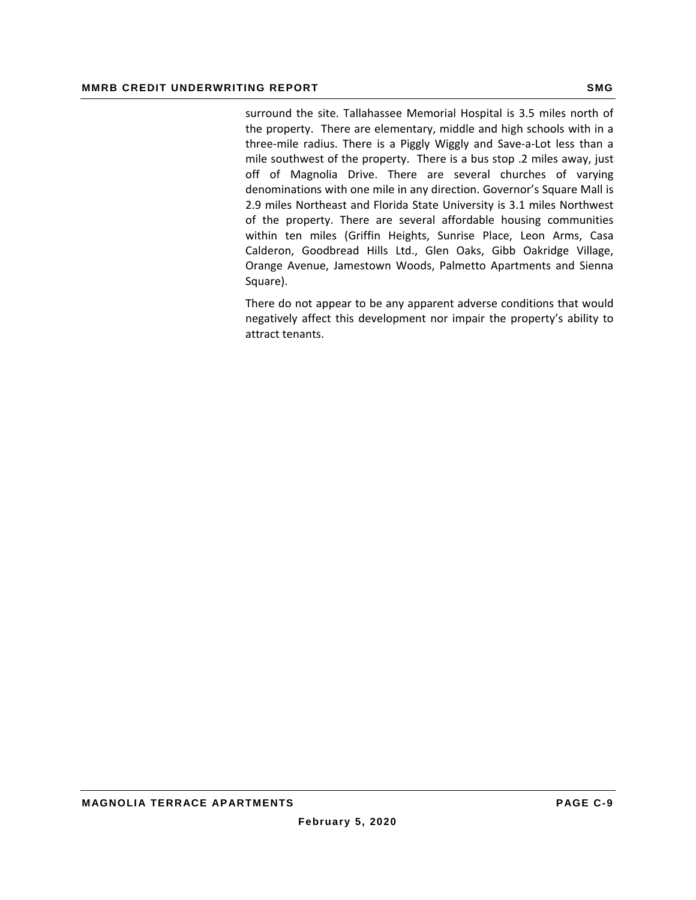surround the site. Tallahassee Memorial Hospital is 3.5 miles north of the property. There are elementary, middle and high schools with in a three-mile radius. There is a Piggly Wiggly and Save-a-Lot less than a mile southwest of the property. There is a bus stop .2 miles away, just off of Magnolia Drive. There are several churches of varying denominations with one mile in any direction. Governor's Square Mall is 2.9 miles Northeast and Florida State University is 3.1 miles Northwest of the property. There are several affordable housing communities within ten miles (Griffin Heights, Sunrise Place, Leon Arms, Casa Calderon, Goodbread Hills Ltd., Glen Oaks, Gibb Oakridge Village, Orange Avenue, Jamestown Woods, Palmetto Apartments and Sienna Square).

There do not appear to be any apparent adverse conditions that would negatively affect this development nor impair the property's ability to attract tenants.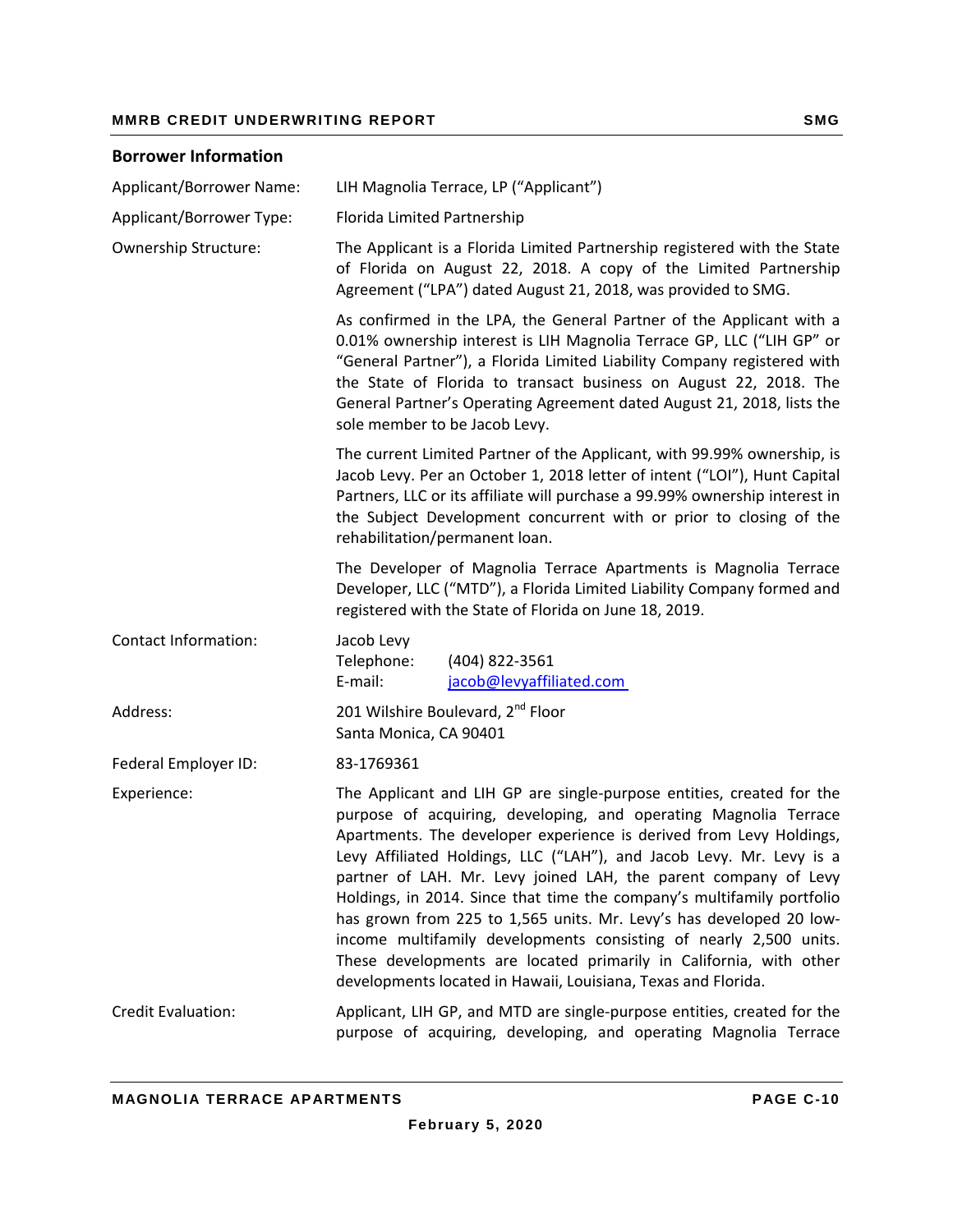**Borrower Information**

| | |
|---|---|
| Applicant/Borrower Name: | LIH Magnolia Terrace, LP ("Applicant") |
| Applicant/Borrower Type: | Florida Limited Partnership |
| Ownership Structure: | The Applicant is a Florida Limited Partnership registered with the State of Florida on August 22, 2018. A copy of the Limited Partnership Agreement ("LPA") dated August 21, 2018, was provided to SMG.<br><br>As confirmed in the LPA, the General Partner of the Applicant with a 0.01% ownership interest is LIH Magnolia Terrace GP, LLC ("LIH GP" or "General Partner"), a Florida Limited Liability Company registered with the State of Florida to transact business on August 22, 2018. The General Partner's Operating Agreement dated August 21, 2018, lists the sole member to be Jacob Levy.<br><br>The current Limited Partner of the Applicant, with 99.99% ownership, is Jacob Levy. Per an October 1, 2018 letter of intent ("LOI"), Hunt Capital Partners, LLC or its affiliate will purchase a 99.99% ownership interest in the Subject Development concurrent with or prior to closing of the rehabilitation/permanent loan.<br><br>The Developer of Magnolia Terrace Apartments is Magnolia Terrace Developer, LLC ("MTD"), a Florida Limited Liability Company formed and registered with the State of Florida on June 18, 2019. |
| Contact Information: | Jacob Levy<br>Telephone: (404) 822-3561<br>E-mail: jacob@levyaffiliated.com |
| Address: | 201 Wilshire Boulevard, 2nd Floor<br>Santa Monica, CA 90401 |
| Federal Employer ID: | 83-1769361 |
| Experience: | The Applicant and LIH GP are single-purpose entities, created for the purpose of acquiring, developing, and operating Magnolia Terrace Apartments. The developer experience is derived from Levy Holdings, Levy Affiliated Holdings, LLC ("LAH"), and Jacob Levy. Mr. Levy is a partner of LAH. Mr. Levy joined LAH, the parent company of Levy Holdings, in 2014. Since that time the company's multifamily portfolio has grown from 225 to 1,565 units. Mr. Levy's has developed 20 low-income multifamily developments consisting of nearly 2,500 units. These developments are located primarily in California, with other developments located in Hawaii, Louisiana, Texas and Florida. |
| Credit Evaluation: | Applicant, LIH GP, and MTD are single-purpose entities, created for the purpose of acquiring, developing, and operating Magnolia Terrace |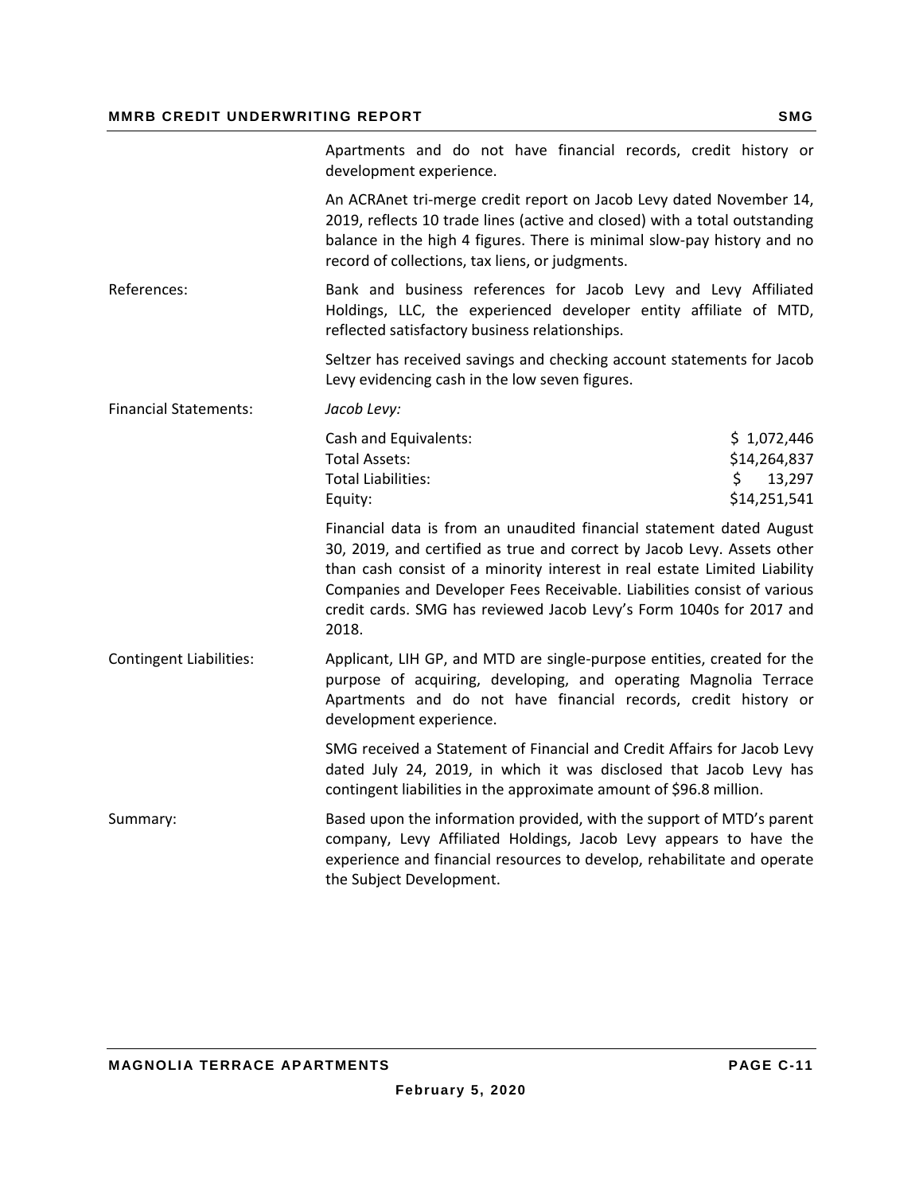Apartments and do not have financial records, credit history or development experience.

An ACRAnet tri-merge credit report on Jacob Levy dated November 14, 2019, reflects 10 trade lines (active and closed) with a total outstanding balance in the high 4 figures. There is minimal slow-pay history and no record of collections, tax liens, or judgments.

**References:**

Bank and business references for Jacob Levy and Levy Affiliated Holdings, LLC, the experienced developer entity affiliate of MTD, reflected satisfactory business relationships.

Seltzer has received savings and checking account statements for Jacob Levy evidencing cash in the low seven figures.

**Financial Statements:**

*Jacob Levy:*

| | |
|---|---|
| Cash and Equivalents: | $ 1,072,446 |
| Total Assets: | $14,264,837 |
| Total Liabilities: | $ 13,297 |
| Equity: | $14,251,541 |

Financial data is from an unaudited financial statement dated August 30, 2019, and certified as true and correct by Jacob Levy. Assets other than cash consist of a minority interest in real estate Limited Liability Companies and Developer Fees Receivable. Liabilities consist of various credit cards. SMG has reviewed Jacob Levy's Form 1040s for 2017 and 2018.

**Contingent Liabilities:**

Applicant, LIH GP, and MTD are single-purpose entities, created for the purpose of acquiring, developing, and operating Magnolia Terrace Apartments and do not have financial records, credit history or development experience.

SMG received a Statement of Financial and Credit Affairs for Jacob Levy dated July 24, 2019, in which it was disclosed that Jacob Levy has contingent liabilities in the approximate amount of $96.8 million.

**Summary:**

Based upon the information provided, with the support of MTD's parent company, Levy Affiliated Holdings, Jacob Levy appears to have the experience and financial resources to develop, rehabilitate and operate the Subject Development.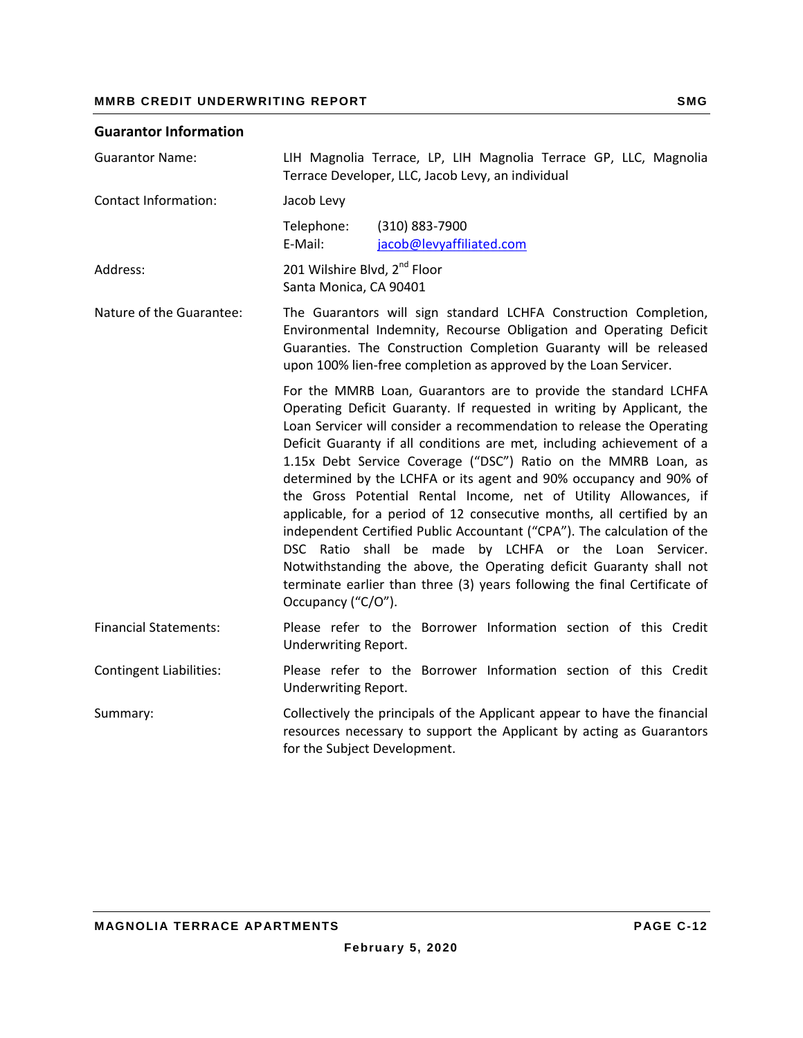## Guarantor Information

**Guarantor Name:** LIH Magnolia Terrace, LP, LIH Magnolia Terrace GP, LLC, Magnolia Terrace Developer, LLC, Jacob Levy, an individual

**Contact Information:** Jacob Levy

Telephone: (310) 883-7900
E-Mail: jacob@levyaffiliated.com

**Address:** 201 Wilshire Blvd, 2nd Floor
Santa Monica, CA 90401

**Nature of the Guarantee:** The Guarantors will sign standard LCHFA Construction Completion, Environmental Indemnity, Recourse Obligation and Operating Deficit Guaranties. The Construction Completion Guaranty will be released upon 100% lien-free completion as approved by the Loan Servicer.

For the MMRB Loan, Guarantors are to provide the standard LCHFA Operating Deficit Guaranty. If requested in writing by Applicant, the Loan Servicer will consider a recommendation to release the Operating Deficit Guaranty if all conditions are met, including achievement of a 1.15x Debt Service Coverage ("DSC") Ratio on the MMRB Loan, as determined by the LCHFA or its agent and 90% occupancy and 90% of the Gross Potential Rental Income, net of Utility Allowances, if applicable, for a period of 12 consecutive months, all certified by an independent Certified Public Accountant ("CPA"). The calculation of the DSC Ratio shall be made by LCHFA or the Loan Servicer. Notwithstanding the above, the Operating deficit Guaranty shall not terminate earlier than three (3) years following the final Certificate of Occupancy ("C/O").

**Financial Statements:** Please refer to the Borrower Information section of this Credit Underwriting Report.

**Contingent Liabilities:** Please refer to the Borrower Information section of this Credit Underwriting Report.

**Summary:** Collectively the principals of the Applicant appear to have the financial resources necessary to support the Applicant by acting as Guarantors for the Subject Development.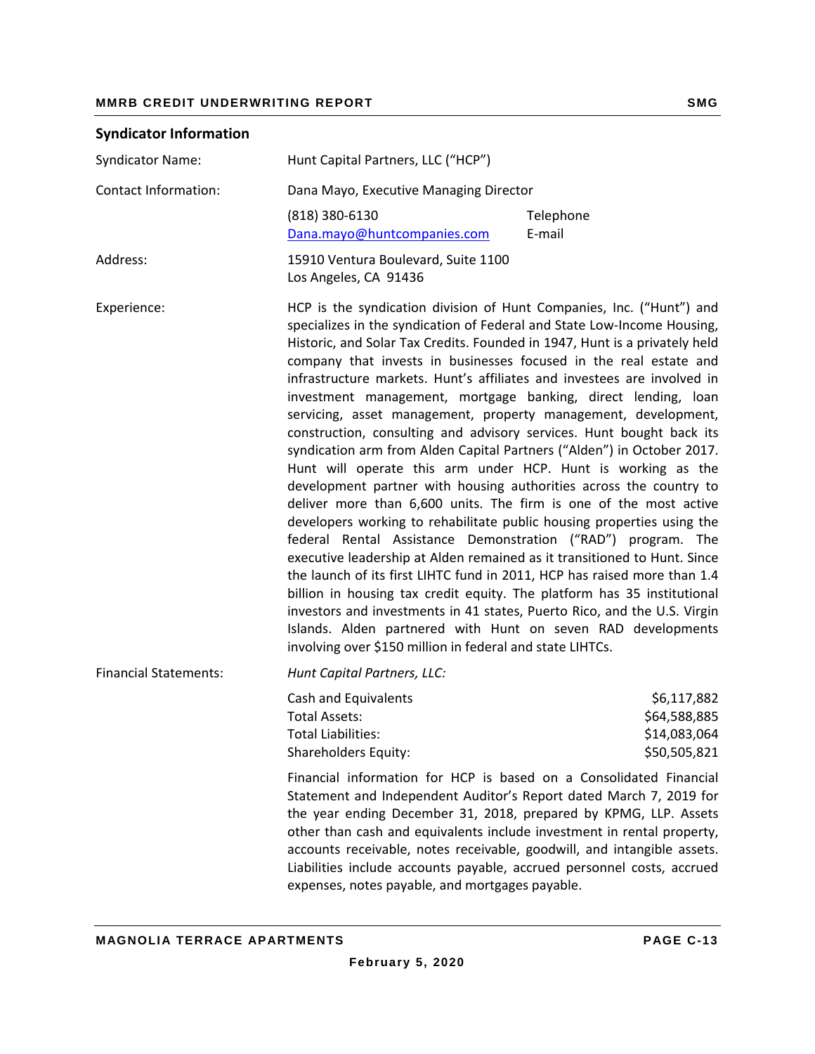## Syndicator Information

| | | |
|---|---|---|
| Syndicator Name: | Hunt Capital Partners, LLC ("HCP") | |
| Contact Information: | Dana Mayo, Executive Managing Director | |
| | (818) 380-6130 | Telephone |
| | Dana.mayo@huntcompanies.com | E-mail |
| Address: | 15910 Ventura Boulevard, Suite 1100<br>Los Angeles, CA 91436 | |

**Experience:**

HCP is the syndication division of Hunt Companies, Inc. ("Hunt") and specializes in the syndication of Federal and State Low-Income Housing, Historic, and Solar Tax Credits. Founded in 1947, Hunt is a privately held company that invests in businesses focused in the real estate and infrastructure markets. Hunt's affiliates and investees are involved in investment management, mortgage banking, direct lending, loan servicing, asset management, property management, development, construction, consulting and advisory services. Hunt bought back its syndication arm from Alden Capital Partners ("Alden") in October 2017. Hunt will operate this arm under HCP. Hunt is working as the development partner with housing authorities across the country to deliver more than 6,600 units. The firm is one of the most active developers working to rehabilitate public housing properties using the federal Rental Assistance Demonstration ("RAD") program. The executive leadership at Alden remained as it transitioned to Hunt. Since the launch of its first LIHTC fund in 2011, HCP has raised more than 1.4 billion in housing tax credit equity. The platform has 35 institutional investors and investments in 41 states, Puerto Rico, and the U.S. Virgin Islands. Alden partnered with Hunt on seven RAD developments involving over $150 million in federal and state LIHTCs.

**Financial Statements:**

*Hunt Capital Partners, LLC:*

| | |
|---|---:|
| Cash and Equivalents | $6,117,882 |
| Total Assets: | $64,588,885 |
| Total Liabilities: | $14,083,064 |
| Shareholders Equity: | $50,505,821 |

Financial information for HCP is based on a Consolidated Financial Statement and Independent Auditor's Report dated March 7, 2019 for the year ending December 31, 2018, prepared by KPMG, LLP. Assets other than cash and equivalents include investment in rental property, accounts receivable, notes receivable, goodwill, and intangible assets. Liabilities include accounts payable, accrued personnel costs, accrued expenses, notes payable, and mortgages payable.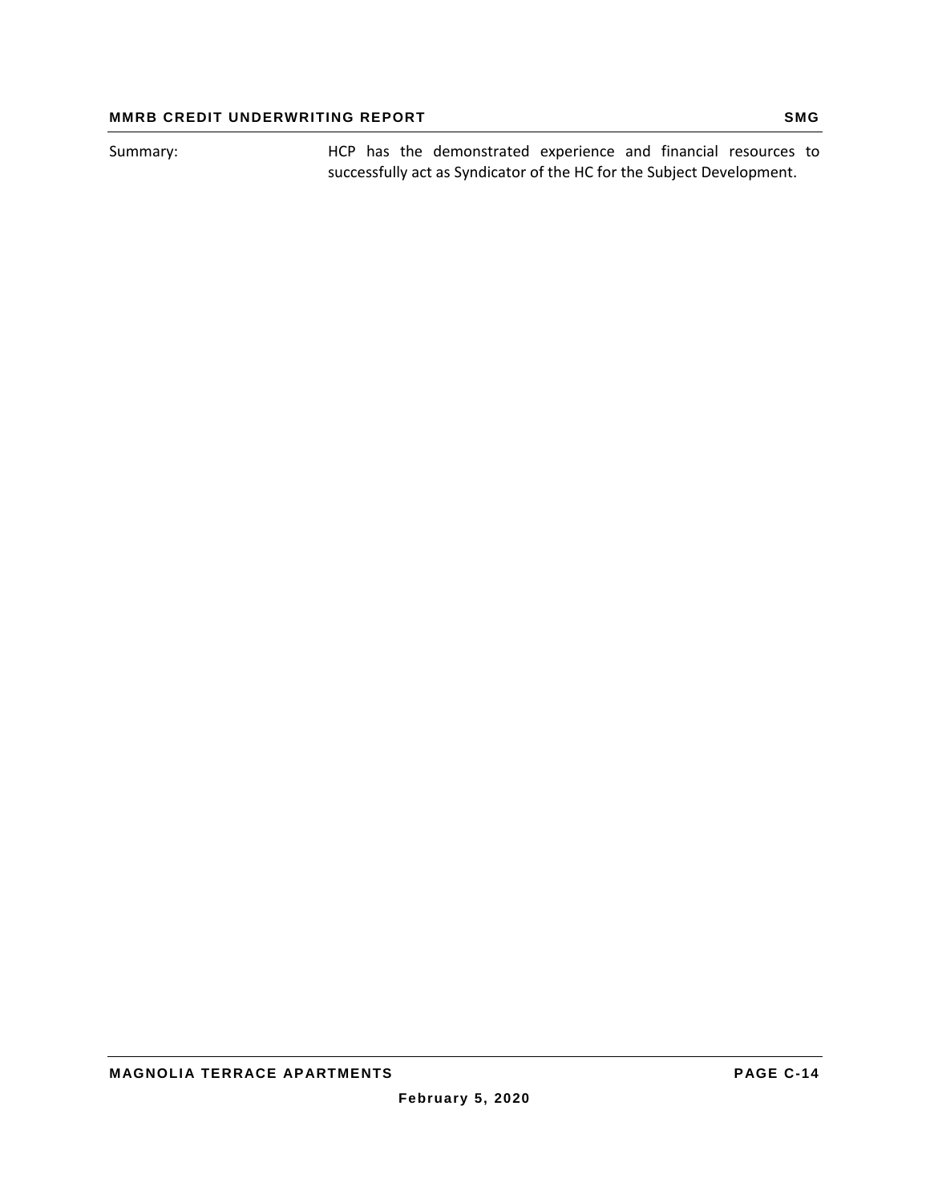| Summary: | HCP has the demonstrated experience and financial resources to successfully act as Syndicator of the HC for the Subject Development. |
| --- | --- |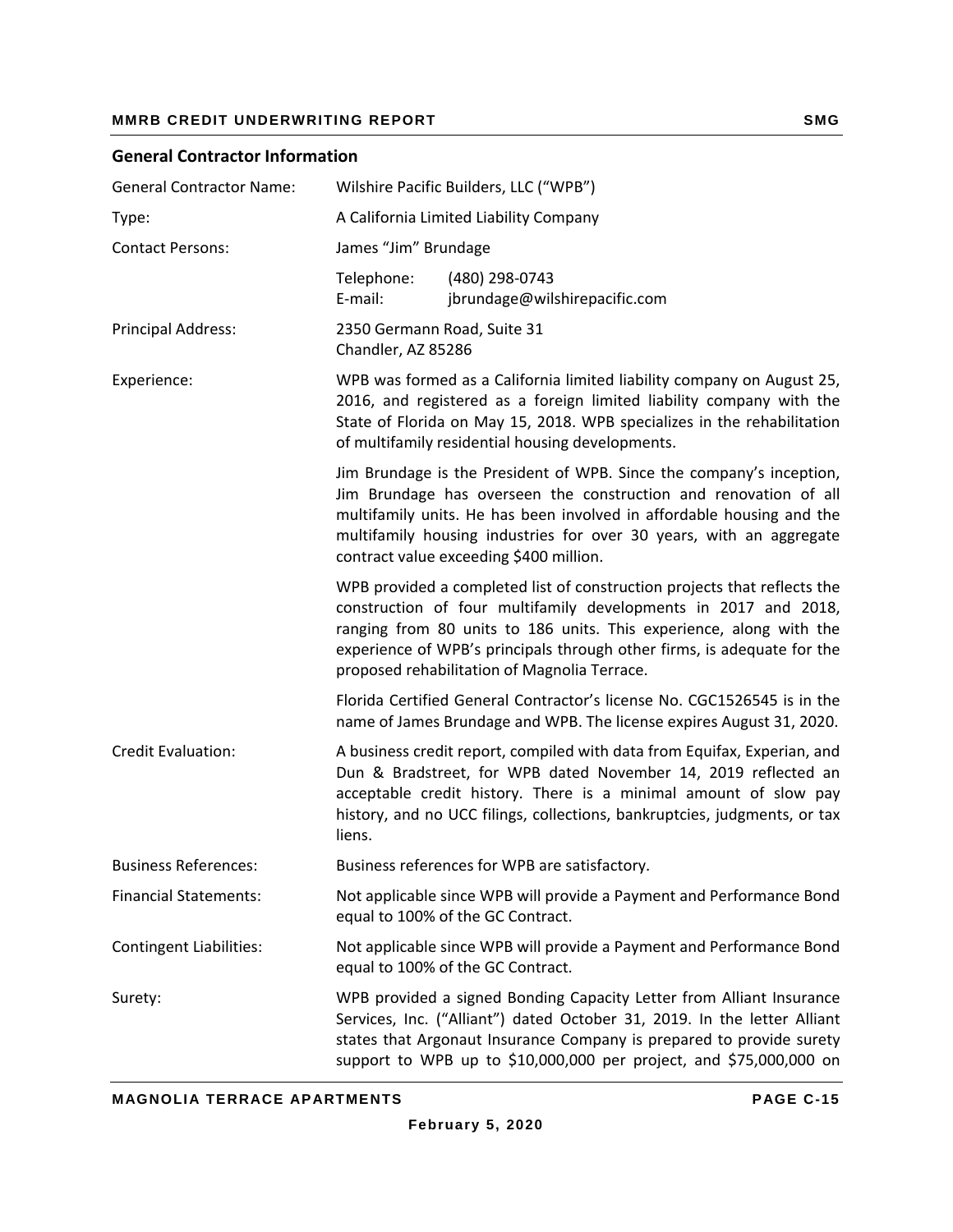## General Contractor Information

| | |
|---|---|
| General Contractor Name: | Wilshire Pacific Builders, LLC ("WPB") |
| Type: | A California Limited Liability Company |
| Contact Persons: | James "Jim" Brundage<br>Telephone: (480) 298-0743<br>E-mail: jbrundage@wilshirepacific.com |
| Principal Address: | 2350 Germann Road, Suite 31<br>Chandler, AZ 85286 |
| Experience: | WPB was formed as a California limited liability company on August 25, 2016, and registered as a foreign limited liability company with the State of Florida on May 15, 2018. WPB specializes in the rehabilitation of multifamily residential housing developments.<br><br>Jim Brundage is the President of WPB. Since the company's inception, Jim Brundage has overseen the construction and renovation of all multifamily units. He has been involved in affordable housing and the multifamily housing industries for over 30 years, with an aggregate contract value exceeding $400 million.<br><br>WPB provided a completed list of construction projects that reflects the construction of four multifamily developments in 2017 and 2018, ranging from 80 units to 186 units. This experience, along with the experience of WPB's principals through other firms, is adequate for the proposed rehabilitation of Magnolia Terrace.<br><br>Florida Certified General Contractor's license No. CGC1526545 is in the name of James Brundage and WPB. The license expires August 31, 2020. |
| Credit Evaluation: | A business credit report, compiled with data from Equifax, Experian, and Dun & Bradstreet, for WPB dated November 14, 2019 reflected an acceptable credit history. There is a minimal amount of slow pay history, and no UCC filings, collections, bankruptcies, judgments, or tax liens. |
| Business References: | Business references for WPB are satisfactory. |
| Financial Statements: | Not applicable since WPB will provide a Payment and Performance Bond equal to 100% of the GC Contract. |
| Contingent Liabilities: | Not applicable since WPB will provide a Payment and Performance Bond equal to 100% of the GC Contract. |
| Surety: | WPB provided a signed Bonding Capacity Letter from Alliant Insurance Services, Inc. ("Alliant") dated October 31, 2019. In the letter Alliant states that Argonaut Insurance Company is prepared to provide surety support to WPB up to $10,000,000 per project, and $75,000,000 on |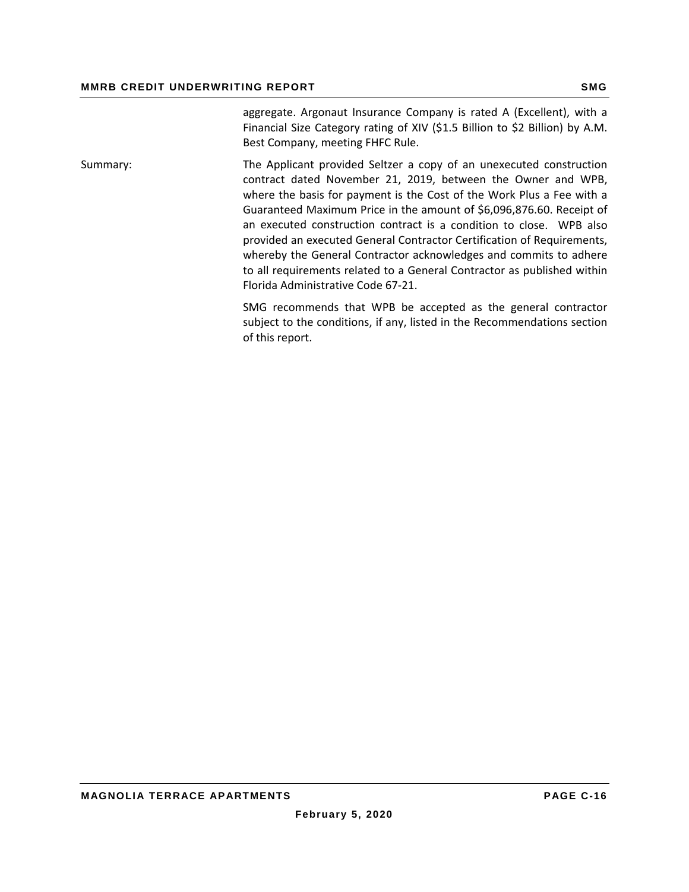aggregate. Argonaut Insurance Company is rated A (Excellent), with a Financial Size Category rating of XIV ($1.5 Billion to $2 Billion) by A.M. Best Company, meeting FHFC Rule.

Summary: The Applicant provided Seltzer a copy of an unexecuted construction contract dated November 21, 2019, between the Owner and WPB, where the basis for payment is the Cost of the Work Plus a Fee with a Guaranteed Maximum Price in the amount of $6,096,876.60. Receipt of an executed construction contract is a condition to close. WPB also provided an executed General Contractor Certification of Requirements, whereby the General Contractor acknowledges and commits to adhere to all requirements related to a General Contractor as published within Florida Administrative Code 67-21.

SMG recommends that WPB be accepted as the general contractor subject to the conditions, if any, listed in the Recommendations section of this report.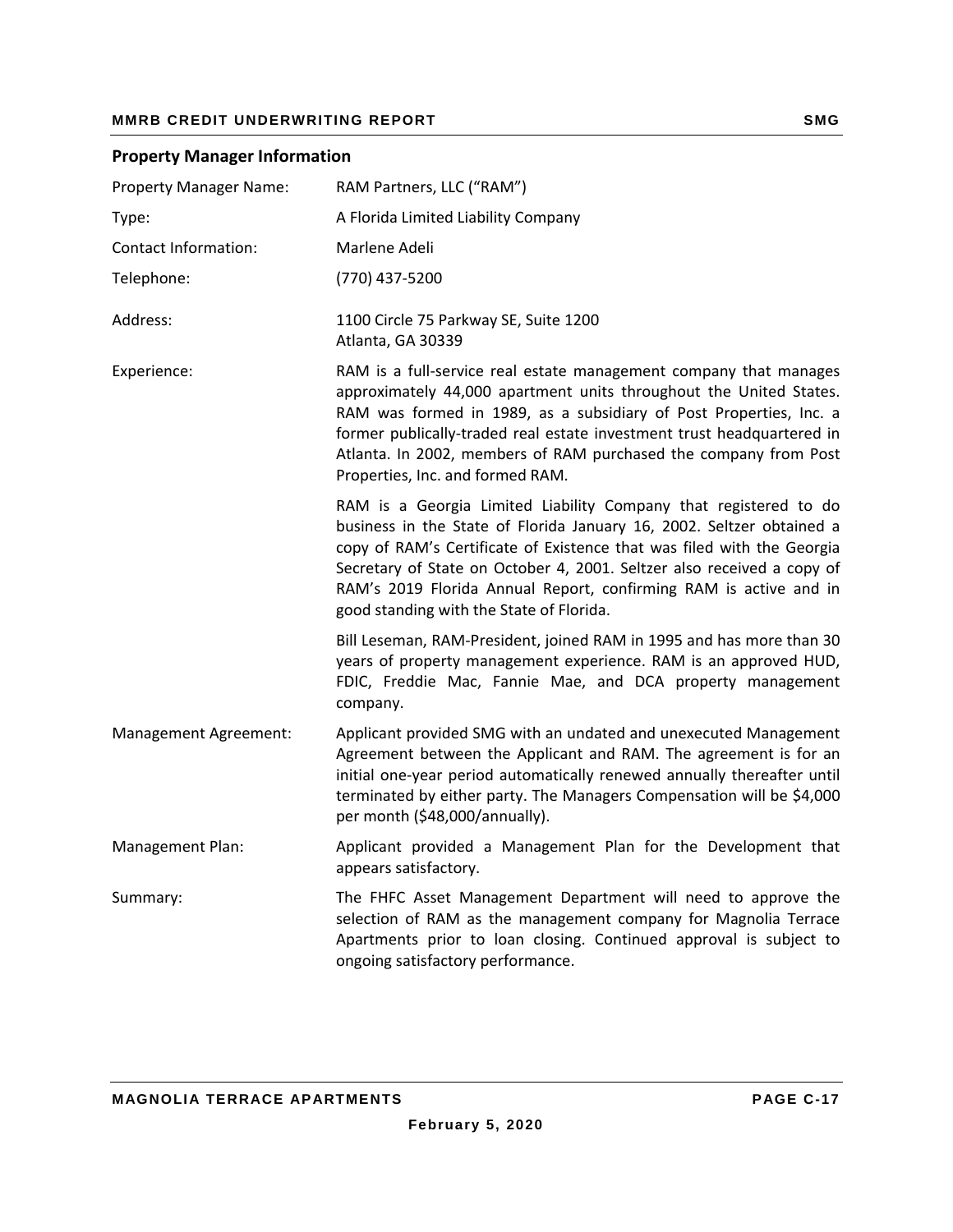## Property Manager Information

| | |
|---|---|
| Property Manager Name: | RAM Partners, LLC ("RAM") |
| Type: | A Florida Limited Liability Company |
| Contact Information: | Marlene Adeli |
| Telephone: | (770) 437-5200 |
| Address: | 1100 Circle 75 Parkway SE, Suite 1200<br>Atlanta, GA 30339 |
| Experience: | RAM is a full-service real estate management company that manages approximately 44,000 apartment units throughout the United States. RAM was formed in 1989, as a subsidiary of Post Properties, Inc. a former publically-traded real estate investment trust headquartered in Atlanta. In 2002, members of RAM purchased the company from Post Properties, Inc. and formed RAM.<br><br>RAM is a Georgia Limited Liability Company that registered to do business in the State of Florida January 16, 2002. Seltzer obtained a copy of RAM's Certificate of Existence that was filed with the Georgia Secretary of State on October 4, 2001. Seltzer also received a copy of RAM's 2019 Florida Annual Report, confirming RAM is active and in good standing with the State of Florida.<br><br>Bill Leseman, RAM-President, joined RAM in 1995 and has more than 30 years of property management experience. RAM is an approved HUD, FDIC, Freddie Mac, Fannie Mae, and DCA property management company. |
| Management Agreement: | Applicant provided SMG with an undated and unexecuted Management Agreement between the Applicant and RAM. The agreement is for an initial one-year period automatically renewed annually thereafter until terminated by either party. The Managers Compensation will be $4,000 per month ($48,000/annually). |
| Management Plan: | Applicant provided a Management Plan for the Development that appears satisfactory. |
| Summary: | The FHFC Asset Management Department will need to approve the selection of RAM as the management company for Magnolia Terrace Apartments prior to loan closing. Continued approval is subject to ongoing satisfactory performance. |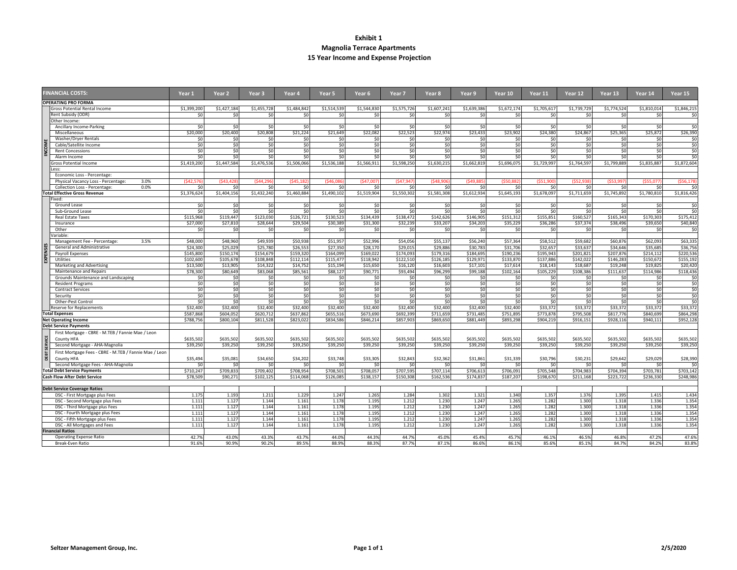# Exhibit 1
## Magnolia Terrace Apartments
## 15 Year Income and Expense Projection

| FINANCIAL COSTS: | | Year 1 | Year 2 | Year 3 | Year 4 | Year 5 | Year 6 | Year 7 | Year 8 | Year 9 | Year 10 | Year 11 | Year 12 | Year 13 | Year 14 | Year 15 |
|---|---|---|---|---|---|---|---|---|---|---|---|---|---|---|---|---|
| **OPERATING PRO FORMA** | | | | | | | | | | | | | | | | |
| INCOME | Gross Potential Rental Income | $1,399,200 | $1,427,184 | $1,455,728 | $1,484,842 | $1,514,539 | $1,544,830 | $1,575,726 | $1,607,241 | $1,639,386 | $1,672,174 | $1,705,617 | $1,739,729 | $1,774,524 | $1,810,014 | $1,846,215 |
| | Rent Subsidy (ODR) | $0 | $0 | $0 | $0 | $0 | $0 | $0 | $0 | $0 | $0 | $0 | $0 | $0 | $0 | $0 |
| | Other Income: | | | | | | | | | | | | | | | |
| | Ancillary Income-Parking | $0 | $0 | $0 | $0 | $0 | $0 | $0 | $0 | $0 | $0 | $0 | $0 | $0 | $0 | $0 |
| | Miscellaneous | $20,000 | $20,400 | $20,808 | $21,224 | $21,649 | $22,082 | $22,523 | $22,974 | $23,433 | $23,902 | $24,380 | $24,867 | $25,365 | $25,872 | $26,390 |
| | Washer/Dryer Rentals | $0 | $0 | $0 | $0 | $0 | $0 | $0 | $0 | $0 | $0 | $0 | $0 | $0 | $0 | $0 |
| | Cable/Satellite Income | $0 | $0 | $0 | $0 | $0 | $0 | $0 | $0 | $0 | $0 | $0 | $0 | $0 | $0 | $0 |
| | Rent Concessions | $0 | $0 | $0 | $0 | $0 | $0 | $0 | $0 | $0 | $0 | $0 | $0 | $0 | $0 | $0 |
| | Alarm Income | $0 | $0 | $0 | $0 | $0 | $0 | $0 | $0 | $0 | $0 | $0 | $0 | $0 | $0 | $0 |
| | Gross Potential Income | $1,419,200 | $1,447,584 | $1,476,536 | $1,506,066 | $1,536,188 | $1,566,911 | $1,598,250 | $1,630,215 | $1,662,819 | $1,696,075 | $1,729,997 | $1,764,597 | $1,799,889 | $1,835,887 | $1,872,604 |
| | Less: | | | | | | | | | | | | | | | |
| | Economic Loss - Percentage: | | | | | | | | | | | | | | | |
| | Physical Vacancy Loss - Percentage: 3.0% | ($42,576) | ($43,428) | ($44,296) | ($45,182) | ($46,086) | ($47,007) | ($47,947) | ($48,906) | ($49,885) | ($50,882) | ($51,900) | ($52,938) | ($53,997) | ($55,077) | ($56,178) |
| | Collection Loss - Percentage: 0.0% | $0 | $0 | $0 | $0 | $0 | $0 | $0 | $0 | $0 | $0 | $0 | $0 | $0 | $0 | $0 |
| **Total Effective Gross Revenue** | | $1,376,624 | $1,404,156 | $1,432,240 | $1,460,884 | $1,490,102 | $1,519,904 | $1,550,302 | $1,581,308 | $1,612,934 | $1,645,193 | $1,678,097 | $1,711,659 | $1,745,892 | $1,780,810 | $1,816,426 |
| EXPENSES | Fixed: | | | | | | | | | | | | | | | |
| | Ground Lease | $0 | $0 | $0 | $0 | $0 | $0 | $0 | $0 | $0 | $0 | $0 | $0 | $0 | $0 | $0 |
| | Sub-Ground Lease | $0 | $0 | $0 | $0 | $0 | $0 | $0 | $0 | $0 | $0 | $0 | $0 | $0 | $0 | $0 |
| | Real Estate Taxes | $115,968 | $119,447 | $123,030 | $126,721 | $130,523 | $134,439 | $138,472 | $142,626 | $146,905 | $151,312 | $155,851 | $160,527 | $165,343 | $170,303 | $175,412 |
| | Insurance | $27,000 | $27,810 | $28,644 | $29,504 | $30,389 | $31,300 | $32,239 | $33,207 | $34,203 | $35,229 | $36,286 | $37,374 | $38,496 | $39,650 | $40,840 |
| | Other | $0 | $0 | $0 | $0 | $0 | $0 | $0 | $0 | $0 | $0 | $0 | $0 | $0 | $0 | $0 |
| | Variable: | | | | | | | | | | | | | | | |
| | Management Fee - Percentage: 3.5% | $48,000 | $48,960 | $49,939 | $50,938 | $51,957 | $52,996 | $54,056 | $55,137 | $56,240 | $57,364 | $58,512 | $59,682 | $60,876 | $62,093 | $63,335 |
| | General and Administrative | $24,300 | $25,029 | $25,780 | $26,553 | $27,350 | $28,170 | $29,015 | $29,886 | $30,783 | $31,706 | $32,657 | $33,637 | $34,646 | $35,685 | $36,756 |
| | Payroll Expenses | $145,800 | $150,174 | $154,679 | $159,320 | $164,099 | $169,022 | $174,093 | $179,316 | $184,695 | $190,236 | $195,943 | $201,821 | $207,876 | $214,112 | $220,536 |
| | Utilities | $102,600 | $105,678 | $108,848 | $112,114 | $115,477 | $118,942 | $122,510 | $126,185 | $129,971 | $133,870 | $137,886 | $142,022 | $146,283 | $150,672 | $155,192 |
| | Marketing and Advertising | $13,500 | $13,905 | $14,322 | $14,752 | $15,194 | $15,650 | $16,120 | $16,603 | $17,101 | $17,614 | $18,143 | $18,687 | $19,248 | $19,825 | $20,420 |
| | Maintenance and Repairs | $78,300 | $80,649 | $83,068 | $85,561 | $88,127 | $90,771 | $93,494 | $96,299 | $99,188 | $102,164 | $105,229 | $108,386 | $111,637 | $114,986 | $118,436 |
| | Grounds Maintenance and Landscaping | $0 | $0 | $0 | $0 | $0 | $0 | $0 | $0 | $0 | $0 | $0 | $0 | $0 | $0 | $0 |
| | Resident Programs | $0 | $0 | $0 | $0 | $0 | $0 | $0 | $0 | $0 | $0 | $0 | $0 | $0 | $0 | $0 |
| | Contract Services | $0 | $0 | $0 | $0 | $0 | $0 | $0 | $0 | $0 | $0 | $0 | $0 | $0 | $0 | $0 |
| | Security | $0 | $0 | $0 | $0 | $0 | $0 | $0 | $0 | $0 | $0 | $0 | $0 | $0 | $0 | $0 |
| | Other-Pest Control | $0 | $0 | $0 | $0 | $0 | $0 | $0 | $0 | $0 | $0 | $0 | $0 | $0 | $0 | $0 |
| | Reserve for Replacements | $32,400 | $32,400 | $32,400 | $32,400 | $32,400 | $32,400 | $32,400 | $32,400 | $32,400 | $32,400 | $33,372 | $33,372 | $33,372 | $33,372 | $33,372 |
| **Total Expenses** | | $587,868 | $604,052 | $620,712 | $637,862 | $655,516 | $673,690 | $692,399 | $711,659 | $731,485 | $751,895 | $773,878 | $795,508 | $817,776 | $840,699 | $864,298 |
| **Net Operating Income** | | $788,756 | $800,104 | $811,528 | $823,022 | $834,586 | $846,214 | $857,903 | $869,650 | $881,449 | $893,298 | $904,219 | $916,151 | $928,116 | $940,111 | $952,128 |
| **Debt Service Payments** | | | | | | | | | | | | | | | | |
| DEBT SERVICE | First Mortgage - CBRE - M.TEB / Fannie Mae / Leon County HFA | $635,502 | $635,502 | $635,502 | $635,502 | $635,502 | $635,502 | $635,502 | $635,502 | $635,502 | $635,502 | $635,502 | $635,502 | $635,502 | $635,502 | $635,502 |
| | Second Mortgage - AHA-Magnolia | $39,250 | $39,250 | $39,250 | $39,250 | $39,250 | $39,250 | $39,250 | $39,250 | $39,250 | $39,250 | $39,250 | $39,250 | $39,250 | $39,250 | $39,250 |
| | First Mortgage Fees - CBRE - M.TEB / Fannie Mae / Leon County HFA | $35,494 | $35,081 | $34,650 | $34,202 | $33,748 | $33,305 | $32,843 | $32,362 | $31,861 | $31,339 | $30,796 | $30,231 | $29,642 | $29,029 | $28,390 |
| | Second Mortgage Fees - AHA-Magnolia | $0 | $0 | $0 | $0 | $0 | $0 | $0 | $0 | $0 | $0 | $0 | $0 | $0 | $0 | $0 |
| **Total Debt Service Payments** | | $710,247 | $709,833 | $709,402 | $708,954 | $708,501 | $708,057 | $707,595 | $707,114 | $706,613 | $706,091 | $705,548 | $704,983 | $704,394 | $703,781 | $703,142 |
| **Cash Flow After Debt Service** | | $78,509 | $90,271 | $102,125 | $114,068 | $126,085 | $138,157 | $150,308 | $162,536 | $174,837 | $187,207 | $198,670 | $211,168 | $223,722 | $236,330 | $248,986 |
| | | | | | | | | | | | | | | | | |
| **Debt Service Coverage Ratios** | | | | | | | | | | | | | | | | |
| | DSC - First Mortgage plus Fees | 1.175 | 1.193 | 1.211 | 1.229 | 1.247 | 1.265 | 1.284 | 1.302 | 1.321 | 1.340 | 1.357 | 1.376 | 1.395 | 1.415 | 1.434 |
| | DSC - Second Mortgage plus Fees | 1.111 | 1.127 | 1.144 | 1.161 | 1.178 | 1.195 | 1.212 | 1.230 | 1.247 | 1.265 | 1.282 | 1.300 | 1.318 | 1.336 | 1.354 |
| | DSC - Third Mortgage plus Fees | 1.111 | 1.127 | 1.144 | 1.161 | 1.178 | 1.195 | 1.212 | 1.230 | 1.247 | 1.265 | 1.282 | 1.300 | 1.318 | 1.336 | 1.354 |
| | DSC - Fourth Mortgage plus Fees | 1.111 | 1.127 | 1.144 | 1.161 | 1.178 | 1.195 | 1.212 | 1.230 | 1.247 | 1.265 | 1.282 | 1.300 | 1.318 | 1.336 | 1.354 |
| | DSC - Fifth Mortgage plus Fees | 1.111 | 1.127 | 1.144 | 1.161 | 1.178 | 1.195 | 1.212 | 1.230 | 1.247 | 1.265 | 1.282 | 1.300 | 1.318 | 1.336 | 1.354 |
| | DSC - All Mortgages and Fees | 1.111 | 1.127 | 1.144 | 1.161 | 1.178 | 1.195 | 1.212 | 1.230 | 1.247 | 1.265 | 1.282 | 1.300 | 1.318 | 1.336 | 1.354 |
| **Financial Ratios** | | | | | | | | | | | | | | | | |
| | Operating Expense Ratio | 42.7% | 43.0% | 43.3% | 43.7% | 44.0% | 44.3% | 44.7% | 45.0% | 45.4% | 45.7% | 46.1% | 46.5% | 46.8% | 47.2% | 47.6% |
| | Break-Even Ratio | 91.6% | 90.9% | 90.2% | 89.5% | 88.9% | 88.3% | 87.7% | 87.1% | 86.6% | 86.1% | 85.6% | 85.1% | 84.7% | 84.2% | 83.8% |

Seltzer Management Group, Inc. | 2/5/2020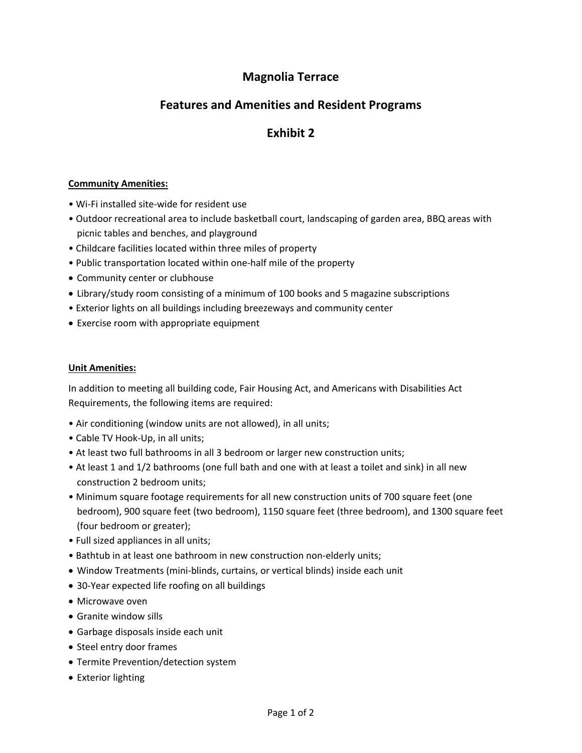# Magnolia Terrace

## Features and Amenities and Resident Programs

## Exhibit 2

**Community Amenities:**

- Wi-Fi installed site-wide for resident use
- Outdoor recreational area to include basketball court, landscaping of garden area, BBQ areas with picnic tables and benches, and playground
- Childcare facilities located within three miles of property
- Public transportation located within one-half mile of the property
- Community center or clubhouse
- Library/study room consisting of a minimum of 100 books and 5 magazine subscriptions
- Exterior lights on all buildings including breezeways and community center
- Exercise room with appropriate equipment

**Unit Amenities:**

In addition to meeting all building code, Fair Housing Act, and Americans with Disabilities Act Requirements, the following items are required:

- Air conditioning (window units are not allowed), in all units;
- Cable TV Hook-Up, in all units;
- At least two full bathrooms in all 3 bedroom or larger new construction units;
- At least 1 and 1/2 bathrooms (one full bath and one with at least a toilet and sink) in all new construction 2 bedroom units;
- Minimum square footage requirements for all new construction units of 700 square feet (one bedroom), 900 square feet (two bedroom), 1150 square feet (three bedroom), and 1300 square feet (four bedroom or greater);
- Full sized appliances in all units;
- Bathtub in at least one bathroom in new construction non-elderly units;
- Window Treatments (mini-blinds, curtains, or vertical blinds) inside each unit
- 30-Year expected life roofing on all buildings
- Microwave oven
- Granite window sills
- Garbage disposals inside each unit
- Steel entry door frames
- Termite Prevention/detection system
- Exterior lighting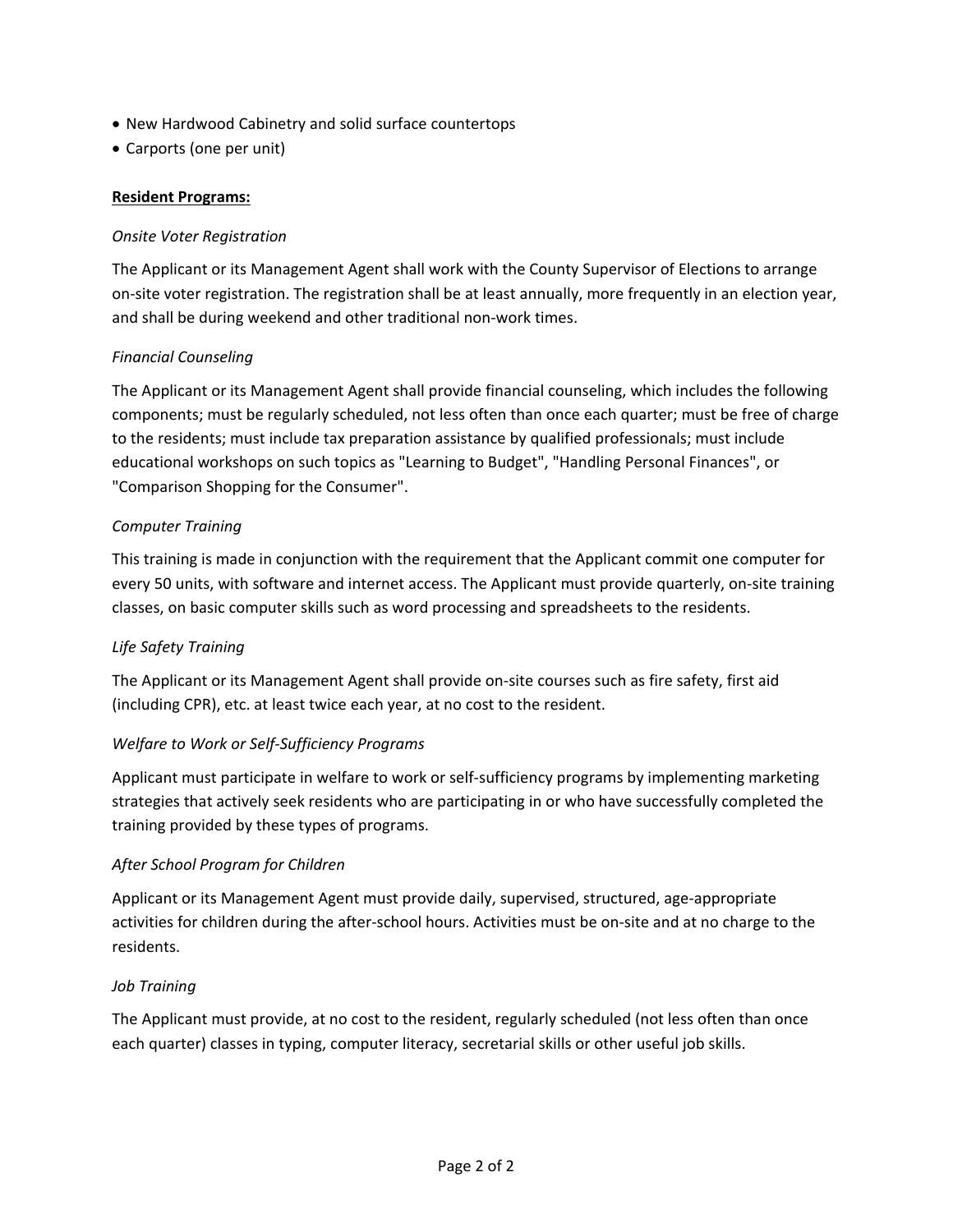- New Hardwood Cabinetry and solid surface countertops
- Carports (one per unit)

**Resident Programs:**

*Onsite Voter Registration*

The Applicant or its Management Agent shall work with the County Supervisor of Elections to arrange on-site voter registration. The registration shall be at least annually, more frequently in an election year, and shall be during weekend and other traditional non-work times.

*Financial Counseling*

The Applicant or its Management Agent shall provide financial counseling, which includes the following components; must be regularly scheduled, not less often than once each quarter; must be free of charge to the residents; must include tax preparation assistance by qualified professionals; must include educational workshops on such topics as "Learning to Budget", "Handling Personal Finances", or "Comparison Shopping for the Consumer".

*Computer Training*

This training is made in conjunction with the requirement that the Applicant commit one computer for every 50 units, with software and internet access. The Applicant must provide quarterly, on-site training classes, on basic computer skills such as word processing and spreadsheets to the residents.

*Life Safety Training*

The Applicant or its Management Agent shall provide on-site courses such as fire safety, first aid (including CPR), etc. at least twice each year, at no cost to the resident.

*Welfare to Work or Self-Sufficiency Programs*

Applicant must participate in welfare to work or self-sufficiency programs by implementing marketing strategies that actively seek residents who are participating in or who have successfully completed the training provided by these types of programs.

*After School Program for Children*

Applicant or its Management Agent must provide daily, supervised, structured, age-appropriate activities for children during the after-school hours. Activities must be on-site and at no charge to the residents.

*Job Training*

The Applicant must provide, at no cost to the resident, regularly scheduled (not less often than once each quarter) classes in typing, computer literacy, secretarial skills or other useful job skills.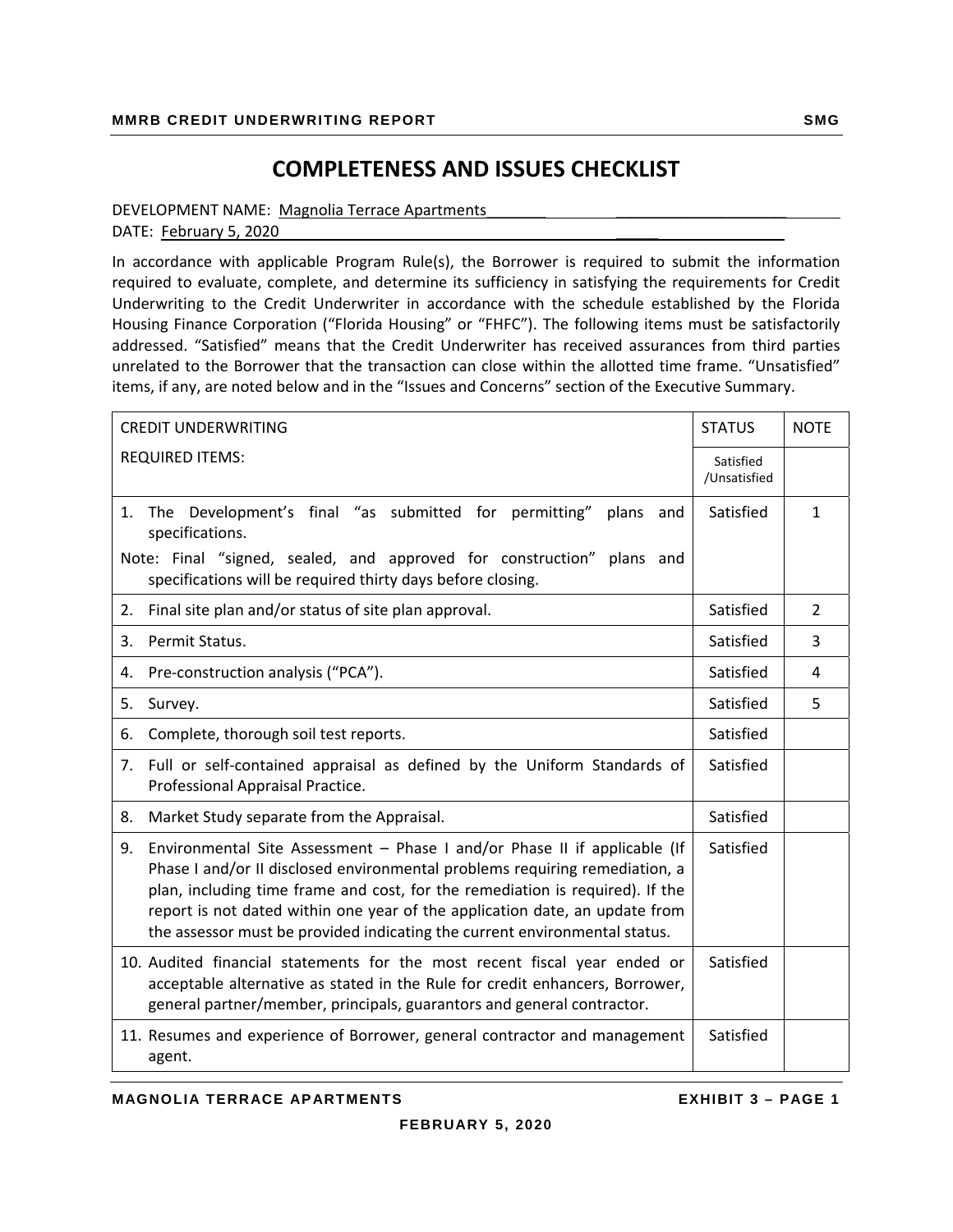# COMPLETENESS AND ISSUES CHECKLIST

DEVELOPMENT NAME: Magnolia Terrace Apartments
DATE: February 5, 2020

In accordance with applicable Program Rule(s), the Borrower is required to submit the information required to evaluate, complete, and determine its sufficiency in satisfying the requirements for Credit Underwriting to the Credit Underwriter in accordance with the schedule established by the Florida Housing Finance Corporation ("Florida Housing" or "FHFC"). The following items must be satisfactorily addressed. "Satisfied" means that the Credit Underwriter has received assurances from third parties unrelated to the Borrower that the transaction can close within the allotted time frame. "Unsatisfied" items, if any, are noted below and in the "Issues and Concerns" section of the Executive Summary.

| CREDIT UNDERWRITING REQUIRED ITEMS: | STATUS Satisfied /Unsatisfied | NOTE |
|---|---|---|
| 1. The Development's final "as submitted for permitting" plans and specifications. Note: Final "signed, sealed, and approved for construction" plans and specifications will be required thirty days before closing. | Satisfied | 1 |
| 2. Final site plan and/or status of site plan approval. | Satisfied | 2 |
| 3. Permit Status. | Satisfied | 3 |
| 4. Pre-construction analysis ("PCA"). | Satisfied | 4 |
| 5. Survey. | Satisfied | 5 |
| 6. Complete, thorough soil test reports. | Satisfied | |
| 7. Full or self-contained appraisal as defined by the Uniform Standards of Professional Appraisal Practice. | Satisfied | |
| 8. Market Study separate from the Appraisal. | Satisfied | |
| 9. Environmental Site Assessment – Phase I and/or Phase II if applicable (If Phase I and/or II disclosed environmental problems requiring remediation, a plan, including time frame and cost, for the remediation is required). If the report is not dated within one year of the application date, an update from the assessor must be provided indicating the current environmental status. | Satisfied | |
| 10. Audited financial statements for the most recent fiscal year ended or acceptable alternative as stated in the Rule for credit enhancers, Borrower, general partner/member, principals, guarantors and general contractor. | Satisfied | |
| 11. Resumes and experience of Borrower, general contractor and management agent. | Satisfied | |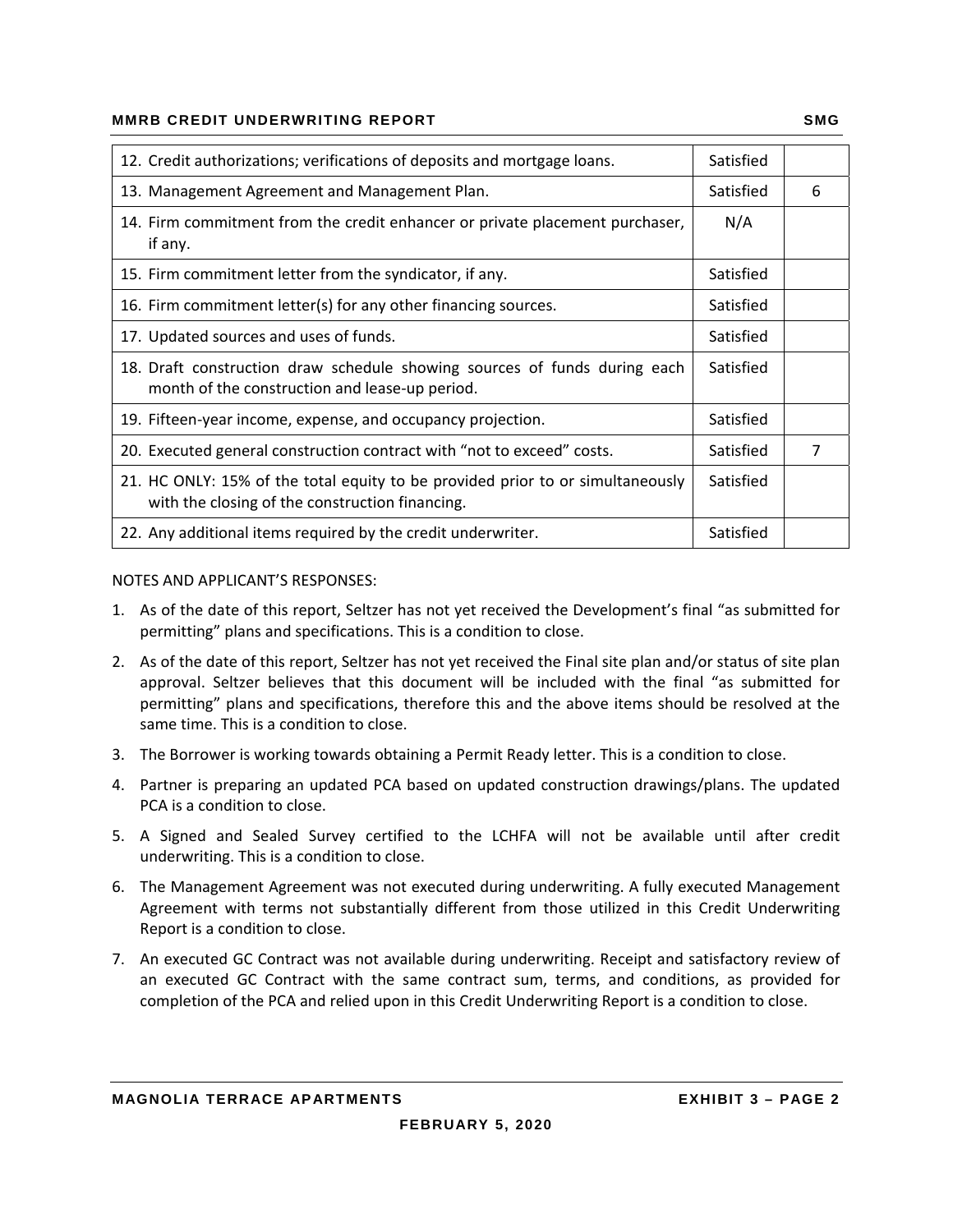| | | |
|---|---|---|
| 12. Credit authorizations; verifications of deposits and mortgage loans. | Satisfied | |
| 13. Management Agreement and Management Plan. | Satisfied | 6 |
| 14. Firm commitment from the credit enhancer or private placement purchaser, if any. | N/A | |
| 15. Firm commitment letter from the syndicator, if any. | Satisfied | |
| 16. Firm commitment letter(s) for any other financing sources. | Satisfied | |
| 17. Updated sources and uses of funds. | Satisfied | |
| 18. Draft construction draw schedule showing sources of funds during each month of the construction and lease-up period. | Satisfied | |
| 19. Fifteen-year income, expense, and occupancy projection. | Satisfied | |
| 20. Executed general construction contract with "not to exceed" costs. | Satisfied | 7 |
| 21. HC ONLY: 15% of the total equity to be provided prior to or simultaneously with the closing of the construction financing. | Satisfied | |
| 22. Any additional items required by the credit underwriter. | Satisfied | |

NOTES AND APPLICANT'S RESPONSES:

1. As of the date of this report, Seltzer has not yet received the Development's final "as submitted for permitting" plans and specifications. This is a condition to close.
2. As of the date of this report, Seltzer has not yet received the Final site plan and/or status of site plan approval. Seltzer believes that this document will be included with the final "as submitted for permitting" plans and specifications, therefore this and the above items should be resolved at the same time. This is a condition to close.
3. The Borrower is working towards obtaining a Permit Ready letter. This is a condition to close.
4. Partner is preparing an updated PCA based on updated construction drawings/plans. The updated PCA is a condition to close.
5. A Signed and Sealed Survey certified to the LCHFA will not be available until after credit underwriting. This is a condition to close.
6. The Management Agreement was not executed during underwriting. A fully executed Management Agreement with terms not substantially different from those utilized in this Credit Underwriting Report is a condition to close.
7. An executed GC Contract was not available during underwriting. Receipt and satisfactory review of an executed GC Contract with the same contract sum, terms, and conditions, as provided for completion of the PCA and relied upon in this Credit Underwriting Report is a condition to close.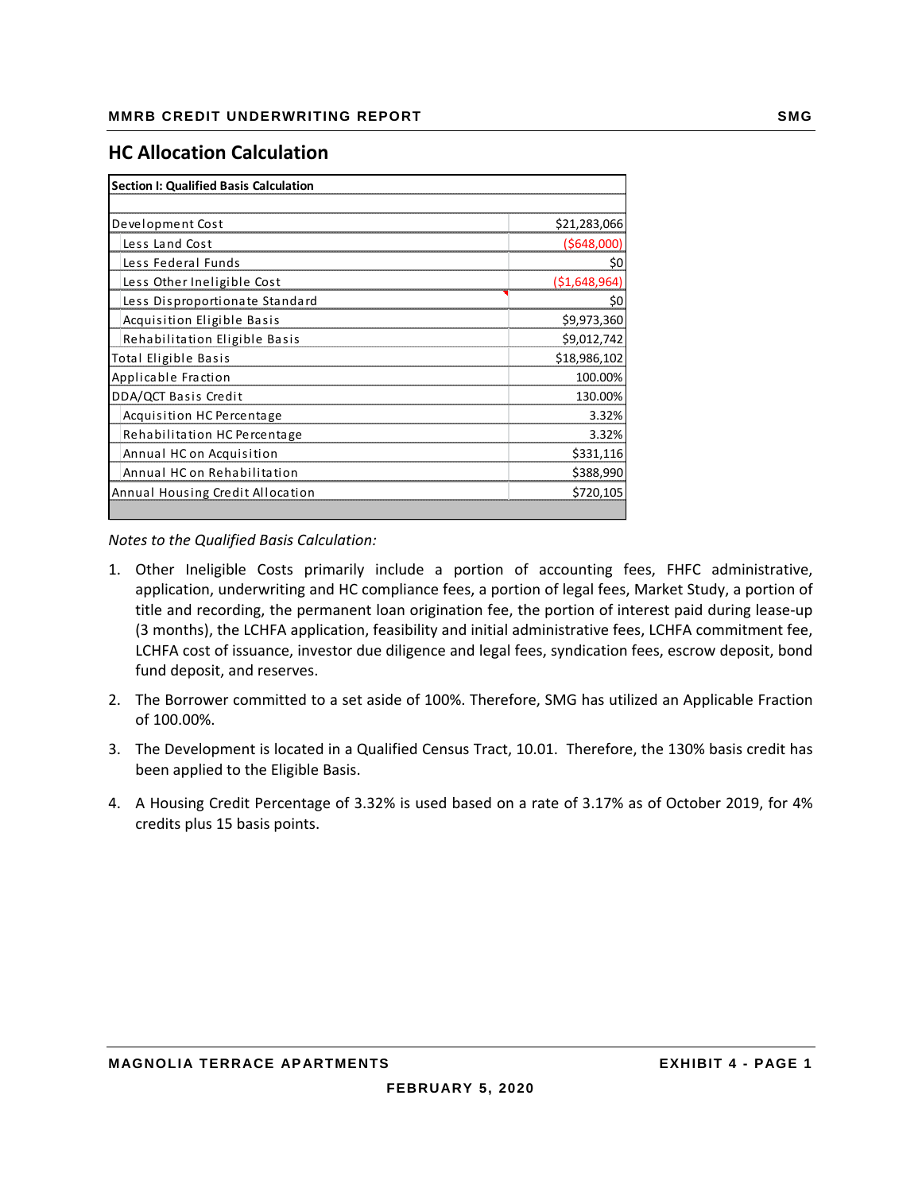## HC Allocation Calculation

| Section I: Qualified Basis Calculation | |
|---|---|
| | |
| Development Cost | $21,283,066 |
| Less Land Cost | ($648,000) |
| Less Federal Funds | $0 |
| Less Other Ineligible Cost | ($1,648,964) |
| Less Disproportionate Standard | $0 |
| Acquisition Eligible Basis | $9,973,360 |
| Rehabilitation Eligible Basis | $9,012,742 |
| Total Eligible Basis | $18,986,102 |
| Applicable Fraction | 100.00% |
| DDA/QCT Basis Credit | 130.00% |
| Acquisition HC Percentage | 3.32% |
| Rehabilitation HC Percentage | 3.32% |
| Annual HC on Acquisition | $331,116 |
| Annual HC on Rehabilitation | $388,990 |
| Annual Housing Credit Allocation | $720,105 |

*Notes to the Qualified Basis Calculation:*

1. Other Ineligible Costs primarily include a portion of accounting fees, FHFC administrative, application, underwriting and HC compliance fees, a portion of legal fees, Market Study, a portion of title and recording, the permanent loan origination fee, the portion of interest paid during lease-up (3 months), the LCHFA application, feasibility and initial administrative fees, LCHFA commitment fee, LCHFA cost of issuance, investor due diligence and legal fees, syndication fees, escrow deposit, bond fund deposit, and reserves.

2. The Borrower committed to a set aside of 100%. Therefore, SMG has utilized an Applicable Fraction of 100.00%.

3. The Development is located in a Qualified Census Tract, 10.01. Therefore, the 130% basis credit has been applied to the Eligible Basis.

4. A Housing Credit Percentage of 3.32% is used based on a rate of 3.17% as of October 2019, for 4% credits plus 15 basis points.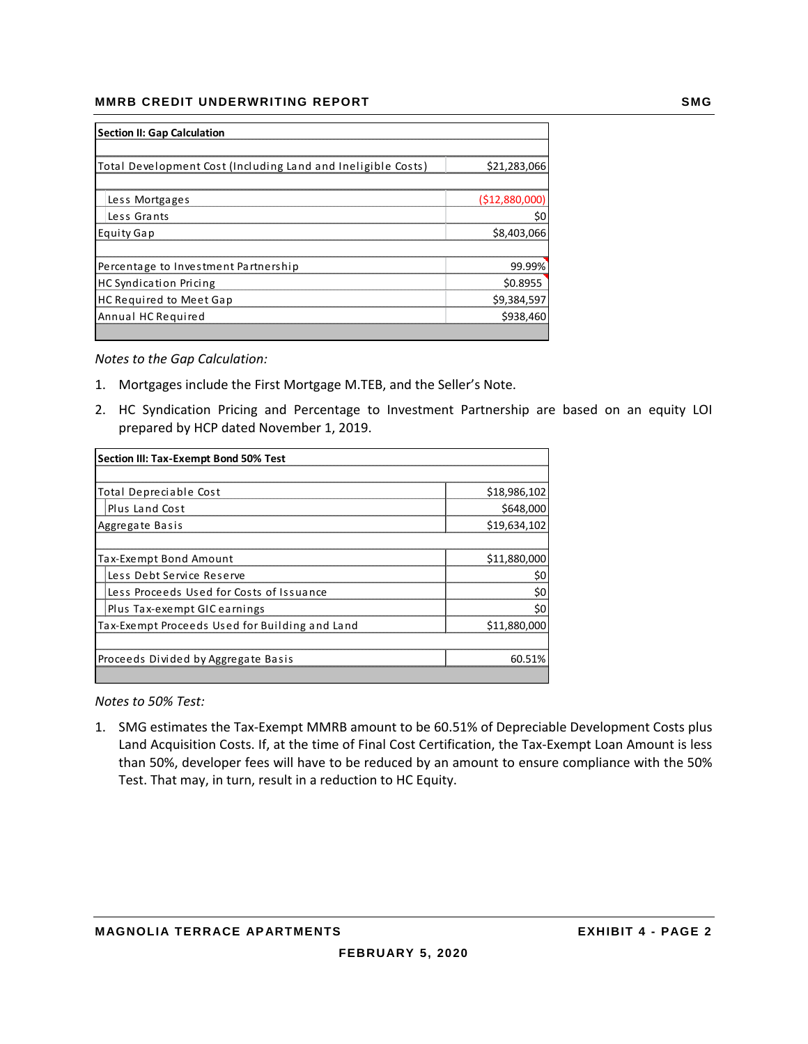| Section II: Gap Calculation | |
|---|---|
| Total Development Cost (Including Land and Ineligible Costs) | $21,283,066 |
| Less Mortgages | ($12,880,000) |
| Less Grants | $0 |
| Equity Gap | $8,403,066 |
| Percentage to Investment Partnership | 99.99% |
| HC Syndication Pricing | $0.8955 |
| HC Required to Meet Gap | $9,384,597 |
| Annual HC Required | $938,460 |

*Notes to the Gap Calculation:*

1. Mortgages include the First Mortgage M.TEB, and the Seller's Note.
2. HC Syndication Pricing and Percentage to Investment Partnership are based on an equity LOI prepared by HCP dated November 1, 2019.

| Section III: Tax-Exempt Bond 50% Test | |
|---|---|
| Total Depreciable Cost | $18,986,102 |
| Plus Land Cost | $648,000 |
| Aggregate Basis | $19,634,102 |
| Tax-Exempt Bond Amount | $11,880,000 |
| Less Debt Service Reserve | $0 |
| Less Proceeds Used for Costs of Issuance | $0 |
| Plus Tax-exempt GIC earnings | $0 |
| Tax-Exempt Proceeds Used for Building and Land | $11,880,000 |
| Proceeds Divided by Aggregate Basis | 60.51% |

*Notes to 50% Test:*

1. SMG estimates the Tax-Exempt MMRB amount to be 60.51% of Depreciable Development Costs plus Land Acquisition Costs. If, at the time of Final Cost Certification, the Tax-Exempt Loan Amount is less than 50%, developer fees will have to be reduced by an amount to ensure compliance with the 50% Test. That may, in turn, result in a reduction to HC Equity.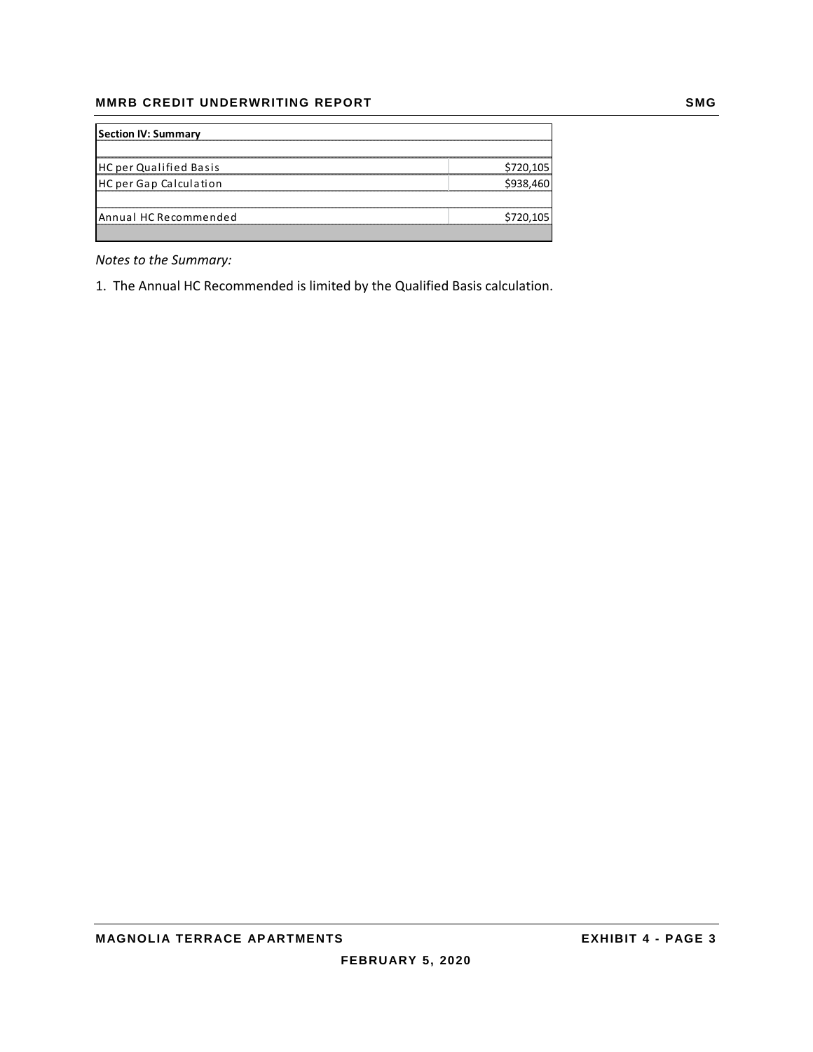| Section IV: Summary | |
|---|---|
| | |
| HC per Qualified Basis | $720,105 |
| HC per Gap Calculation | $938,460 |
| | |
| Annual HC Recommended | $720,105 |

*Notes to the Summary:*

1. The Annual HC Recommended is limited by the Qualified Basis calculation.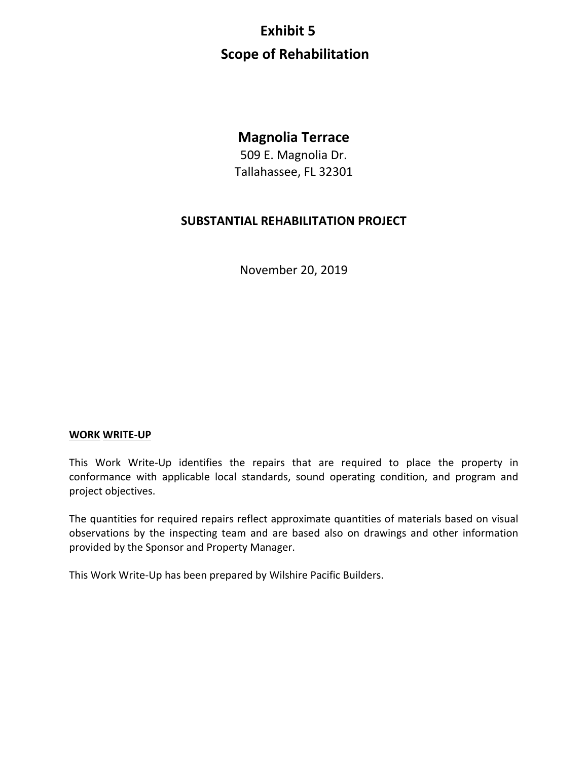# Exhibit 5

# Scope of Rehabilitation

## Magnolia Terrace

509 E. Magnolia Dr.
Tallahassee, FL 32301

### SUBSTANTIAL REHABILITATION PROJECT

November 20, 2019

**WORK WRITE-UP**

This Work Write-Up identifies the repairs that are required to place the property in conformance with applicable local standards, sound operating condition, and program and project objectives.

The quantities for required repairs reflect approximate quantities of materials based on visual observations by the inspecting team and are based also on drawings and other information provided by the Sponsor and Property Manager.

This Work Write-Up has been prepared by Wilshire Pacific Builders.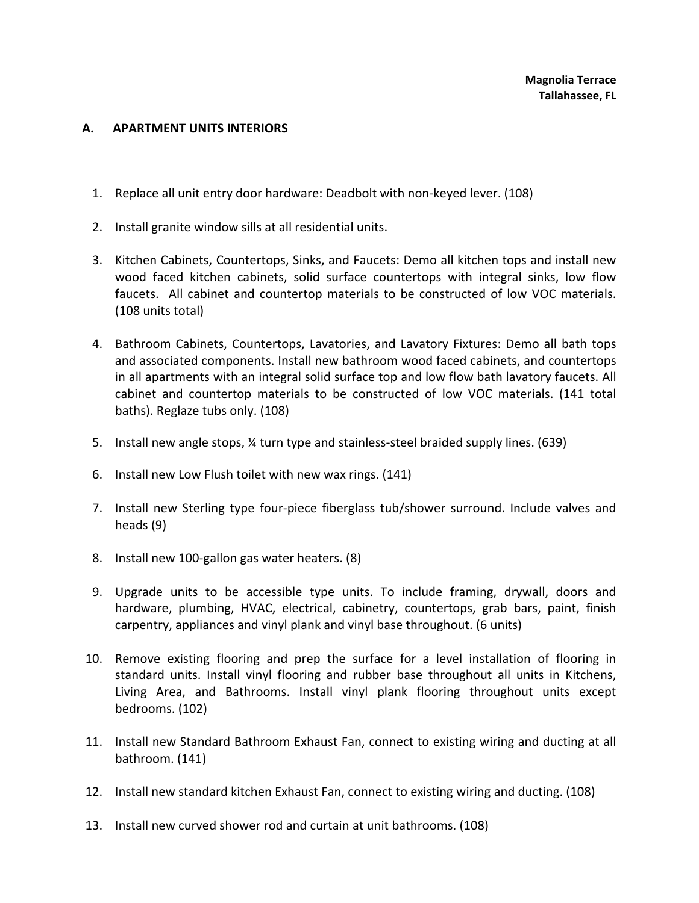**Magnolia Terrace**
**Tallahassee, FL**

## A. APARTMENT UNITS INTERIORS

1. Replace all unit entry door hardware: Deadbolt with non-keyed lever. (108)
2. Install granite window sills at all residential units.
3. Kitchen Cabinets, Countertops, Sinks, and Faucets: Demo all kitchen tops and install new wood faced kitchen cabinets, solid surface countertops with integral sinks, low flow faucets. All cabinet and countertop materials to be constructed of low VOC materials. (108 units total)
4. Bathroom Cabinets, Countertops, Lavatories, and Lavatory Fixtures: Demo all bath tops and associated components. Install new bathroom wood faced cabinets, and countertops in all apartments with an integral solid surface top and low flow bath lavatory faucets. All cabinet and countertop materials to be constructed of low VOC materials. (141 total baths). Reglaze tubs only. (108)
5. Install new angle stops, ¼ turn type and stainless-steel braided supply lines. (639)
6. Install new Low Flush toilet with new wax rings. (141)
7. Install new Sterling type four-piece fiberglass tub/shower surround. Include valves and heads (9)
8. Install new 100-gallon gas water heaters. (8)
9. Upgrade units to be accessible type units. To include framing, drywall, doors and hardware, plumbing, HVAC, electrical, cabinetry, countertops, grab bars, paint, finish carpentry, appliances and vinyl plank and vinyl base throughout. (6 units)
10. Remove existing flooring and prep the surface for a level installation of flooring in standard units. Install vinyl flooring and rubber base throughout all units in Kitchens, Living Area, and Bathrooms. Install vinyl plank flooring throughout units except bedrooms. (102)
11. Install new Standard Bathroom Exhaust Fan, connect to existing wiring and ducting at all bathroom. (141)
12. Install new standard kitchen Exhaust Fan, connect to existing wiring and ducting. (108)
13. Install new curved shower rod and curtain at unit bathrooms. (108)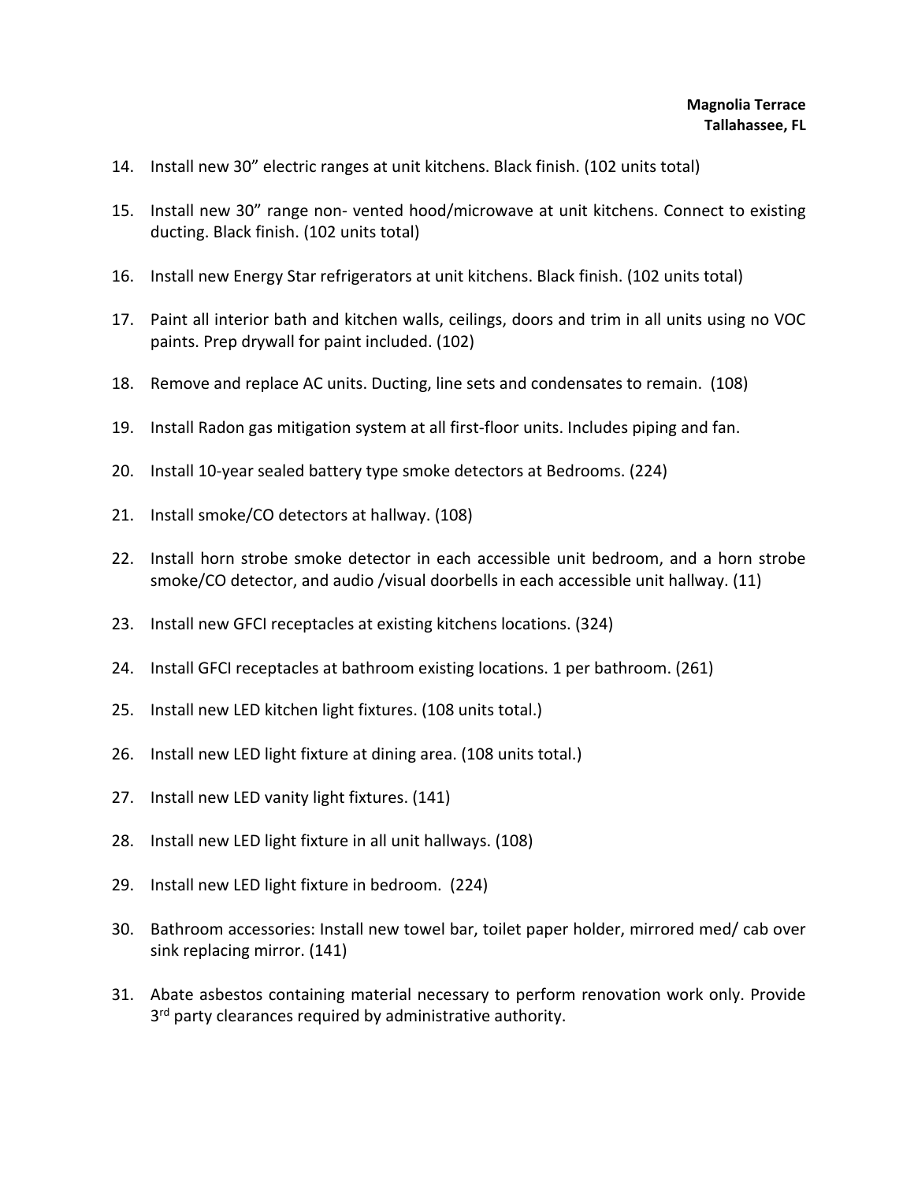14. Install new 30" electric ranges at unit kitchens. Black finish. (102 units total)

15. Install new 30" range non- vented hood/microwave at unit kitchens. Connect to existing ducting. Black finish. (102 units total)

16. Install new Energy Star refrigerators at unit kitchens. Black finish. (102 units total)

17. Paint all interior bath and kitchen walls, ceilings, doors and trim in all units using no VOC paints. Prep drywall for paint included. (102)

18. Remove and replace AC units. Ducting, line sets and condensates to remain. (108)

19. Install Radon gas mitigation system at all first-floor units. Includes piping and fan.

20. Install 10-year sealed battery type smoke detectors at Bedrooms. (224)

21. Install smoke/CO detectors at hallway. (108)

22. Install horn strobe smoke detector in each accessible unit bedroom, and a horn strobe smoke/CO detector, and audio /visual doorbells in each accessible unit hallway. (11)

23. Install new GFCI receptacles at existing kitchens locations. (324)

24. Install GFCI receptacles at bathroom existing locations. 1 per bathroom. (261)

25. Install new LED kitchen light fixtures. (108 units total.)

26. Install new LED light fixture at dining area. (108 units total.)

27. Install new LED vanity light fixtures. (141)

28. Install new LED light fixture in all unit hallways. (108)

29. Install new LED light fixture in bedroom. (224)

30. Bathroom accessories: Install new towel bar, toilet paper holder, mirrored med/ cab over sink replacing mirror. (141)

31. Abate asbestos containing material necessary to perform renovation work only. Provide 3rd party clearances required by administrative authority.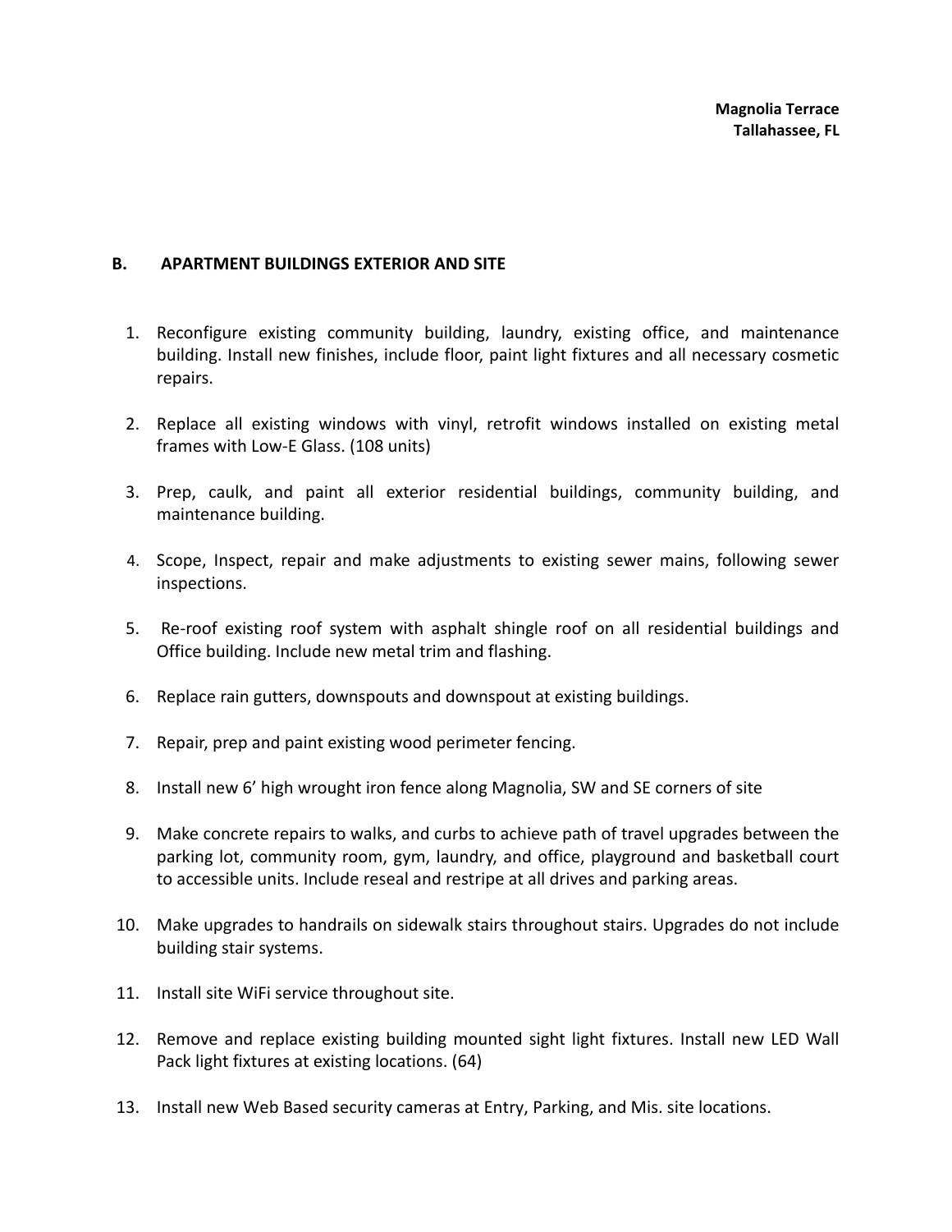**Magnolia Terrace**
**Tallahassee, FL**

## B. APARTMENT BUILDINGS EXTERIOR AND SITE

1. Reconfigure existing community building, laundry, existing office, and maintenance building. Install new finishes, include floor, paint light fixtures and all necessary cosmetic repairs.
2. Replace all existing windows with vinyl, retrofit windows installed on existing metal frames with Low-E Glass. (108 units)
3. Prep, caulk, and paint all exterior residential buildings, community building, and maintenance building.
4. Scope, Inspect, repair and make adjustments to existing sewer mains, following sewer inspections.
5. Re-roof existing roof system with asphalt shingle roof on all residential buildings and Office building. Include new metal trim and flashing.
6. Replace rain gutters, downspouts and downspout at existing buildings.
7. Repair, prep and paint existing wood perimeter fencing.
8. Install new 6' high wrought iron fence along Magnolia, SW and SE corners of site
9. Make concrete repairs to walks, and curbs to achieve path of travel upgrades between the parking lot, community room, gym, laundry, and office, playground and basketball court to accessible units. Include reseal and restripe at all drives and parking areas.
10. Make upgrades to handrails on sidewalk stairs throughout stairs. Upgrades do not include building stair systems.
11. Install site WiFi service throughout site.
12. Remove and replace existing building mounted sight light fixtures. Install new LED Wall Pack light fixtures at existing locations. (64)
13. Install new Web Based security cameras at Entry, Parking, and Mis. site locations.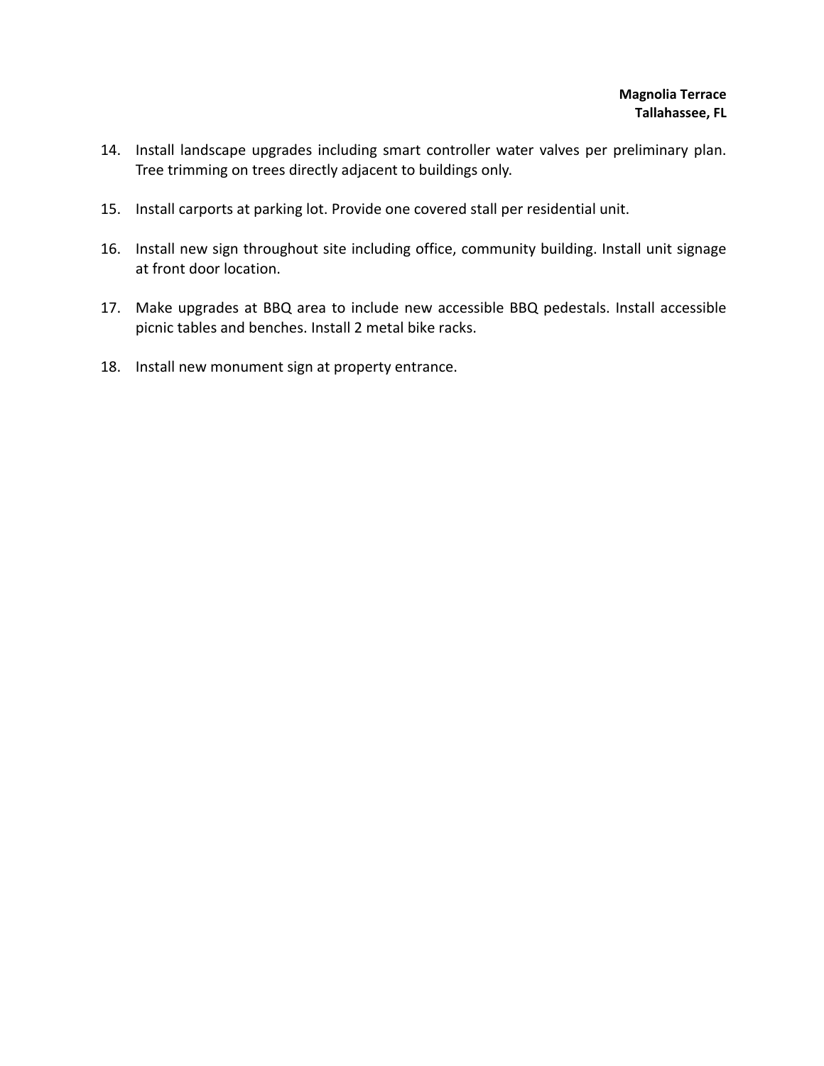14. Install landscape upgrades including smart controller water valves per preliminary plan. Tree trimming on trees directly adjacent to buildings only.

15. Install carports at parking lot. Provide one covered stall per residential unit.

16. Install new sign throughout site including office, community building. Install unit signage at front door location.

17. Make upgrades at BBQ area to include new accessible BBQ pedestals. Install accessible picnic tables and benches. Install 2 metal bike racks.

18. Install new monument sign at property entrance.